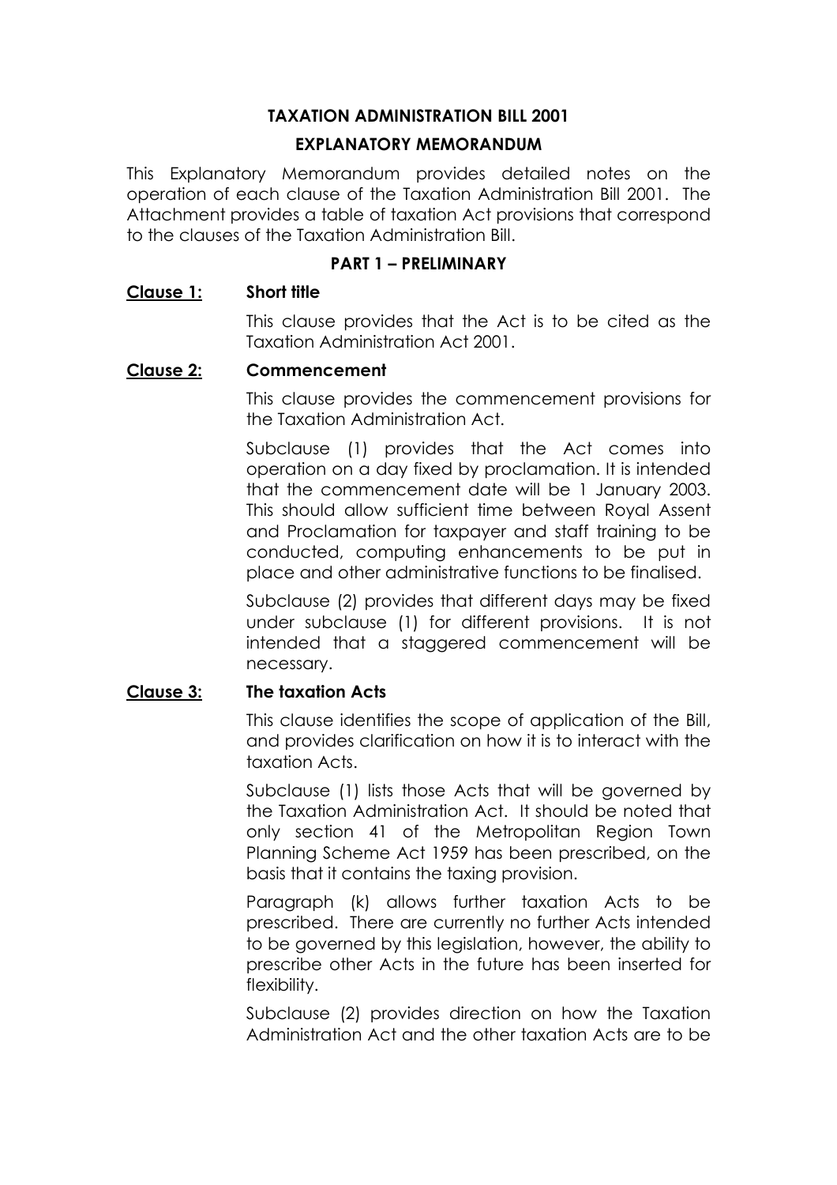# TAXATION ADMINISTRATION BILL 2001

## EXPLANATORY MEMORANDUM

This Explanatory Memorandum provides detailed notes on the operation of each clause of the Taxation Administration Bill 2001. The Attachment provides a table of taxation Act provisions that correspond to the clauses of the Taxation Administration Bill.

## PART 1 – PRELIMINARY

### Clause 1: Short title

This clause provides that the Act is to be cited as the Taxation Administration Act 2001.

### Clause 2: Commencement

This clause provides the commencement provisions for the Taxation Administration Act.

Subclause (1) provides that the Act comes into operation on a day fixed by proclamation. It is intended that the commencement date will be 1 January 2003. This should allow sufficient time between Royal Assent and Proclamation for taxpayer and staff training to be conducted, computing enhancements to be put in place and other administrative functions to be finalised.

Subclause (2) provides that different days may be fixed under subclause (1) for different provisions. It is not intended that a staggered commencement will be necessary.

### Clause 3: The taxation Acts

This clause identifies the scope of application of the Bill, and provides clarification on how it is to interact with the taxation Acts.

Subclause (1) lists those Acts that will be governed by the Taxation Administration Act. It should be noted that only section 41 of the Metropolitan Region Town Planning Scheme Act 1959 has been prescribed, on the basis that it contains the taxing provision.

Paragraph (k) allows further taxation Acts to be prescribed. There are currently no further Acts intended to be governed by this legislation, however, the ability to prescribe other Acts in the future has been inserted for flexibility.

Subclause (2) provides direction on how the Taxation Administration Act and the other taxation Acts are to be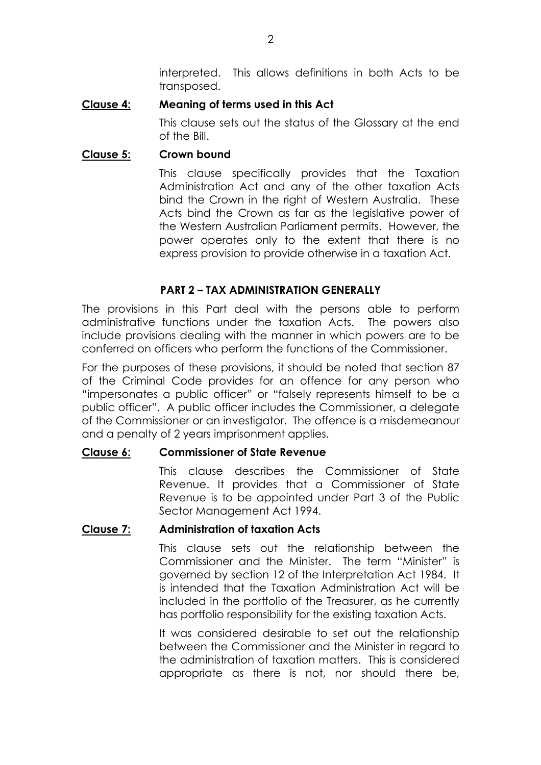interpreted. This allows definitions in both Acts to be transposed.

**<u>Clause 4:</u> Meaning of terms used in this Act**

This clause sets out the status of the Glossary at the end of the Bill.

**<u>Clause 5:</u> Crown bound**

This clause specifically provides that the Taxation Administration Act and any of the other taxation Acts bind the Crown in the right of Western Australia. These Acts bind the Crown as far as the legislative power of the Western Australian Parliament permits. However, the power operates only to the extent that there is no express provision to provide otherwise in a taxation Act.

## PART 2 – TAX ADMINISTRATION GENERALLY

The provisions in this Part deal with the persons able to perform administrative functions under the taxation Acts. The powers also include provisions dealing with the manner in which powers are to be conferred on officers who perform the functions of the Commissioner.

For the purposes of these provisions, it should be noted that section 87 of the Criminal Code provides for an offence for any person who "impersonates a public officer" or "falsely represents himself to be a public officer". A public officer includes the Commissioner, a delegate of the Commissioner or an investigator. The offence is a misdemeanour and a penalty of 2 years imprisonment applies.

**<u>Clause 6:</u> Commissioner of State Revenue**

This clause describes the Commissioner of State Revenue. It provides that a Commissioner of State Revenue is to be appointed under Part 3 of the Public Sector Management Act 1994.

**<u>Clause 7:</u> Administration of taxation Acts**

This clause sets out the relationship between the Commissioner and the Minister. The term "Minister" is governed by section 12 of the Interpretation Act 1984. It is intended that the Taxation Administration Act will be included in the portfolio of the Treasurer, as he currently has portfolio responsibility for the existing taxation Acts.

It was considered desirable to set out the relationship between the Commissioner and the Minister in regard to the administration of taxation matters. This is considered appropriate as there is not, nor should there be,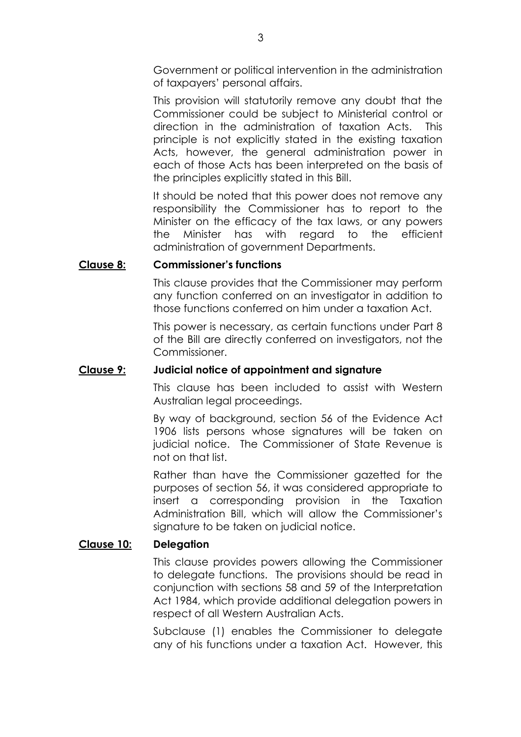Government or political intervention in the administration of taxpayers' personal affairs.

This provision will statutorily remove any doubt that the Commissioner could be subject to Ministerial control or direction in the administration of taxation Acts. This principle is not explicitly stated in the existing taxation Acts, however, the general administration power in each of those Acts has been interpreted on the basis of the principles explicitly stated in this Bill.

It should be noted that this power does not remove any responsibility the Commissioner has to report to the Minister on the efficacy of the tax laws, or any powers the Minister has with regard to the efficient administration of government Departments.

**Clause 8: Commissioner's functions**

This clause provides that the Commissioner may perform any function conferred on an investigator in addition to those functions conferred on him under a taxation Act.

This power is necessary, as certain functions under Part 8 of the Bill are directly conferred on investigators, not the Commissioner.

**Clause 9: Judicial notice of appointment and signature**

This clause has been included to assist with Western Australian legal proceedings.

By way of background, section 56 of the Evidence Act 1906 lists persons whose signatures will be taken on judicial notice. The Commissioner of State Revenue is not on that list.

Rather than have the Commissioner gazetted for the purposes of section 56, it was considered appropriate to insert a corresponding provision in the Taxation Administration Bill, which will allow the Commissioner's signature to be taken on judicial notice.

**Clause 10: Delegation**

This clause provides powers allowing the Commissioner to delegate functions. The provisions should be read in conjunction with sections 58 and 59 of the Interpretation Act 1984, which provide additional delegation powers in respect of all Western Australian Acts.

Subclause (1) enables the Commissioner to delegate any of his functions under a taxation Act. However, this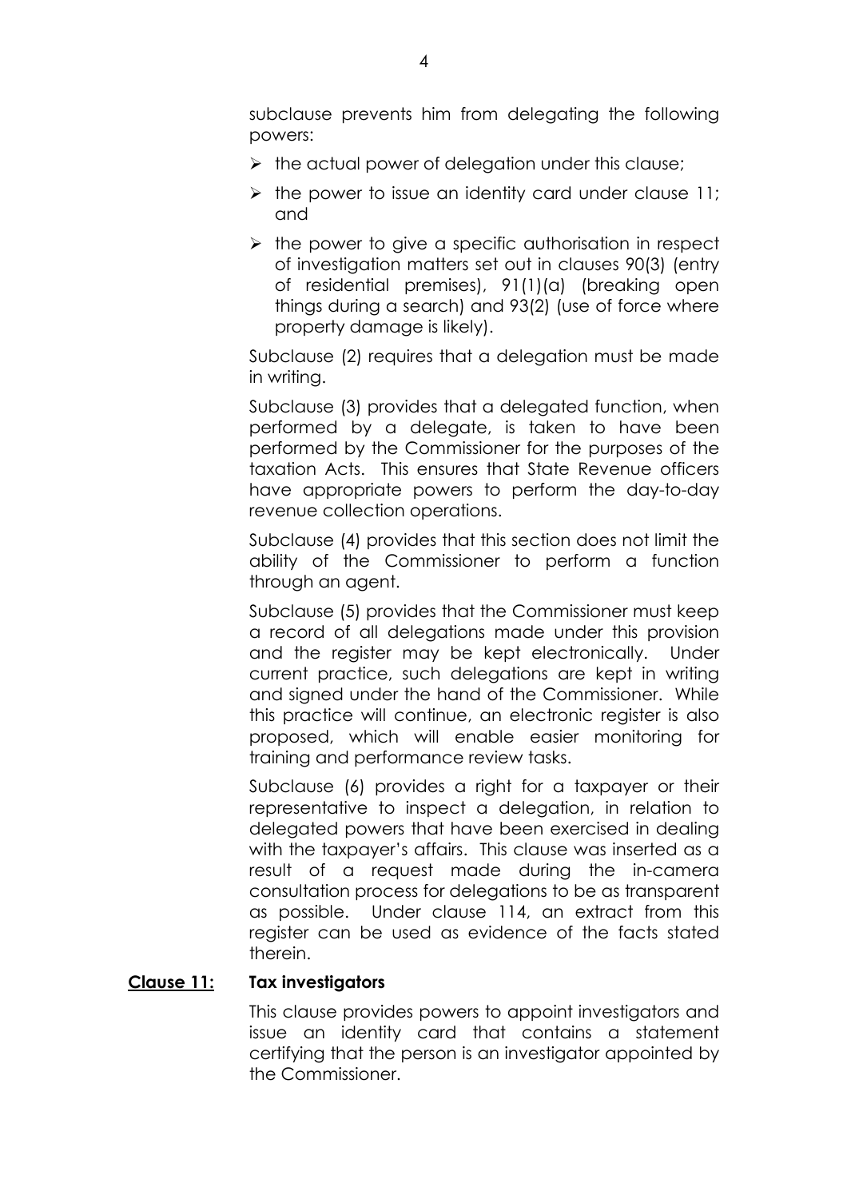subclause prevents him from delegating the following powers:

- the actual power of delegation under this clause;
- the power to issue an identity card under clause 11; and
- the power to give a specific authorisation in respect of investigation matters set out in clauses 90(3) (entry of residential premises), 91(1)(a) (breaking open things during a search) and 93(2) (use of force where property damage is likely).

Subclause (2) requires that a delegation must be made in writing.

Subclause (3) provides that a delegated function, when performed by a delegate, is taken to have been performed by the Commissioner for the purposes of the taxation Acts. This ensures that State Revenue officers have appropriate powers to perform the day-to-day revenue collection operations.

Subclause (4) provides that this section does not limit the ability of the Commissioner to perform a function through an agent.

Subclause (5) provides that the Commissioner must keep a record of all delegations made under this provision and the register may be kept electronically. Under current practice, such delegations are kept in writing and signed under the hand of the Commissioner. While this practice will continue, an electronic register is also proposed, which will enable easier monitoring for training and performance review tasks.

Subclause (6) provides a right for a taxpayer or their representative to inspect a delegation, in relation to delegated powers that have been exercised in dealing with the taxpayer's affairs. This clause was inserted as a result of a request made during the in-camera consultation process for delegations to be as transparent as possible. Under clause 114, an extract from this register can be used as evidence of the facts stated therein.

**Clause 11: Tax investigators**

This clause provides powers to appoint investigators and issue an identity card that contains a statement certifying that the person is an investigator appointed by the Commissioner.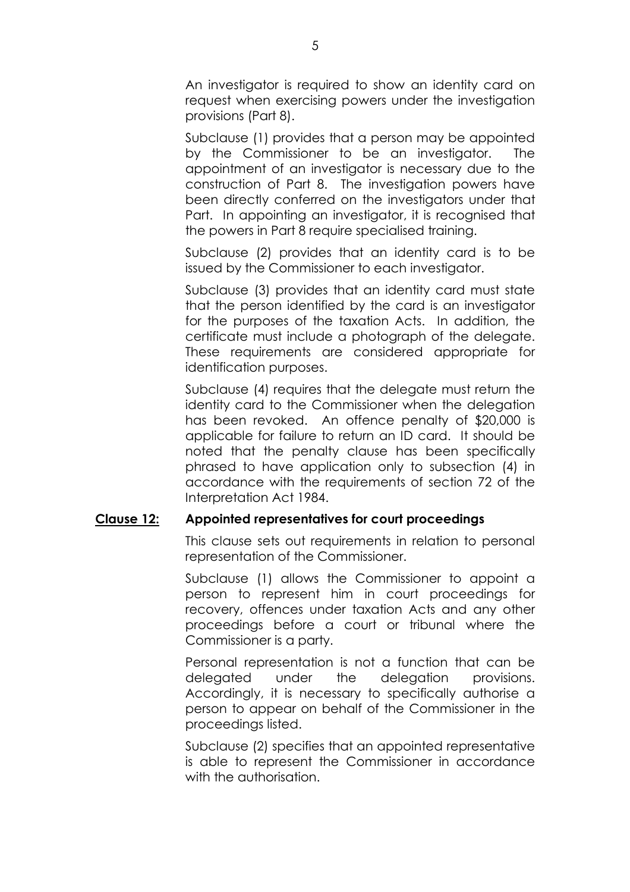An investigator is required to show an identity card on request when exercising powers under the investigation provisions (Part 8).

Subclause (1) provides that a person may be appointed by the Commissioner to be an investigator. The appointment of an investigator is necessary due to the construction of Part 8. The investigation powers have been directly conferred on the investigators under that Part. In appointing an investigator, it is recognised that the powers in Part 8 require specialised training.

Subclause (2) provides that an identity card is to be issued by the Commissioner to each investigator.

Subclause (3) provides that an identity card must state that the person identified by the card is an investigator for the purposes of the taxation Acts. In addition, the certificate must include a photograph of the delegate. These requirements are considered appropriate for identification purposes.

Subclause (4) requires that the delegate must return the identity card to the Commissioner when the delegation has been revoked. An offence penalty of $20,000 is applicable for failure to return an ID card. It should be noted that the penalty clause has been specifically phrased to have application only to subsection (4) in accordance with the requirements of section 72 of the Interpretation Act 1984.

**<u>Clause 12:</u> Appointed representatives for court proceedings**

This clause sets out requirements in relation to personal representation of the Commissioner.

Subclause (1) allows the Commissioner to appoint a person to represent him in court proceedings for recovery, offences under taxation Acts and any other proceedings before a court or tribunal where the Commissioner is a party.

Personal representation is not a function that can be delegated under the delegation provisions. Accordingly, it is necessary to specifically authorise a person to appear on behalf of the Commissioner in the proceedings listed.

Subclause (2) specifies that an appointed representative is able to represent the Commissioner in accordance with the authorisation.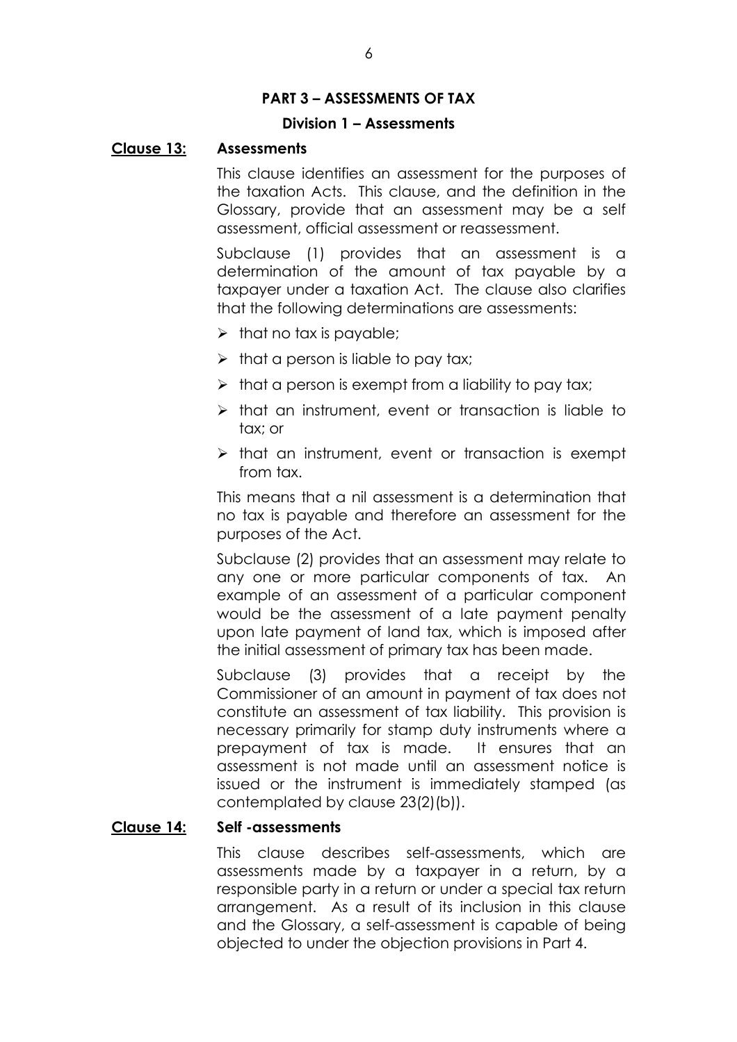## PART 3 – ASSESSMENTS OF TAX

### Division 1 – Assessments

**Clause 13: Assessments**

This clause identifies an assessment for the purposes of the taxation Acts. This clause, and the definition in the Glossary, provide that an assessment may be a self assessment, official assessment or reassessment.

Subclause (1) provides that an assessment is a determination of the amount of tax payable by a taxpayer under a taxation Act. The clause also clarifies that the following determinations are assessments:

- that no tax is payable;
- that a person is liable to pay tax;
- that a person is exempt from a liability to pay tax;
- that an instrument, event or transaction is liable to tax; or
- that an instrument, event or transaction is exempt from tax.

This means that a nil assessment is a determination that no tax is payable and therefore an assessment for the purposes of the Act.

Subclause (2) provides that an assessment may relate to any one or more particular components of tax. An example of an assessment of a particular component would be the assessment of a late payment penalty upon late payment of land tax, which is imposed after the initial assessment of primary tax has been made.

Subclause (3) provides that a receipt by the Commissioner of an amount in payment of tax does not constitute an assessment of tax liability. This provision is necessary primarily for stamp duty instruments where a prepayment of tax is made. It ensures that an assessment is not made until an assessment notice is issued or the instrument is immediately stamped (as contemplated by clause 23(2)(b)).

**Clause 14: Self -assessments**

This clause describes self-assessments, which are assessments made by a taxpayer in a return, by a responsible party in a return or under a special tax return arrangement. As a result of its inclusion in this clause and the Glossary, a self-assessment is capable of being objected to under the objection provisions in Part 4.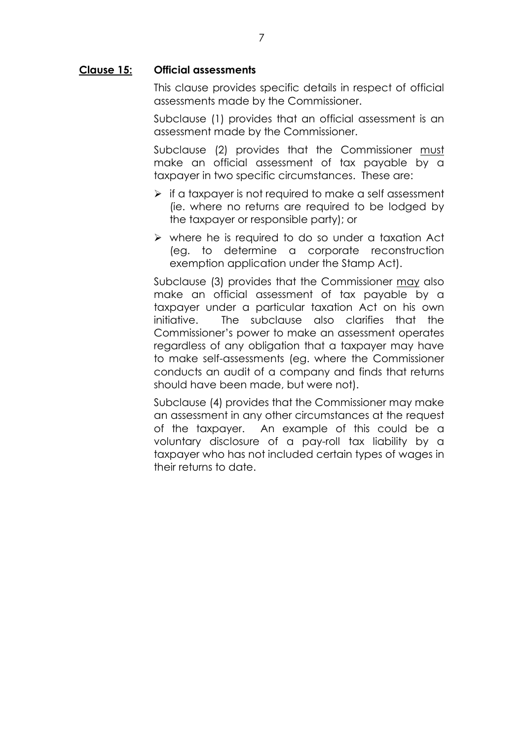## **<u>Clause 15:</u>** **Official assessments**

This clause provides specific details in respect of official assessments made by the Commissioner.

Subclause (1) provides that an official assessment is an assessment made by the Commissioner.

Subclause (2) provides that the Commissioner <u>must</u> make an official assessment of tax payable by a taxpayer in two specific circumstances. These are:

- if a taxpayer is not required to make a self assessment (ie. where no returns are required to be lodged by the taxpayer or responsible party); or
- where he is required to do so under a taxation Act (eg. to determine a corporate reconstruction exemption application under the Stamp Act).

Subclause (3) provides that the Commissioner <u>may</u> also make an official assessment of tax payable by a taxpayer under a particular taxation Act on his own initiative. The subclause also clarifies that the Commissioner's power to make an assessment operates regardless of any obligation that a taxpayer may have to make self-assessments (eg. where the Commissioner conducts an audit of a company and finds that returns should have been made, but were not).

Subclause (4) provides that the Commissioner may make an assessment in any other circumstances at the request of the taxpayer. An example of this could be a voluntary disclosure of a pay-roll tax liability by a taxpayer who has not included certain types of wages in their returns to date.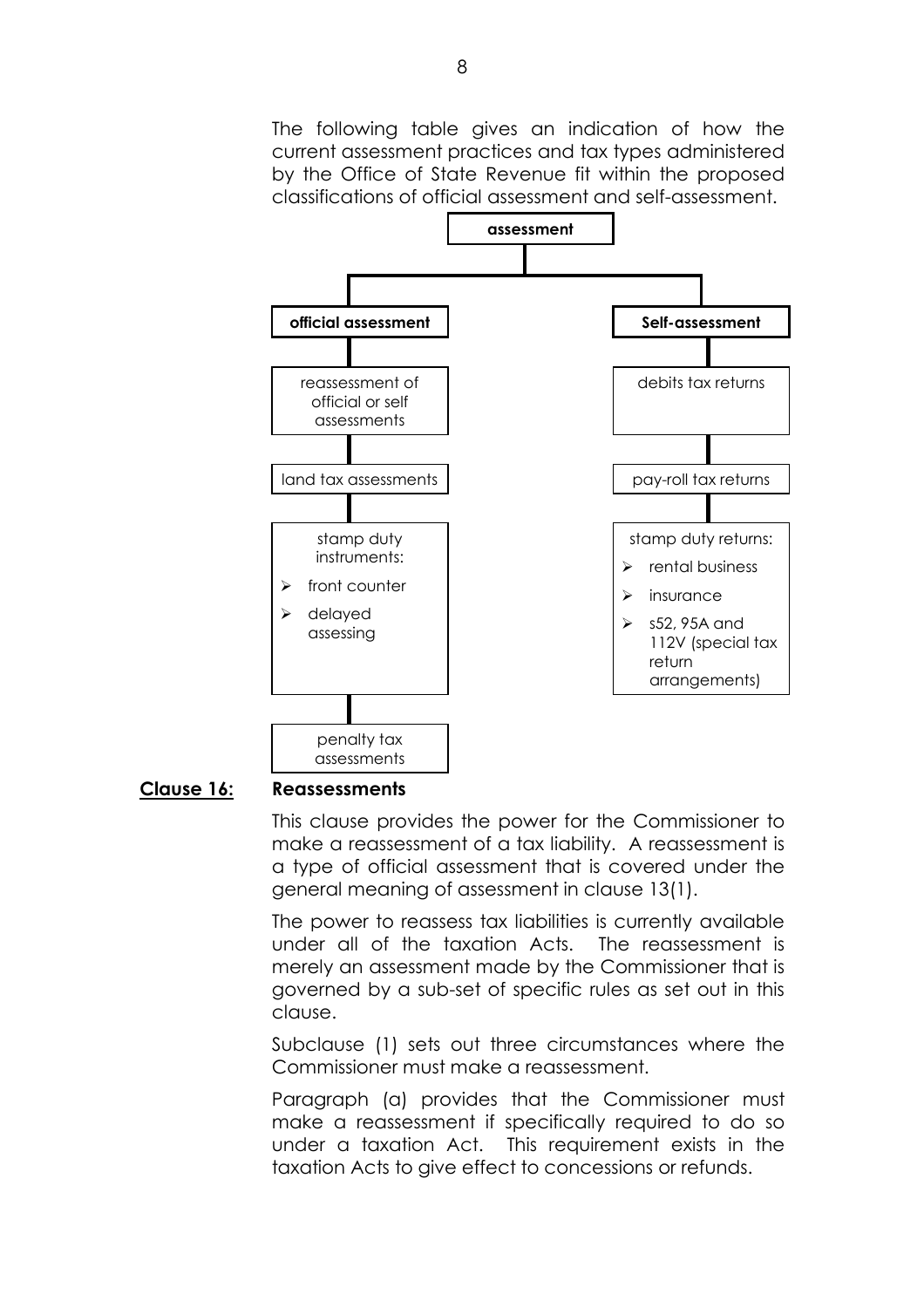The following table gives an indication of how the current assessment practices and tax types administered by the Office of State Revenue fit within the proposed classifications of official assessment and self-assessment.

**assessment**

| **official assessment** | **Self-assessment** |
|---|---|
| reassessment of official or self assessments | debits tax returns |
| land tax assessments | pay-roll tax returns |
| stamp duty instruments:<br>➢ front counter<br>➢ delayed assessing | stamp duty returns:<br>➢ rental business<br>➢ insurance<br>➢ s52, 95A and 112V (special tax return arrangements) |
| penalty tax assessments | |

## Clause 16: Reassessments

This clause provides the power for the Commissioner to make a reassessment of a tax liability. A reassessment is a type of official assessment that is covered under the general meaning of assessment in clause 13(1).

The power to reassess tax liabilities is currently available under all of the taxation Acts. The reassessment is merely an assessment made by the Commissioner that is governed by a sub-set of specific rules as set out in this clause.

Subclause (1) sets out three circumstances where the Commissioner must make a reassessment.

Paragraph (a) provides that the Commissioner must make a reassessment if specifically required to do so under a taxation Act. This requirement exists in the taxation Acts to give effect to concessions or refunds.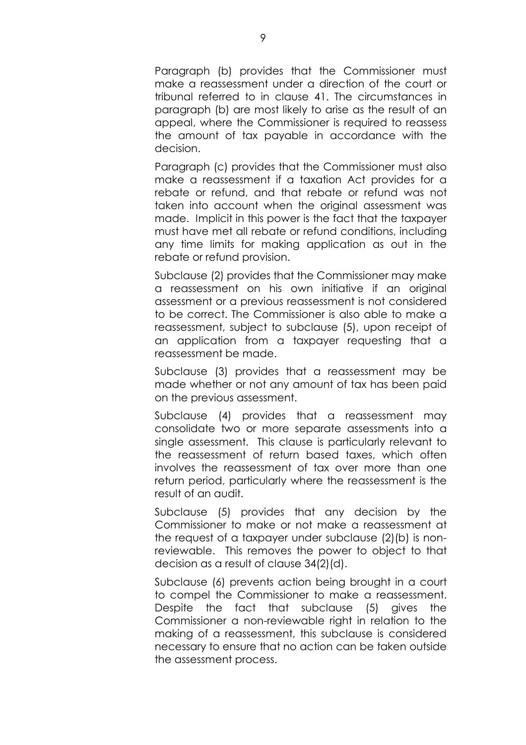Paragraph (b) provides that the Commissioner must make a reassessment under a direction of the court or tribunal referred to in clause 41. The circumstances in paragraph (b) are most likely to arise as the result of an appeal, where the Commissioner is required to reassess the amount of tax payable in accordance with the decision.

Paragraph (c) provides that the Commissioner must also make a reassessment if a taxation Act provides for a rebate or refund, and that rebate or refund was not taken into account when the original assessment was made. Implicit in this power is the fact that the taxpayer must have met all rebate or refund conditions, including any time limits for making application as out in the rebate or refund provision.

Subclause (2) provides that the Commissioner may make a reassessment on his own initiative if an original assessment or a previous reassessment is not considered to be correct. The Commissioner is also able to make a reassessment, subject to subclause (5), upon receipt of an application from a taxpayer requesting that a reassessment be made.

Subclause (3) provides that a reassessment may be made whether or not any amount of tax has been paid on the previous assessment.

Subclause (4) provides that a reassessment may consolidate two or more separate assessments into a single assessment. This clause is particularly relevant to the reassessment of return based taxes, which often involves the reassessment of tax over more than one return period, particularly where the reassessment is the result of an audit.

Subclause (5) provides that any decision by the Commissioner to make or not make a reassessment at the request of a taxpayer under subclause (2)(b) is non-reviewable. This removes the power to object to that decision as a result of clause 34(2)(d).

Subclause (6) prevents action being brought in a court to compel the Commissioner to make a reassessment. Despite the fact that subclause (5) gives the Commissioner a non-reviewable right in relation to the making of a reassessment, this subclause is considered necessary to ensure that no action can be taken outside the assessment process.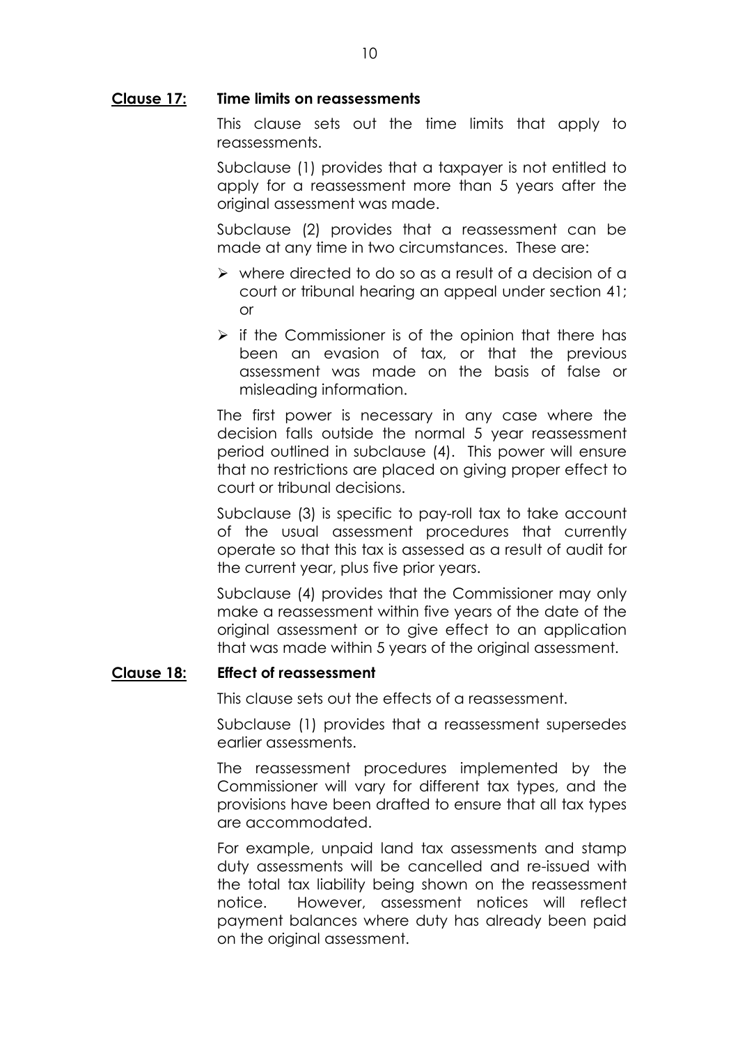**Clause 17: Time limits on reassessments**

This clause sets out the time limits that apply to reassessments.

Subclause (1) provides that a taxpayer is not entitled to apply for a reassessment more than 5 years after the original assessment was made.

Subclause (2) provides that a reassessment can be made at any time in two circumstances. These are:

- where directed to do so as a result of a decision of a court or tribunal hearing an appeal under section 41; or
- if the Commissioner is of the opinion that there has been an evasion of tax, or that the previous assessment was made on the basis of false or misleading information.

The first power is necessary in any case where the decision falls outside the normal 5 year reassessment period outlined in subclause (4). This power will ensure that no restrictions are placed on giving proper effect to court or tribunal decisions.

Subclause (3) is specific to pay-roll tax to take account of the usual assessment procedures that currently operate so that this tax is assessed as a result of audit for the current year, plus five prior years.

Subclause (4) provides that the Commissioner may only make a reassessment within five years of the date of the original assessment or to give effect to an application that was made within 5 years of the original assessment.

**Clause 18: Effect of reassessment**

This clause sets out the effects of a reassessment.

Subclause (1) provides that a reassessment supersedes earlier assessments.

The reassessment procedures implemented by the Commissioner will vary for different tax types, and the provisions have been drafted to ensure that all tax types are accommodated.

For example, unpaid land tax assessments and stamp duty assessments will be cancelled and re-issued with the total tax liability being shown on the reassessment notice. However, assessment notices will reflect payment balances where duty has already been paid on the original assessment.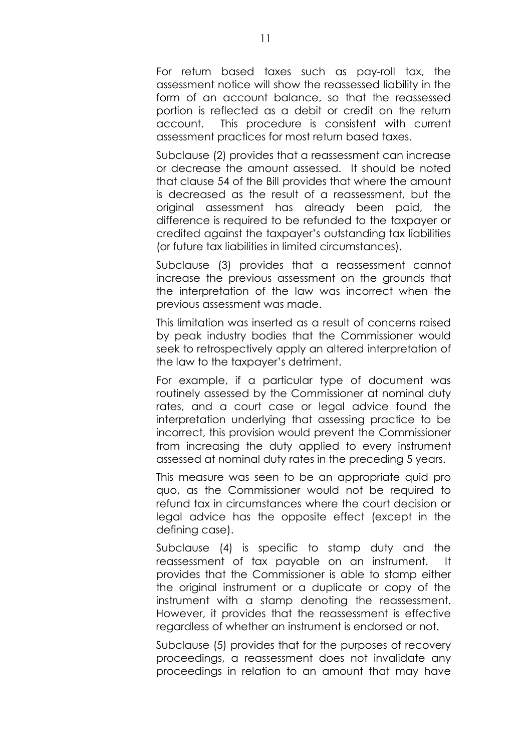For return based taxes such as pay-roll tax, the assessment notice will show the reassessed liability in the form of an account balance, so that the reassessed portion is reflected as a debit or credit on the return account. This procedure is consistent with current assessment practices for most return based taxes.

Subclause (2) provides that a reassessment can increase or decrease the amount assessed. It should be noted that clause 54 of the Bill provides that where the amount is decreased as the result of a reassessment, but the original assessment has already been paid, the difference is required to be refunded to the taxpayer or credited against the taxpayer's outstanding tax liabilities (or future tax liabilities in limited circumstances).

Subclause (3) provides that a reassessment cannot increase the previous assessment on the grounds that the interpretation of the law was incorrect when the previous assessment was made.

This limitation was inserted as a result of concerns raised by peak industry bodies that the Commissioner would seek to retrospectively apply an altered interpretation of the law to the taxpayer's detriment.

For example, if a particular type of document was routinely assessed by the Commissioner at nominal duty rates, and a court case or legal advice found the interpretation underlying that assessing practice to be incorrect, this provision would prevent the Commissioner from increasing the duty applied to every instrument assessed at nominal duty rates in the preceding 5 years.

This measure was seen to be an appropriate quid pro quo, as the Commissioner would not be required to refund tax in circumstances where the court decision or legal advice has the opposite effect (except in the defining case).

Subclause (4) is specific to stamp duty and the reassessment of tax payable on an instrument. It provides that the Commissioner is able to stamp either the original instrument or a duplicate or copy of the instrument with a stamp denoting the reassessment. However, it provides that the reassessment is effective regardless of whether an instrument is endorsed or not.

Subclause (5) provides that for the purposes of recovery proceedings, a reassessment does not invalidate any proceedings in relation to an amount that may have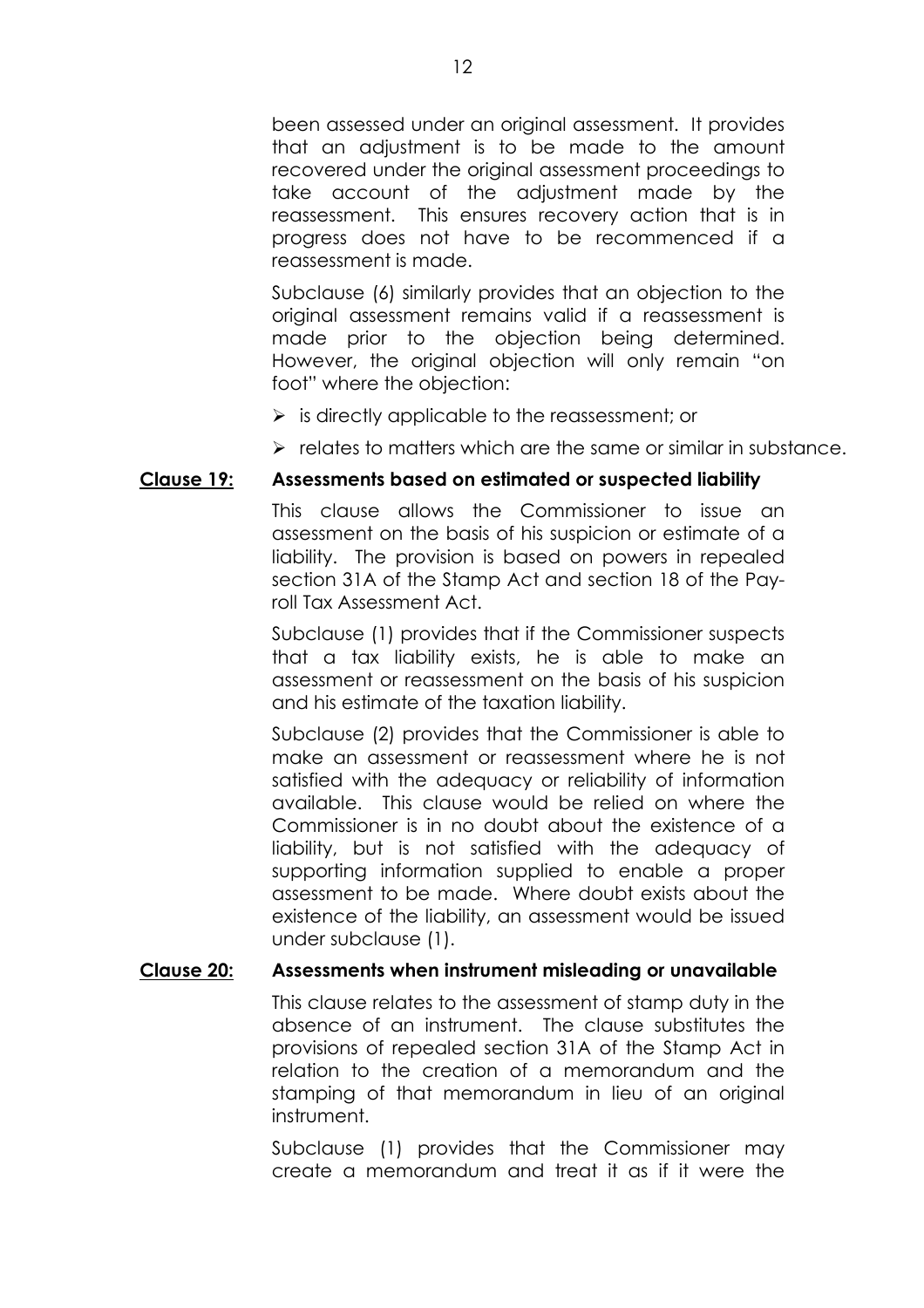been assessed under an original assessment. It provides that an adjustment is to be made to the amount recovered under the original assessment proceedings to take account of the adjustment made by the reassessment. This ensures recovery action that is in progress does not have to be recommenced if a reassessment is made.

Subclause (6) similarly provides that an objection to the original assessment remains valid if a reassessment is made prior to the objection being determined. However, the original objection will only remain "on foot" where the objection:

- is directly applicable to the reassessment; or
- relates to matters which are the same or similar in substance.

**<u>Clause 19:</u> Assessments based on estimated or suspected liability**

This clause allows the Commissioner to issue an assessment on the basis of his suspicion or estimate of a liability. The provision is based on powers in repealed section 31A of the Stamp Act and section 18 of the Pay-roll Tax Assessment Act.

Subclause (1) provides that if the Commissioner suspects that a tax liability exists, he is able to make an assessment or reassessment on the basis of his suspicion and his estimate of the taxation liability.

Subclause (2) provides that the Commissioner is able to make an assessment or reassessment where he is not satisfied with the adequacy or reliability of information available. This clause would be relied on where the Commissioner is in no doubt about the existence of a liability, but is not satisfied with the adequacy of supporting information supplied to enable a proper assessment to be made. Where doubt exists about the existence of the liability, an assessment would be issued under subclause (1).

**<u>Clause 20:</u> Assessments when instrument misleading or unavailable**

This clause relates to the assessment of stamp duty in the absence of an instrument. The clause substitutes the provisions of repealed section 31A of the Stamp Act in relation to the creation of a memorandum and the stamping of that memorandum in lieu of an original instrument.

Subclause (1) provides that the Commissioner may create a memorandum and treat it as if it were the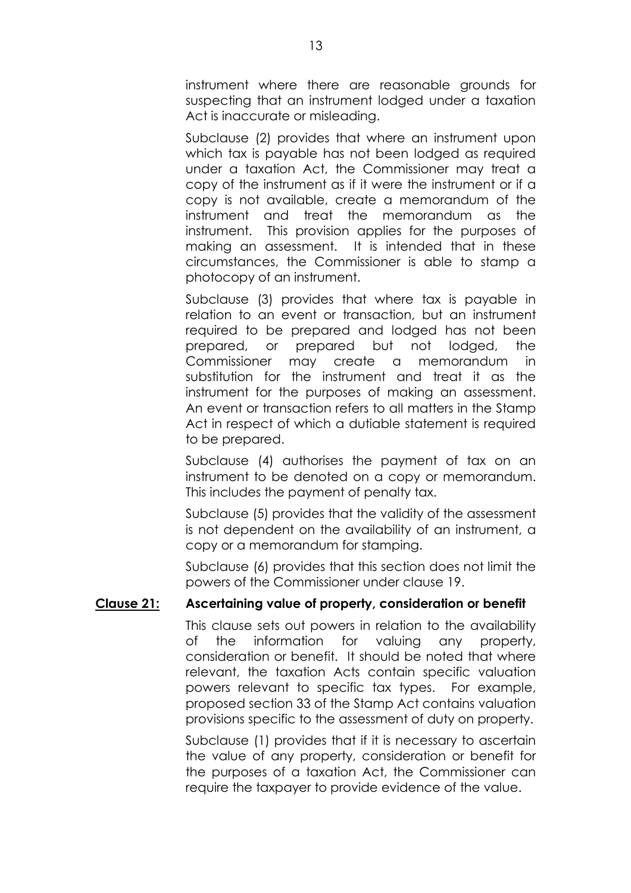instrument where there are reasonable grounds for suspecting that an instrument lodged under a taxation Act is inaccurate or misleading.

Subclause (2) provides that where an instrument upon which tax is payable has not been lodged as required under a taxation Act, the Commissioner may treat a copy of the instrument as if it were the instrument or if a copy is not available, create a memorandum of the instrument and treat the memorandum as the instrument. This provision applies for the purposes of making an assessment. It is intended that in these circumstances, the Commissioner is able to stamp a photocopy of an instrument.

Subclause (3) provides that where tax is payable in relation to an event or transaction, but an instrument required to be prepared and lodged has not been prepared, or prepared but not lodged, the Commissioner may create a memorandum in substitution for the instrument and treat it as the instrument for the purposes of making an assessment. An event or transaction refers to all matters in the Stamp Act in respect of which a dutiable statement is required to be prepared.

Subclause (4) authorises the payment of tax on an instrument to be denoted on a copy or memorandum. This includes the payment of penalty tax.

Subclause (5) provides that the validity of the assessment is not dependent on the availability of an instrument, a copy or a memorandum for stamping.

Subclause (6) provides that this section does not limit the powers of the Commissioner under clause 19.

**<u>Clause 21:</u> Ascertaining value of property, consideration or benefit**

This clause sets out powers in relation to the availability of the information for valuing any property, consideration or benefit. It should be noted that where relevant, the taxation Acts contain specific valuation powers relevant to specific tax types. For example, proposed section 33 of the Stamp Act contains valuation provisions specific to the assessment of duty on property.

Subclause (1) provides that if it is necessary to ascertain the value of any property, consideration or benefit for the purposes of a taxation Act, the Commissioner can require the taxpayer to provide evidence of the value.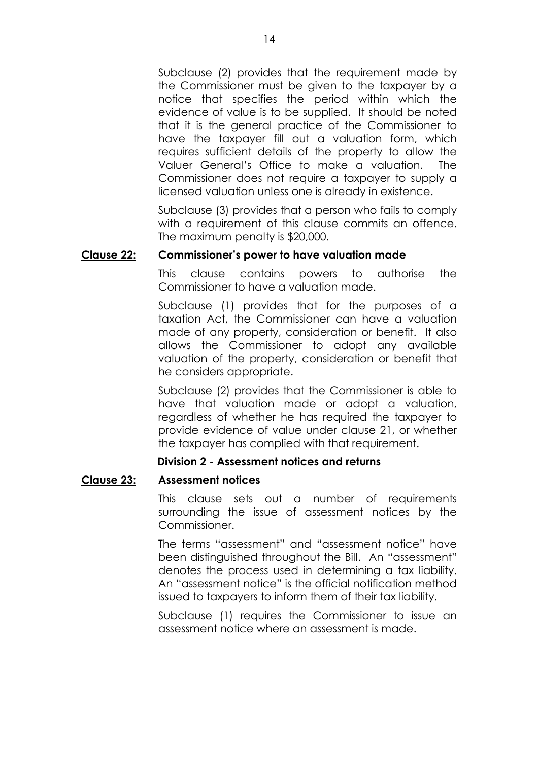Subclause (2) provides that the requirement made by the Commissioner must be given to the taxpayer by a notice that specifies the period within which the evidence of value is to be supplied. It should be noted that it is the general practice of the Commissioner to have the taxpayer fill out a valuation form, which requires sufficient details of the property to allow the Valuer General's Office to make a valuation. The Commissioner does not require a taxpayer to supply a licensed valuation unless one is already in existence.

Subclause (3) provides that a person who fails to comply with a requirement of this clause commits an offence. The maximum penalty is $20,000.

**<u>Clause 22:</u> Commissioner's power to have valuation made**

This clause contains powers to authorise the Commissioner to have a valuation made.

Subclause (1) provides that for the purposes of a taxation Act, the Commissioner can have a valuation made of any property, consideration or benefit. It also allows the Commissioner to adopt any available valuation of the property, consideration or benefit that he considers appropriate.

Subclause (2) provides that the Commissioner is able to have that valuation made or adopt a valuation, regardless of whether he has required the taxpayer to provide evidence of value under clause 21, or whether the taxpayer has complied with that requirement.

**Division 2 - Assessment notices and returns**

**<u>Clause 23:</u> Assessment notices**

This clause sets out a number of requirements surrounding the issue of assessment notices by the Commissioner.

The terms "assessment" and "assessment notice" have been distinguished throughout the Bill. An "assessment" denotes the process used in determining a tax liability. An "assessment notice" is the official notification method issued to taxpayers to inform them of their tax liability.

Subclause (1) requires the Commissioner to issue an assessment notice where an assessment is made.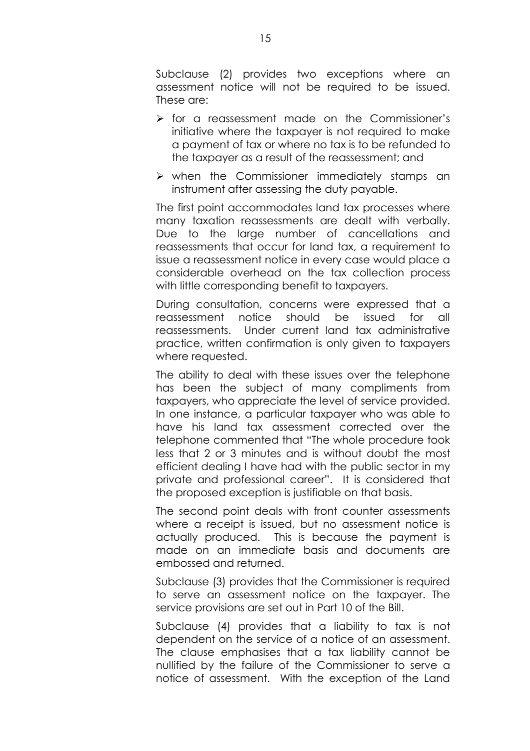Subclause (2) provides two exceptions where an assessment notice will not be required to be issued. These are:

- for a reassessment made on the Commissioner's initiative where the taxpayer is not required to make a payment of tax or where no tax is to be refunded to the taxpayer as a result of the reassessment; and
- when the Commissioner immediately stamps an instrument after assessing the duty payable.

The first point accommodates land tax processes where many taxation reassessments are dealt with verbally. Due to the large number of cancellations and reassessments that occur for land tax, a requirement to issue a reassessment notice in every case would place a considerable overhead on the tax collection process with little corresponding benefit to taxpayers.

During consultation, concerns were expressed that a reassessment notice should be issued for all reassessments. Under current land tax administrative practice, written confirmation is only given to taxpayers where requested.

The ability to deal with these issues over the telephone has been the subject of many compliments from taxpayers, who appreciate the level of service provided. In one instance, a particular taxpayer who was able to have his land tax assessment corrected over the telephone commented that "The whole procedure took less that 2 or 3 minutes and is without doubt the most efficient dealing I have had with the public sector in my private and professional career". It is considered that the proposed exception is justifiable on that basis.

The second point deals with front counter assessments where a receipt is issued, but no assessment notice is actually produced. This is because the payment is made on an immediate basis and documents are embossed and returned.

Subclause (3) provides that the Commissioner is required to serve an assessment notice on the taxpayer. The service provisions are set out in Part 10 of the Bill.

Subclause (4) provides that a liability to tax is not dependent on the service of a notice of an assessment. The clause emphasises that a tax liability cannot be nullified by the failure of the Commissioner to serve a notice of assessment. With the exception of the Land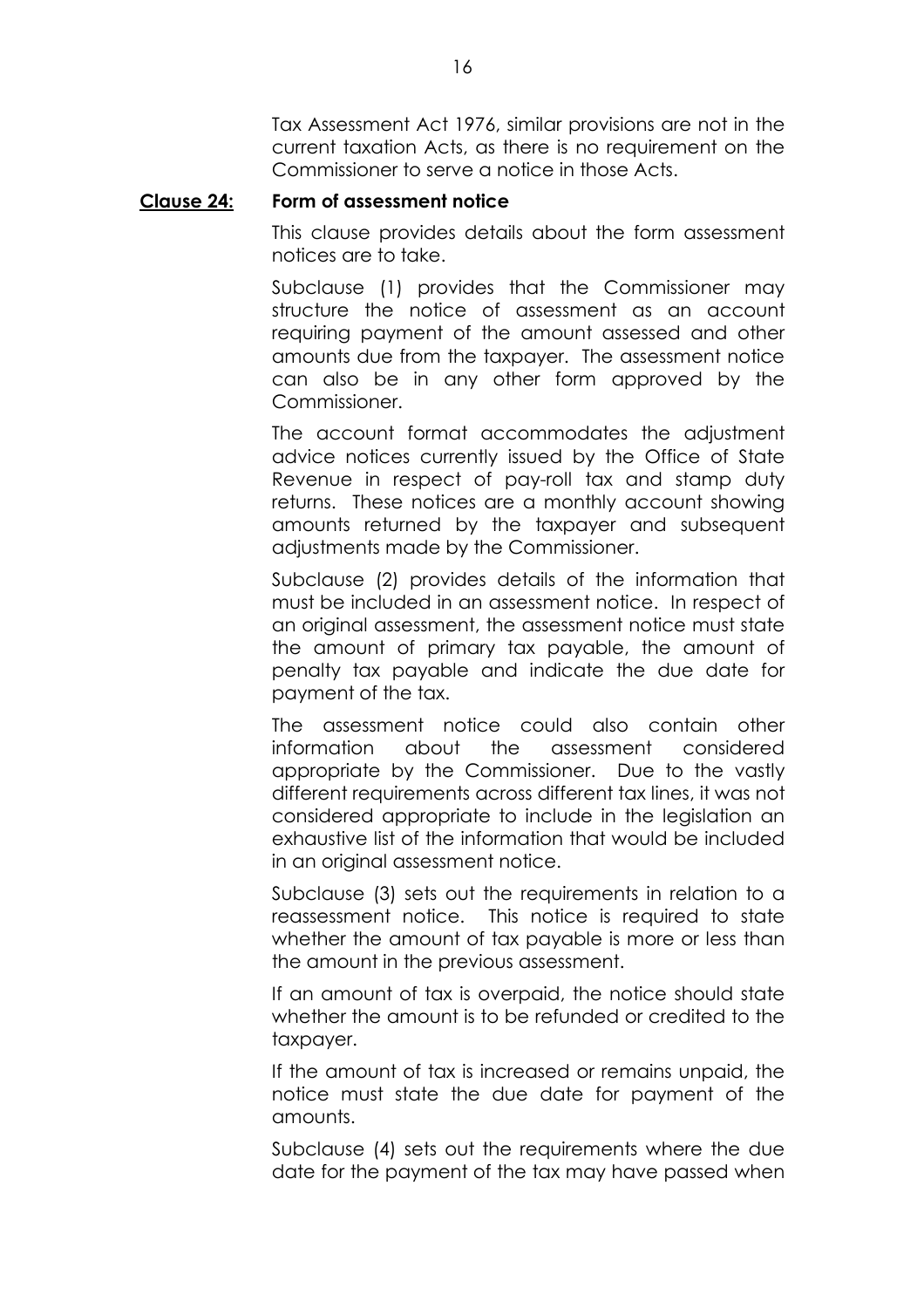Tax Assessment Act 1976, similar provisions are not in the current taxation Acts, as there is no requirement on the Commissioner to serve a notice in those Acts.

**Clause 24: Form of assessment notice**

This clause provides details about the form assessment notices are to take.

Subclause (1) provides that the Commissioner may structure the notice of assessment as an account requiring payment of the amount assessed and other amounts due from the taxpayer. The assessment notice can also be in any other form approved by the Commissioner.

The account format accommodates the adjustment advice notices currently issued by the Office of State Revenue in respect of pay-roll tax and stamp duty returns. These notices are a monthly account showing amounts returned by the taxpayer and subsequent adjustments made by the Commissioner.

Subclause (2) provides details of the information that must be included in an assessment notice. In respect of an original assessment, the assessment notice must state the amount of primary tax payable, the amount of penalty tax payable and indicate the due date for payment of the tax.

The assessment notice could also contain other information about the assessment considered appropriate by the Commissioner. Due to the vastly different requirements across different tax lines, it was not considered appropriate to include in the legislation an exhaustive list of the information that would be included in an original assessment notice.

Subclause (3) sets out the requirements in relation to a reassessment notice. This notice is required to state whether the amount of tax payable is more or less than the amount in the previous assessment.

If an amount of tax is overpaid, the notice should state whether the amount is to be refunded or credited to the taxpayer.

If the amount of tax is increased or remains unpaid, the notice must state the due date for payment of the amounts.

Subclause (4) sets out the requirements where the due date for the payment of the tax may have passed when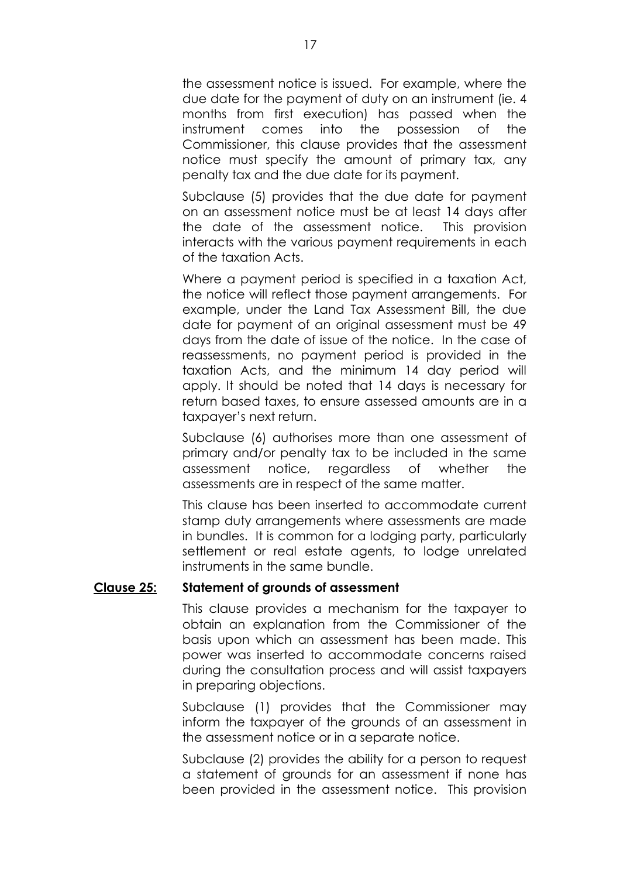the assessment notice is issued. For example, where the due date for the payment of duty on an instrument (ie. 4 months from first execution) has passed when the instrument comes into the possession of the Commissioner, this clause provides that the assessment notice must specify the amount of primary tax, any penalty tax and the due date for its payment.

Subclause (5) provides that the due date for payment on an assessment notice must be at least 14 days after the date of the assessment notice. This provision interacts with the various payment requirements in each of the taxation Acts.

Where a payment period is specified in a taxation Act, the notice will reflect those payment arrangements. For example, under the Land Tax Assessment Bill, the due date for payment of an original assessment must be 49 days from the date of issue of the notice. In the case of reassessments, no payment period is provided in the taxation Acts, and the minimum 14 day period will apply. It should be noted that 14 days is necessary for return based taxes, to ensure assessed amounts are in a taxpayer's next return.

Subclause (6) authorises more than one assessment of primary and/or penalty tax to be included in the same assessment notice, regardless of whether the assessments are in respect of the same matter.

This clause has been inserted to accommodate current stamp duty arrangements where assessments are made in bundles. It is common for a lodging party, particularly settlement or real estate agents, to lodge unrelated instruments in the same bundle.

**<u>Clause 25:</u> Statement of grounds of assessment**

This clause provides a mechanism for the taxpayer to obtain an explanation from the Commissioner of the basis upon which an assessment has been made. This power was inserted to accommodate concerns raised during the consultation process and will assist taxpayers in preparing objections.

Subclause (1) provides that the Commissioner may inform the taxpayer of the grounds of an assessment in the assessment notice or in a separate notice.

Subclause (2) provides the ability for a person to request a statement of grounds for an assessment if none has been provided in the assessment notice. This provision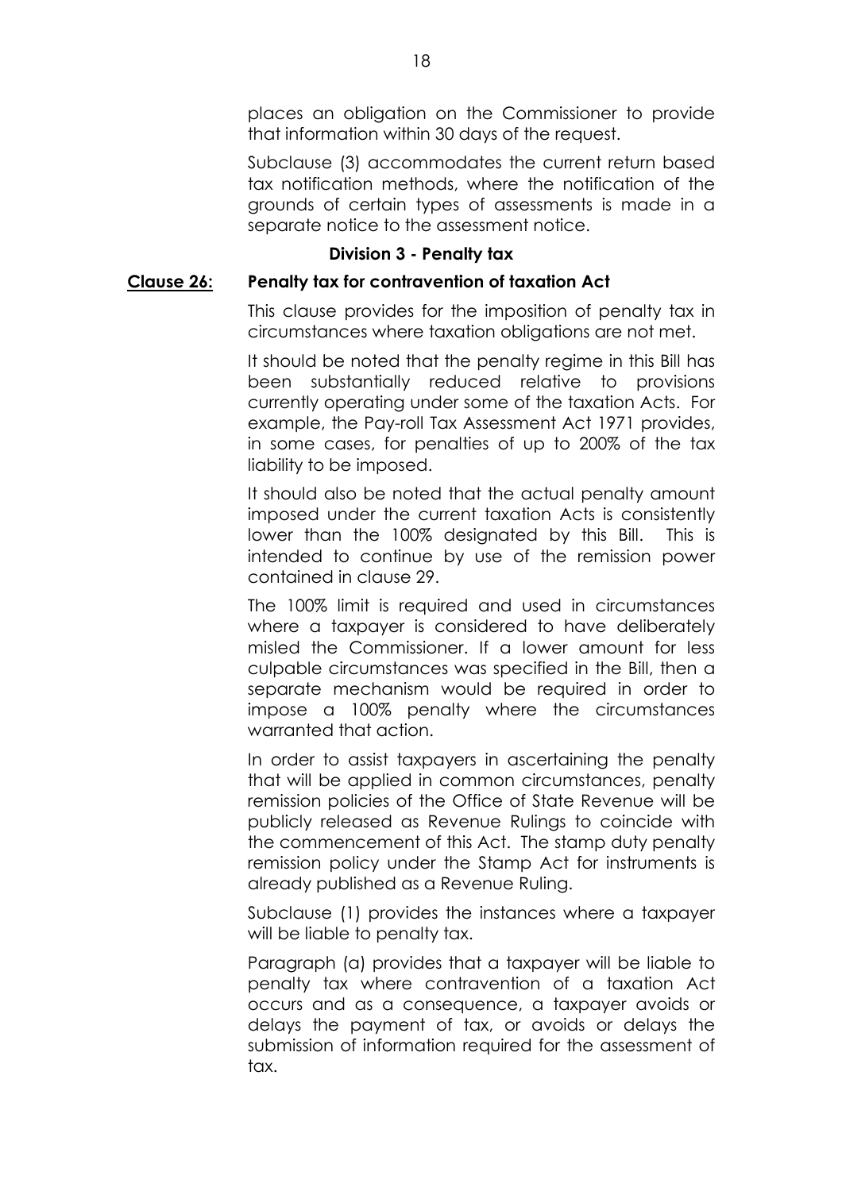places an obligation on the Commissioner to provide that information within 30 days of the request.

Subclause (3) accommodates the current return based tax notification methods, where the notification of the grounds of certain types of assessments is made in a separate notice to the assessment notice.

### Division 3 - Penalty tax

**Clause 26: Penalty tax for contravention of taxation Act**

This clause provides for the imposition of penalty tax in circumstances where taxation obligations are not met.

It should be noted that the penalty regime in this Bill has been substantially reduced relative to provisions currently operating under some of the taxation Acts. For example, the Pay-roll Tax Assessment Act 1971 provides, in some cases, for penalties of up to 200% of the tax liability to be imposed.

It should also be noted that the actual penalty amount imposed under the current taxation Acts is consistently lower than the 100% designated by this Bill. This is intended to continue by use of the remission power contained in clause 29.

The 100% limit is required and used in circumstances where a taxpayer is considered to have deliberately misled the Commissioner. If a lower amount for less culpable circumstances was specified in the Bill, then a separate mechanism would be required in order to impose a 100% penalty where the circumstances warranted that action.

In order to assist taxpayers in ascertaining the penalty that will be applied in common circumstances, penalty remission policies of the Office of State Revenue will be publicly released as Revenue Rulings to coincide with the commencement of this Act. The stamp duty penalty remission policy under the Stamp Act for instruments is already published as a Revenue Ruling.

Subclause (1) provides the instances where a taxpayer will be liable to penalty tax.

Paragraph (a) provides that a taxpayer will be liable to penalty tax where contravention of a taxation Act occurs and as a consequence, a taxpayer avoids or delays the payment of tax, or avoids or delays the submission of information required for the assessment of tax.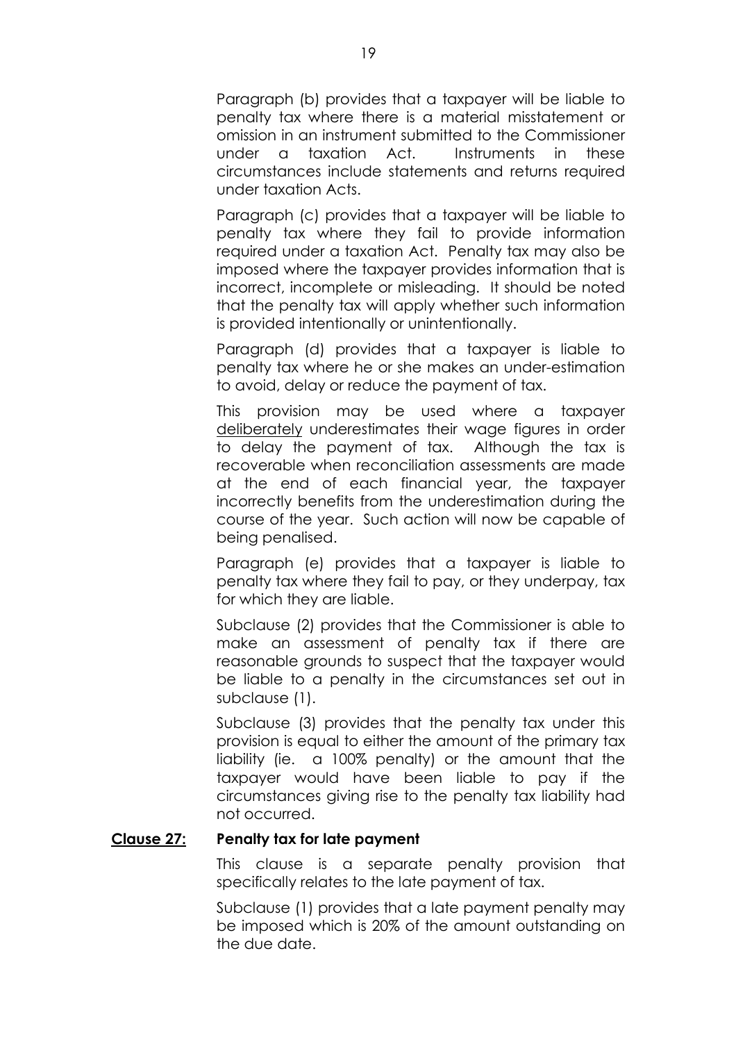Paragraph (b) provides that a taxpayer will be liable to penalty tax where there is a material misstatement or omission in an instrument submitted to the Commissioner under a taxation Act. Instruments in these circumstances include statements and returns required under taxation Acts.

Paragraph (c) provides that a taxpayer will be liable to penalty tax where they fail to provide information required under a taxation Act. Penalty tax may also be imposed where the taxpayer provides information that is incorrect, incomplete or misleading. It should be noted that the penalty tax will apply whether such information is provided intentionally or unintentionally.

Paragraph (d) provides that a taxpayer is liable to penalty tax where he or she makes an under-estimation to avoid, delay or reduce the payment of tax.

This provision may be used where a taxpayer deliberately underestimates their wage figures in order to delay the payment of tax. Although the tax is recoverable when reconciliation assessments are made at the end of each financial year, the taxpayer incorrectly benefits from the underestimation during the course of the year. Such action will now be capable of being penalised.

Paragraph (e) provides that a taxpayer is liable to penalty tax where they fail to pay, or they underpay, tax for which they are liable.

Subclause (2) provides that the Commissioner is able to make an assessment of penalty tax if there are reasonable grounds to suspect that the taxpayer would be liable to a penalty in the circumstances set out in subclause (1).

Subclause (3) provides that the penalty tax under this provision is equal to either the amount of the primary tax liability (ie. a 100% penalty) or the amount that the taxpayer would have been liable to pay if the circumstances giving rise to the penalty tax liability had not occurred.

**Clause 27: Penalty tax for late payment**

This clause is a separate penalty provision that specifically relates to the late payment of tax.

Subclause (1) provides that a late payment penalty may be imposed which is 20% of the amount outstanding on the due date.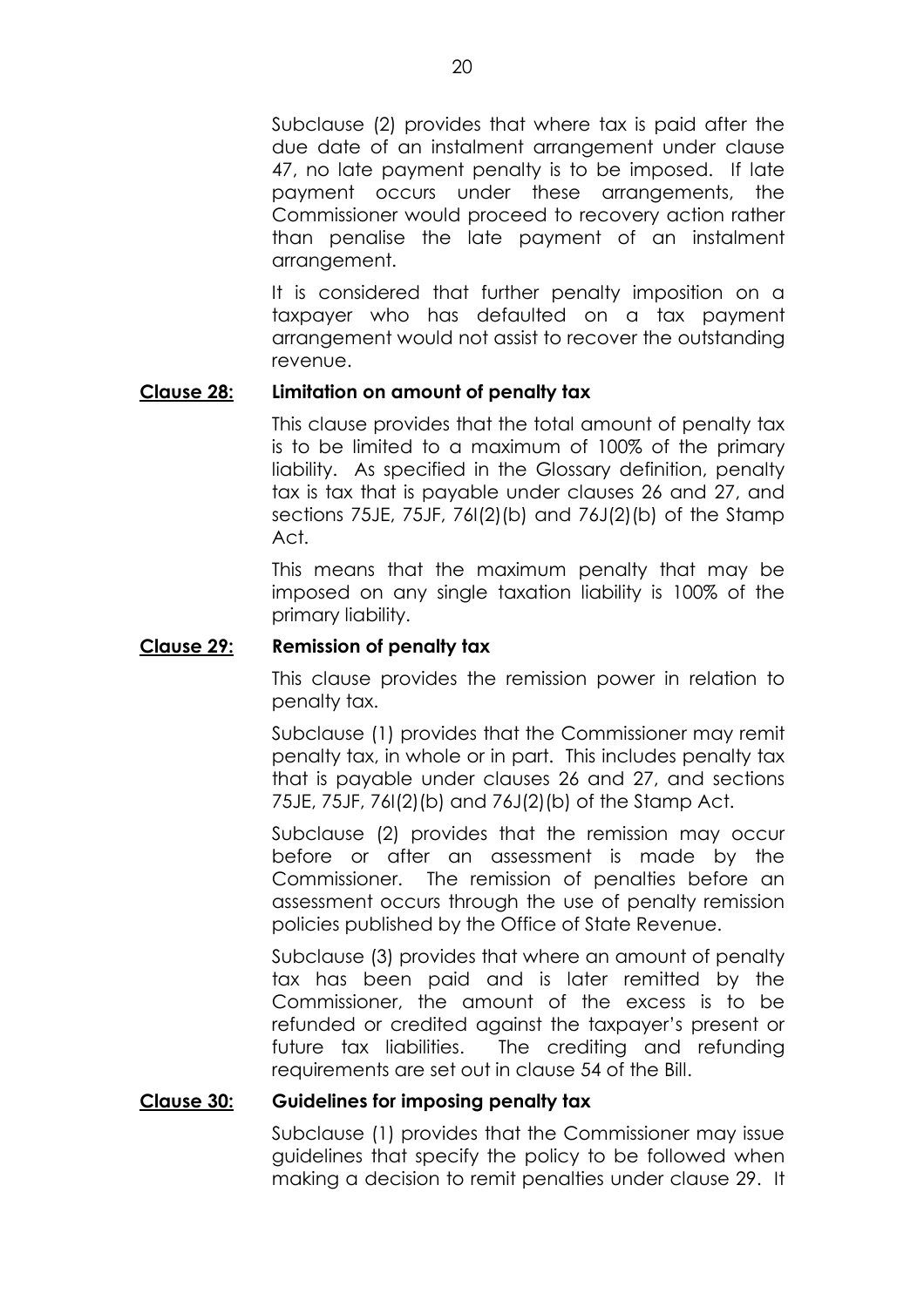Subclause (2) provides that where tax is paid after the due date of an instalment arrangement under clause 47, no late payment penalty is to be imposed. If late payment occurs under these arrangements, the Commissioner would proceed to recovery action rather than penalise the late payment of an instalment arrangement.

It is considered that further penalty imposition on a taxpayer who has defaulted on a tax payment arrangement would not assist to recover the outstanding revenue.

**Clause 28: Limitation on amount of penalty tax**

This clause provides that the total amount of penalty tax is to be limited to a maximum of 100% of the primary liability. As specified in the Glossary definition, penalty tax is tax that is payable under clauses 26 and 27, and sections 75JE, 75JF, 76I(2)(b) and 76J(2)(b) of the Stamp Act.

This means that the maximum penalty that may be imposed on any single taxation liability is 100% of the primary liability.

**Clause 29: Remission of penalty tax**

This clause provides the remission power in relation to penalty tax.

Subclause (1) provides that the Commissioner may remit penalty tax, in whole or in part. This includes penalty tax that is payable under clauses 26 and 27, and sections 75JE, 75JF, 76I(2)(b) and 76J(2)(b) of the Stamp Act.

Subclause (2) provides that the remission may occur before or after an assessment is made by the Commissioner. The remission of penalties before an assessment occurs through the use of penalty remission policies published by the Office of State Revenue.

Subclause (3) provides that where an amount of penalty tax has been paid and is later remitted by the Commissioner, the amount of the excess is to be refunded or credited against the taxpayer's present or future tax liabilities. The crediting and refunding requirements are set out in clause 54 of the Bill.

**Clause 30: Guidelines for imposing penalty tax**

Subclause (1) provides that the Commissioner may issue guidelines that specify the policy to be followed when making a decision to remit penalties under clause 29. It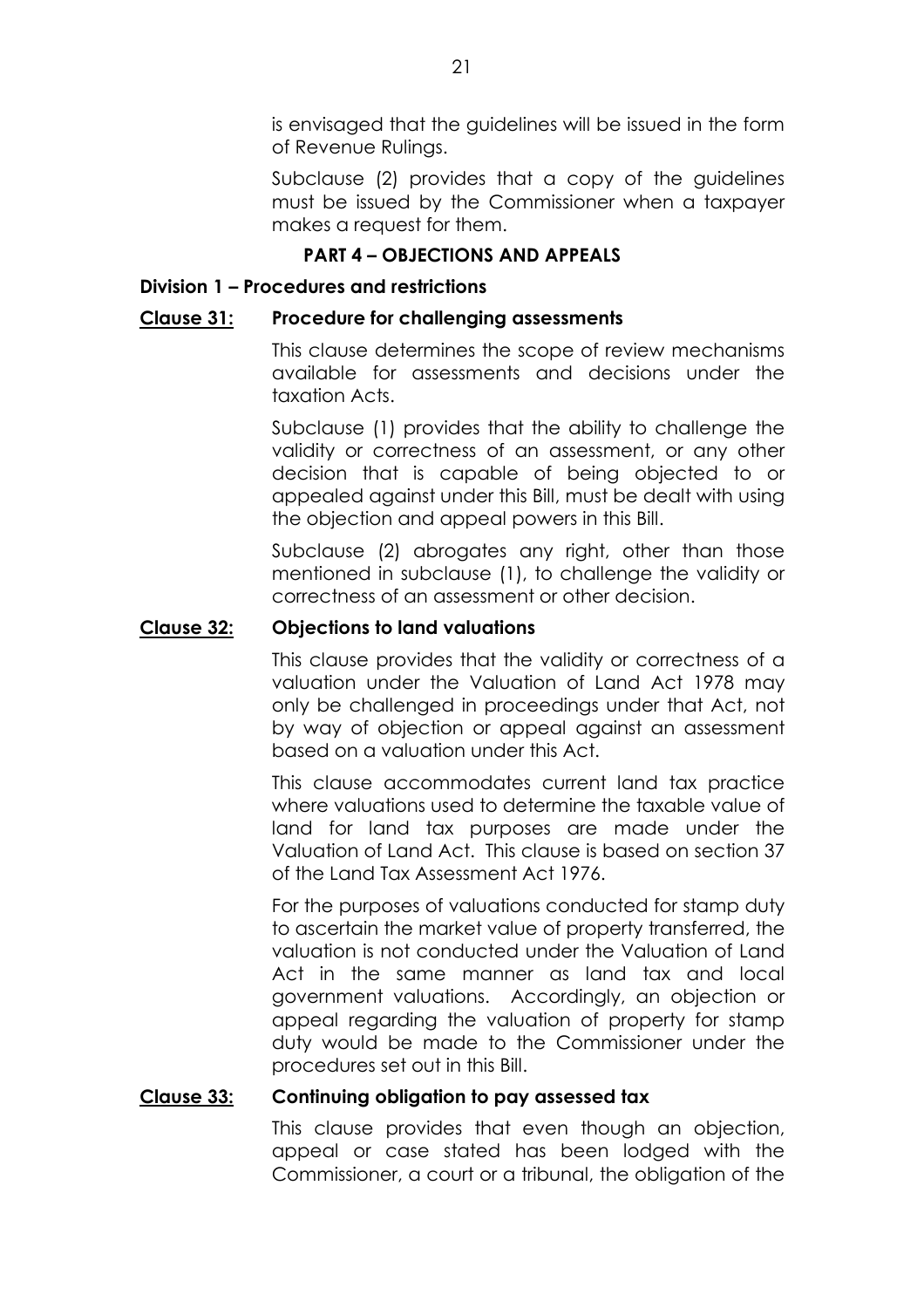is envisaged that the guidelines will be issued in the form of Revenue Rulings.

Subclause (2) provides that a copy of the guidelines must be issued by the Commissioner when a taxpayer makes a request for them.

## PART 4 – OBJECTIONS AND APPEALS

### Division 1 – Procedures and restrictions

**Clause 31: Procedure for challenging assessments**

This clause determines the scope of review mechanisms available for assessments and decisions under the taxation Acts.

Subclause (1) provides that the ability to challenge the validity or correctness of an assessment, or any other decision that is capable of being objected to or appealed against under this Bill, must be dealt with using the objection and appeal powers in this Bill.

Subclause (2) abrogates any right, other than those mentioned in subclause (1), to challenge the validity or correctness of an assessment or other decision.

**Clause 32: Objections to land valuations**

This clause provides that the validity or correctness of a valuation under the Valuation of Land Act 1978 may only be challenged in proceedings under that Act, not by way of objection or appeal against an assessment based on a valuation under this Act.

This clause accommodates current land tax practice where valuations used to determine the taxable value of land for land tax purposes are made under the Valuation of Land Act. This clause is based on section 37 of the Land Tax Assessment Act 1976.

For the purposes of valuations conducted for stamp duty to ascertain the market value of property transferred, the valuation is not conducted under the Valuation of Land Act in the same manner as land tax and local government valuations. Accordingly, an objection or appeal regarding the valuation of property for stamp duty would be made to the Commissioner under the procedures set out in this Bill.

**Clause 33: Continuing obligation to pay assessed tax**

This clause provides that even though an objection, appeal or case stated has been lodged with the Commissioner, a court or a tribunal, the obligation of the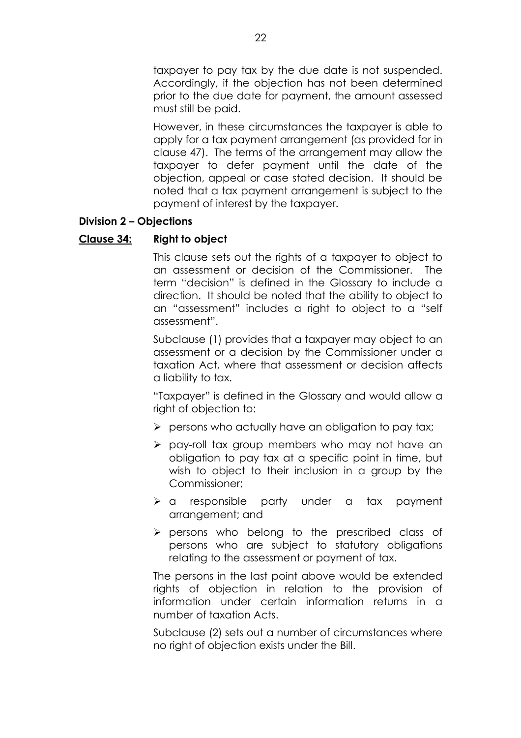taxpayer to pay tax by the due date is not suspended. Accordingly, if the objection has not been determined prior to the due date for payment, the amount assessed must still be paid.

However, in these circumstances the taxpayer is able to apply for a tax payment arrangement (as provided for in clause 47). The terms of the arrangement may allow the taxpayer to defer payment until the date of the objection, appeal or case stated decision. It should be noted that a tax payment arrangement is subject to the payment of interest by the taxpayer.

**Division 2 – Objections**

**<u>Clause 34:</u> Right to object**

This clause sets out the rights of a taxpayer to object to an assessment or decision of the Commissioner. The term "decision" is defined in the Glossary to include a direction. It should be noted that the ability to object to an "assessment" includes a right to object to a "self assessment".

Subclause (1) provides that a taxpayer may object to an assessment or a decision by the Commissioner under a taxation Act, where that assessment or decision affects a liability to tax.

"Taxpayer" is defined in the Glossary and would allow a right of objection to:

- persons who actually have an obligation to pay tax;
- pay-roll tax group members who may not have an obligation to pay tax at a specific point in time, but wish to object to their inclusion in a group by the Commissioner;
- a responsible party under a tax payment arrangement; and
- persons who belong to the prescribed class of persons who are subject to statutory obligations relating to the assessment or payment of tax.

The persons in the last point above would be extended rights of objection in relation to the provision of information under certain information returns in a number of taxation Acts.

Subclause (2) sets out a number of circumstances where no right of objection exists under the Bill.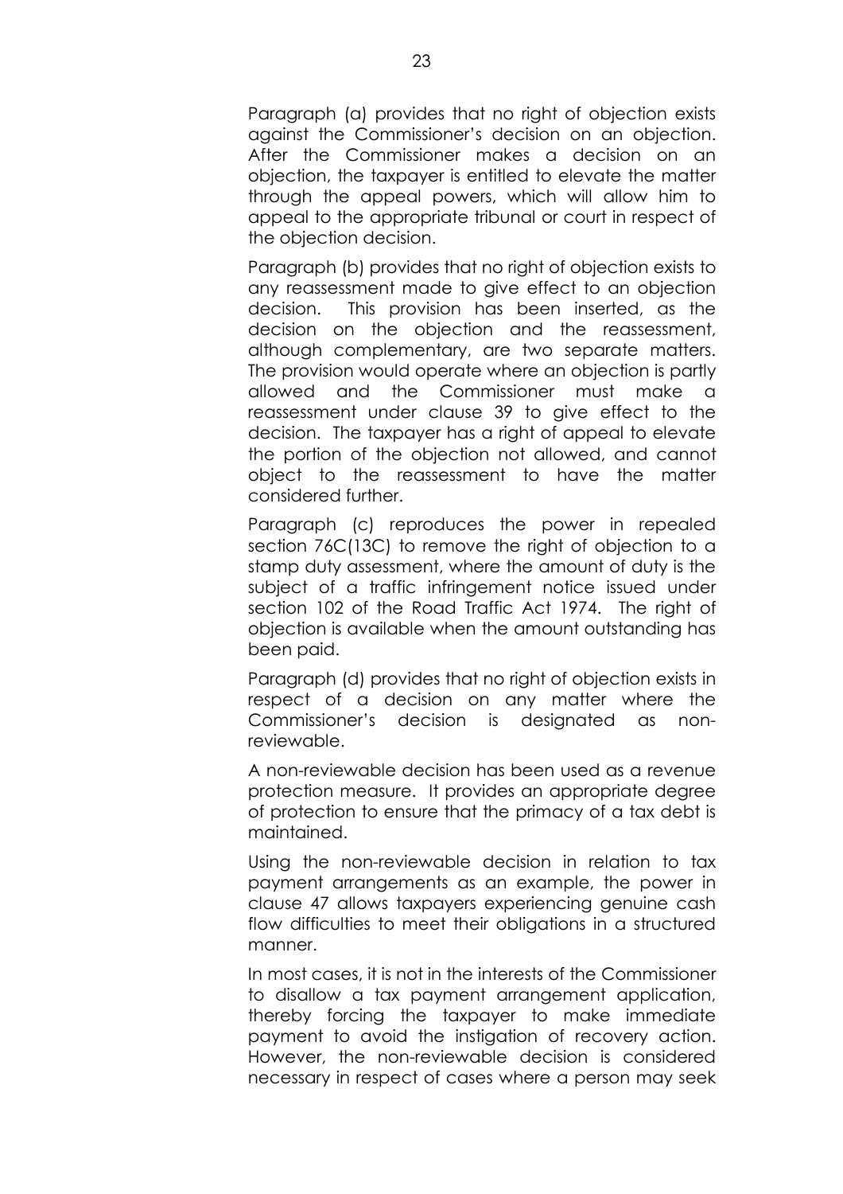Paragraph (a) provides that no right of objection exists against the Commissioner's decision on an objection. After the Commissioner makes a decision on an objection, the taxpayer is entitled to elevate the matter through the appeal powers, which will allow him to appeal to the appropriate tribunal or court in respect of the objection decision.

Paragraph (b) provides that no right of objection exists to any reassessment made to give effect to an objection decision. This provision has been inserted, as the decision on the objection and the reassessment, although complementary, are two separate matters. The provision would operate where an objection is partly allowed and the Commissioner must make a reassessment under clause 39 to give effect to the decision. The taxpayer has a right of appeal to elevate the portion of the objection not allowed, and cannot object to the reassessment to have the matter considered further.

Paragraph (c) reproduces the power in repealed section 76C(13C) to remove the right of objection to a stamp duty assessment, where the amount of duty is the subject of a traffic infringement notice issued under section 102 of the Road Traffic Act 1974. The right of objection is available when the amount outstanding has been paid.

Paragraph (d) provides that no right of objection exists in respect of a decision on any matter where the Commissioner's decision is designated as non-reviewable.

A non-reviewable decision has been used as a revenue protection measure. It provides an appropriate degree of protection to ensure that the primacy of a tax debt is maintained.

Using the non-reviewable decision in relation to tax payment arrangements as an example, the power in clause 47 allows taxpayers experiencing genuine cash flow difficulties to meet their obligations in a structured manner.

In most cases, it is not in the interests of the Commissioner to disallow a tax payment arrangement application, thereby forcing the taxpayer to make immediate payment to avoid the instigation of recovery action. However, the non-reviewable decision is considered necessary in respect of cases where a person may seek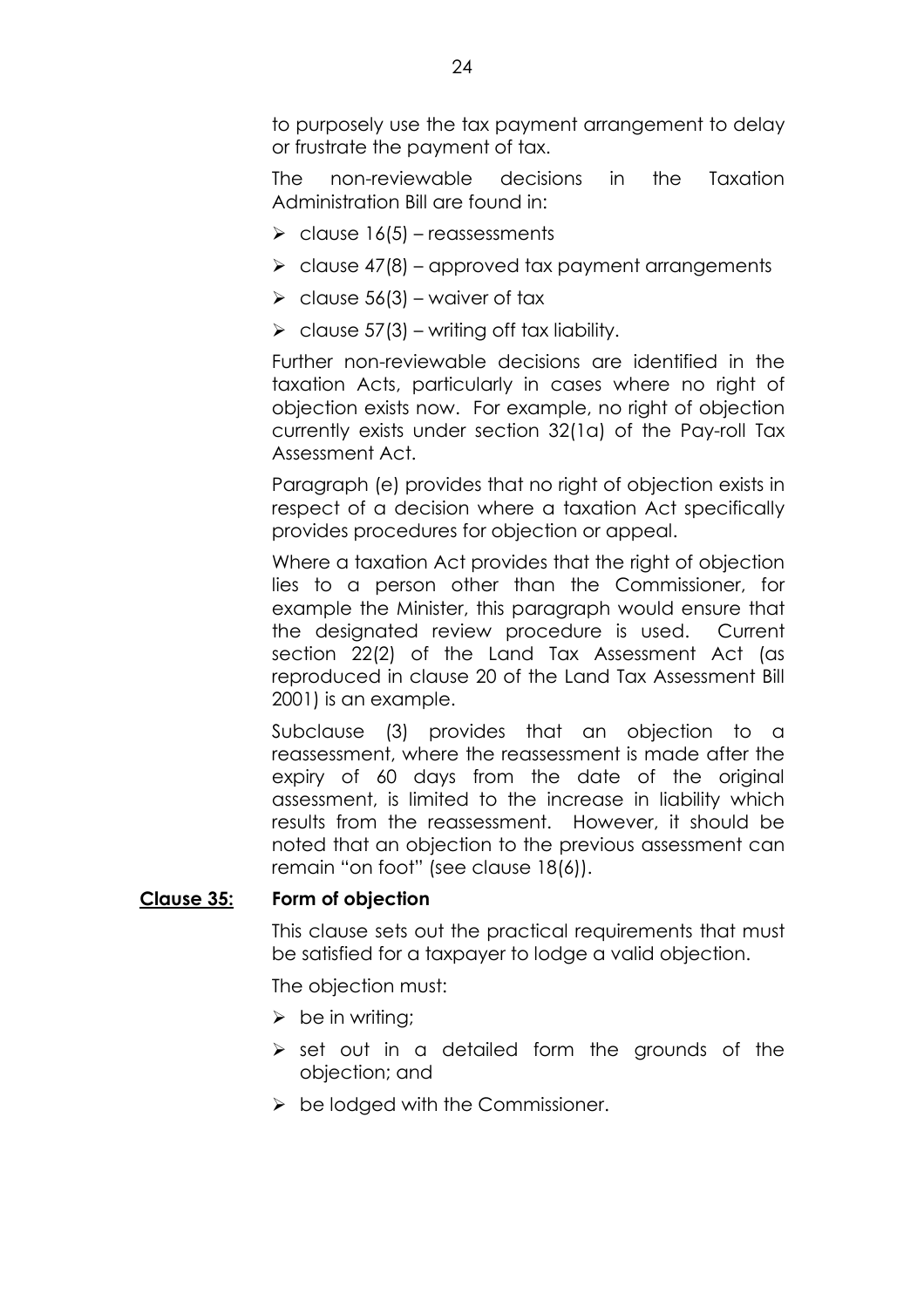to purposely use the tax payment arrangement to delay or frustrate the payment of tax.

The non-reviewable decisions in the Taxation Administration Bill are found in:

- clause 16(5) – reassessments
- clause 47(8) – approved tax payment arrangements
- clause 56(3) – waiver of tax
- clause 57(3) – writing off tax liability.

Further non-reviewable decisions are identified in the taxation Acts, particularly in cases where no right of objection exists now. For example, no right of objection currently exists under section 32(1a) of the Pay-roll Tax Assessment Act.

Paragraph (e) provides that no right of objection exists in respect of a decision where a taxation Act specifically provides procedures for objection or appeal.

Where a taxation Act provides that the right of objection lies to a person other than the Commissioner, for example the Minister, this paragraph would ensure that the designated review procedure is used. Current section 22(2) of the Land Tax Assessment Act (as reproduced in clause 20 of the Land Tax Assessment Bill 2001) is an example.

Subclause (3) provides that an objection to a reassessment, where the reassessment is made after the expiry of 60 days from the date of the original assessment, is limited to the increase in liability which results from the reassessment. However, it should be noted that an objection to the previous assessment can remain "on foot" (see clause 18(6)).

## Clause 35: Form of objection

This clause sets out the practical requirements that must be satisfied for a taxpayer to lodge a valid objection.

The objection must:

- be in writing;
- set out in a detailed form the grounds of the objection; and
- be lodged with the Commissioner.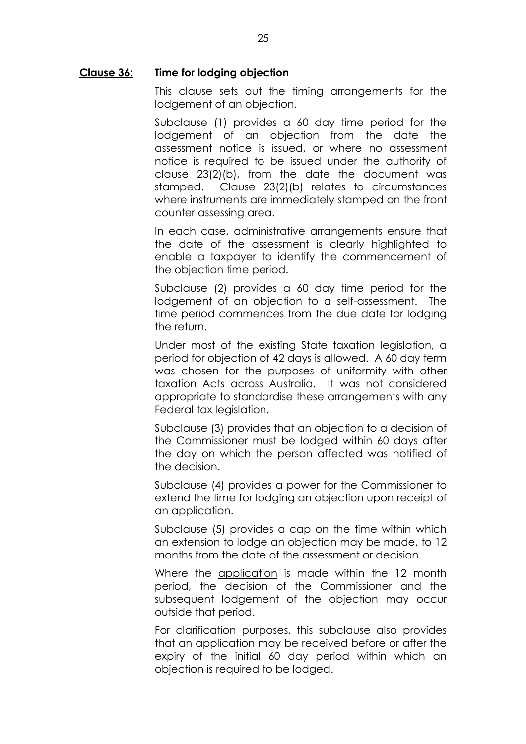**<u>Clause 36:</u>** **Time for lodging objection**

This clause sets out the timing arrangements for the lodgement of an objection.

Subclause (1) provides a 60 day time period for the lodgement of an objection from the date the assessment notice is issued, or where no assessment notice is required to be issued under the authority of clause 23(2)(b), from the date the document was stamped. Clause 23(2)(b) relates to circumstances where instruments are immediately stamped on the front counter assessing area.

In each case, administrative arrangements ensure that the date of the assessment is clearly highlighted to enable a taxpayer to identify the commencement of the objection time period.

Subclause (2) provides a 60 day time period for the lodgement of an objection to a self-assessment. The time period commences from the due date for lodging the return.

Under most of the existing State taxation legislation, a period for objection of 42 days is allowed. A 60 day term was chosen for the purposes of uniformity with other taxation Acts across Australia. It was not considered appropriate to standardise these arrangements with any Federal tax legislation.

Subclause (3) provides that an objection to a decision of the Commissioner must be lodged within 60 days after the day on which the person affected was notified of the decision.

Subclause (4) provides a power for the Commissioner to extend the time for lodging an objection upon receipt of an application.

Subclause (5) provides a cap on the time within which an extension to lodge an objection may be made, to 12 months from the date of the assessment or decision.

Where the <u>application</u> is made within the 12 month period, the decision of the Commissioner and the subsequent lodgement of the objection may occur outside that period.

For clarification purposes, this subclause also provides that an application may be received before or after the expiry of the initial 60 day period within which an objection is required to be lodged.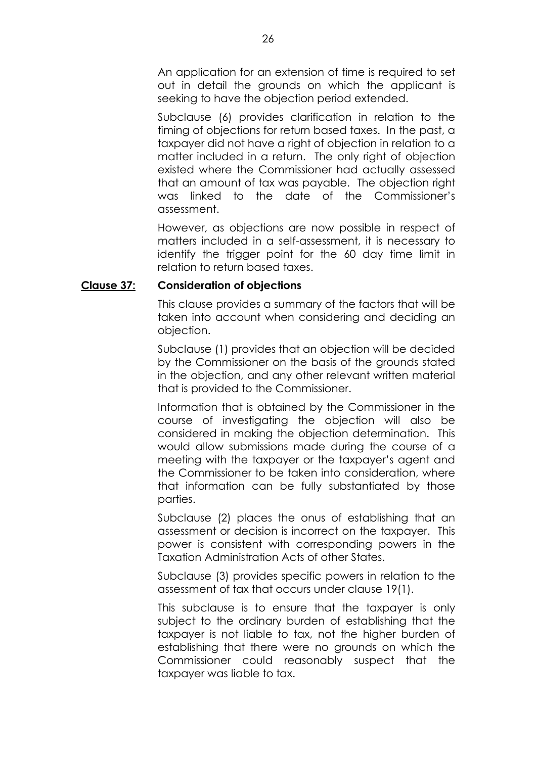An application for an extension of time is required to set out in detail the grounds on which the applicant is seeking to have the objection period extended.

Subclause (6) provides clarification in relation to the timing of objections for return based taxes. In the past, a taxpayer did not have a right of objection in relation to a matter included in a return. The only right of objection existed where the Commissioner had actually assessed that an amount of tax was payable. The objection right was linked to the date of the Commissioner's assessment.

However, as objections are now possible in respect of matters included in a self-assessment, it is necessary to identify the trigger point for the 60 day time limit in relation to return based taxes.

**Clause 37: Consideration of objections**

This clause provides a summary of the factors that will be taken into account when considering and deciding an objection.

Subclause (1) provides that an objection will be decided by the Commissioner on the basis of the grounds stated in the objection, and any other relevant written material that is provided to the Commissioner.

Information that is obtained by the Commissioner in the course of investigating the objection will also be considered in making the objection determination. This would allow submissions made during the course of a meeting with the taxpayer or the taxpayer's agent and the Commissioner to be taken into consideration, where that information can be fully substantiated by those parties.

Subclause (2) places the onus of establishing that an assessment or decision is incorrect on the taxpayer. This power is consistent with corresponding powers in the Taxation Administration Acts of other States.

Subclause (3) provides specific powers in relation to the assessment of tax that occurs under clause 19(1).

This subclause is to ensure that the taxpayer is only subject to the ordinary burden of establishing that the taxpayer is not liable to tax, not the higher burden of establishing that there were no grounds on which the Commissioner could reasonably suspect that the taxpayer was liable to tax.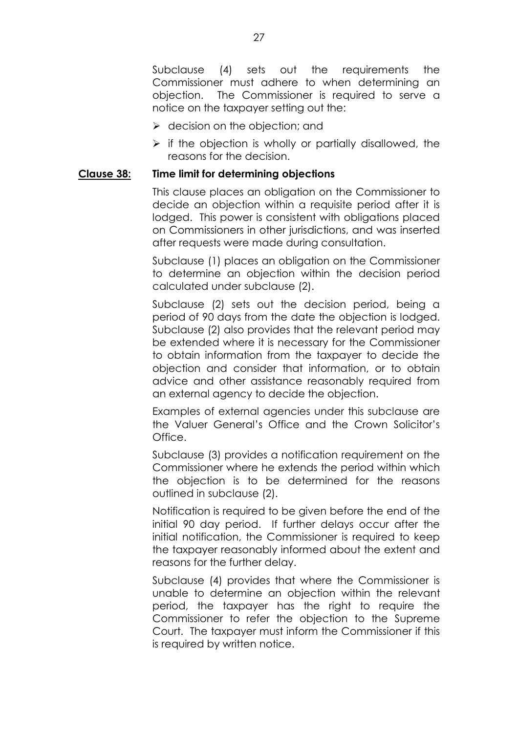Subclause (4) sets out the requirements the Commissioner must adhere to when determining an objection. The Commissioner is required to serve a notice on the taxpayer setting out the:

- decision on the objection; and
- if the objection is wholly or partially disallowed, the reasons for the decision.

**Clause 38: Time limit for determining objections**

This clause places an obligation on the Commissioner to decide an objection within a requisite period after it is lodged. This power is consistent with obligations placed on Commissioners in other jurisdictions, and was inserted after requests were made during consultation.

Subclause (1) places an obligation on the Commissioner to determine an objection within the decision period calculated under subclause (2).

Subclause (2) sets out the decision period, being a period of 90 days from the date the objection is lodged. Subclause (2) also provides that the relevant period may be extended where it is necessary for the Commissioner to obtain information from the taxpayer to decide the objection and consider that information, or to obtain advice and other assistance reasonably required from an external agency to decide the objection.

Examples of external agencies under this subclause are the Valuer General's Office and the Crown Solicitor's Office.

Subclause (3) provides a notification requirement on the Commissioner where he extends the period within which the objection is to be determined for the reasons outlined in subclause (2).

Notification is required to be given before the end of the initial 90 day period. If further delays occur after the initial notification, the Commissioner is required to keep the taxpayer reasonably informed about the extent and reasons for the further delay.

Subclause (4) provides that where the Commissioner is unable to determine an objection within the relevant period, the taxpayer has the right to require the Commissioner to refer the objection to the Supreme Court. The taxpayer must inform the Commissioner if this is required by written notice.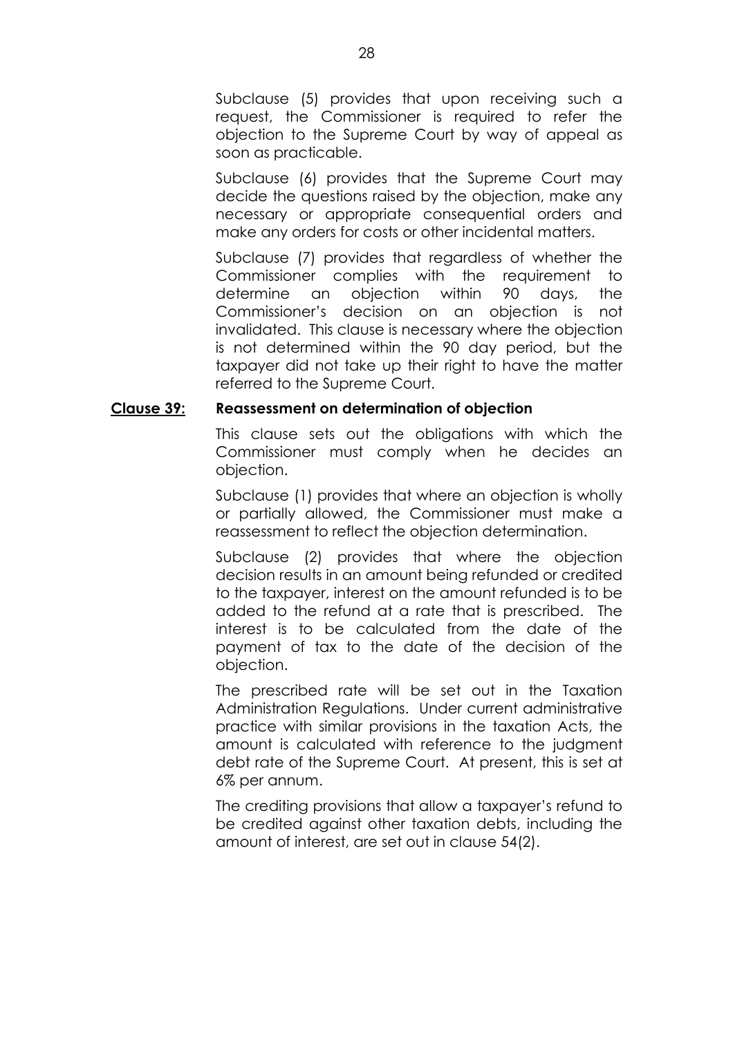Subclause (5) provides that upon receiving such a request, the Commissioner is required to refer the objection to the Supreme Court by way of appeal as soon as practicable.

Subclause (6) provides that the Supreme Court may decide the questions raised by the objection, make any necessary or appropriate consequential orders and make any orders for costs or other incidental matters.

Subclause (7) provides that regardless of whether the Commissioner complies with the requirement to determine an objection within 90 days, the Commissioner's decision on an objection is not invalidated. This clause is necessary where the objection is not determined within the 90 day period, but the taxpayer did not take up their right to have the matter referred to the Supreme Court.

**<u>Clause 39:</u> Reassessment on determination of objection**

This clause sets out the obligations with which the Commissioner must comply when he decides an objection.

Subclause (1) provides that where an objection is wholly or partially allowed, the Commissioner must make a reassessment to reflect the objection determination.

Subclause (2) provides that where the objection decision results in an amount being refunded or credited to the taxpayer, interest on the amount refunded is to be added to the refund at a rate that is prescribed. The interest is to be calculated from the date of the payment of tax to the date of the decision of the objection.

The prescribed rate will be set out in the Taxation Administration Regulations. Under current administrative practice with similar provisions in the taxation Acts, the amount is calculated with reference to the judgment debt rate of the Supreme Court. At present, this is set at 6% per annum.

The crediting provisions that allow a taxpayer's refund to be credited against other taxation debts, including the amount of interest, are set out in clause 54(2).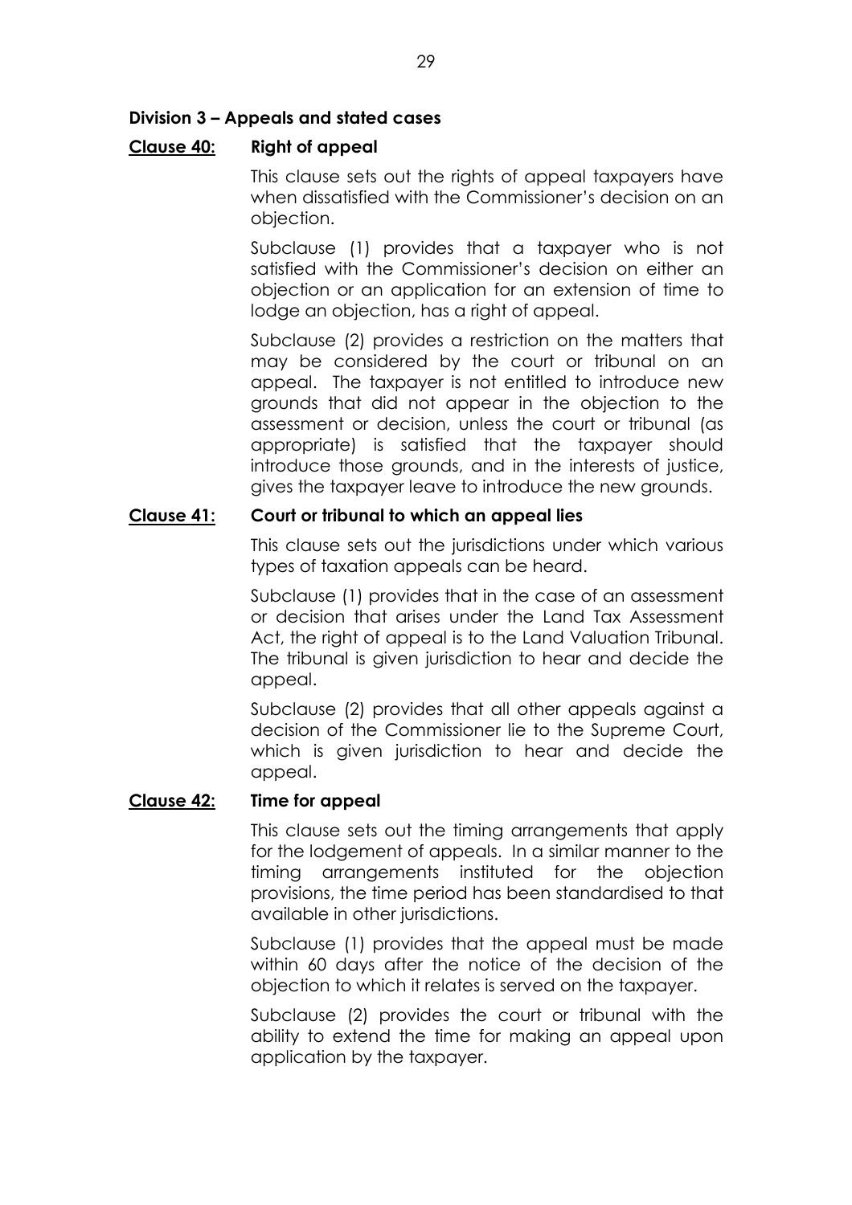**Division 3 – Appeals and stated cases**

**Clause 40: Right of appeal**

This clause sets out the rights of appeal taxpayers have when dissatisfied with the Commissioner's decision on an objection.

Subclause (1) provides that a taxpayer who is not satisfied with the Commissioner's decision on either an objection or an application for an extension of time to lodge an objection, has a right of appeal.

Subclause (2) provides a restriction on the matters that may be considered by the court or tribunal on an appeal. The taxpayer is not entitled to introduce new grounds that did not appear in the objection to the assessment or decision, unless the court or tribunal (as appropriate) is satisfied that the taxpayer should introduce those grounds, and in the interests of justice, gives the taxpayer leave to introduce the new grounds.

**Clause 41: Court or tribunal to which an appeal lies**

This clause sets out the jurisdictions under which various types of taxation appeals can be heard.

Subclause (1) provides that in the case of an assessment or decision that arises under the Land Tax Assessment Act, the right of appeal is to the Land Valuation Tribunal. The tribunal is given jurisdiction to hear and decide the appeal.

Subclause (2) provides that all other appeals against a decision of the Commissioner lie to the Supreme Court, which is given jurisdiction to hear and decide the appeal.

**Clause 42: Time for appeal**

This clause sets out the timing arrangements that apply for the lodgement of appeals. In a similar manner to the timing arrangements instituted for the objection provisions, the time period has been standardised to that available in other jurisdictions.

Subclause (1) provides that the appeal must be made within 60 days after the notice of the decision of the objection to which it relates is served on the taxpayer.

Subclause (2) provides the court or tribunal with the ability to extend the time for making an appeal upon application by the taxpayer.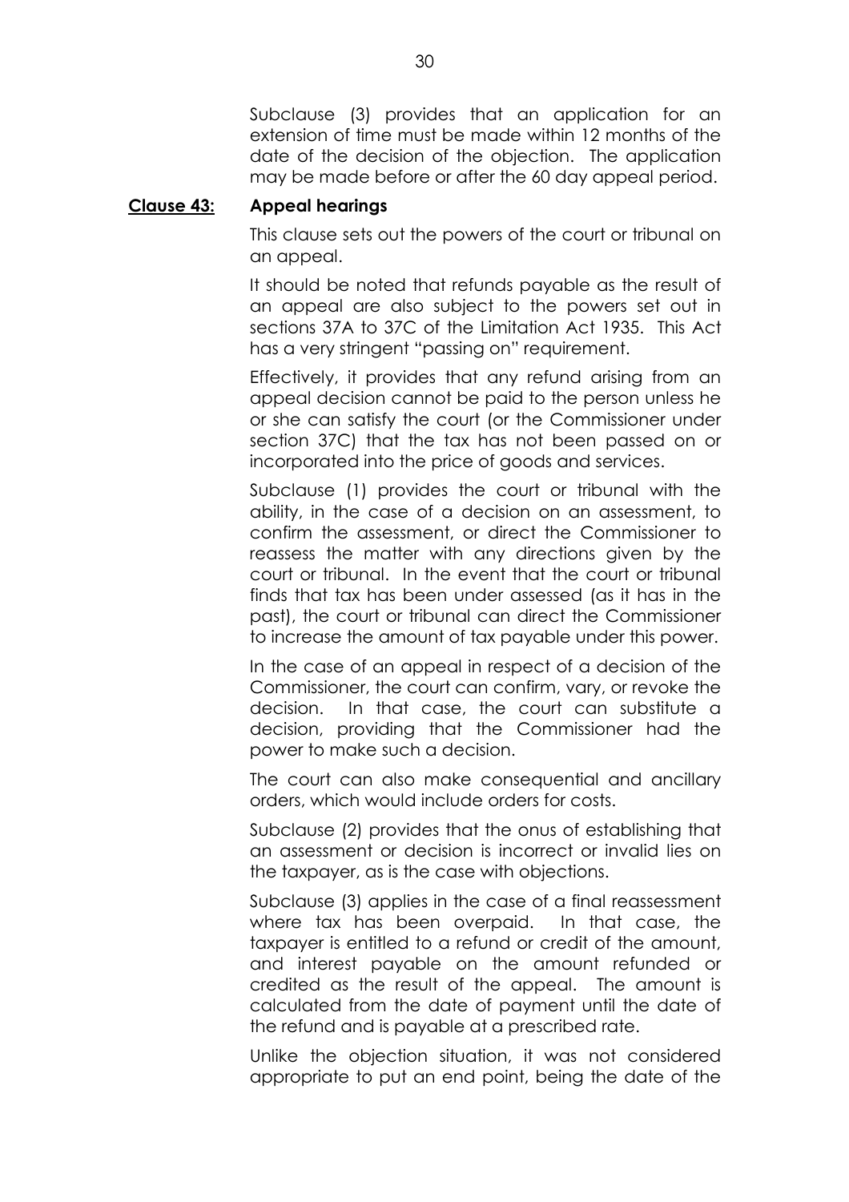Subclause (3) provides that an application for an extension of time must be made within 12 months of the date of the decision of the objection. The application may be made before or after the 60 day appeal period.

**Clause 43: Appeal hearings**

This clause sets out the powers of the court or tribunal on an appeal.

It should be noted that refunds payable as the result of an appeal are also subject to the powers set out in sections 37A to 37C of the Limitation Act 1935. This Act has a very stringent "passing on" requirement.

Effectively, it provides that any refund arising from an appeal decision cannot be paid to the person unless he or she can satisfy the court (or the Commissioner under section 37C) that the tax has not been passed on or incorporated into the price of goods and services.

Subclause (1) provides the court or tribunal with the ability, in the case of a decision on an assessment, to confirm the assessment, or direct the Commissioner to reassess the matter with any directions given by the court or tribunal. In the event that the court or tribunal finds that tax has been under assessed (as it has in the past), the court or tribunal can direct the Commissioner to increase the amount of tax payable under this power.

In the case of an appeal in respect of a decision of the Commissioner, the court can confirm, vary, or revoke the decision. In that case, the court can substitute a decision, providing that the Commissioner had the power to make such a decision.

The court can also make consequential and ancillary orders, which would include orders for costs.

Subclause (2) provides that the onus of establishing that an assessment or decision is incorrect or invalid lies on the taxpayer, as is the case with objections.

Subclause (3) applies in the case of a final reassessment where tax has been overpaid. In that case, the taxpayer is entitled to a refund or credit of the amount, and interest payable on the amount refunded or credited as the result of the appeal. The amount is calculated from the date of payment until the date of the refund and is payable at a prescribed rate.

Unlike the objection situation, it was not considered appropriate to put an end point, being the date of the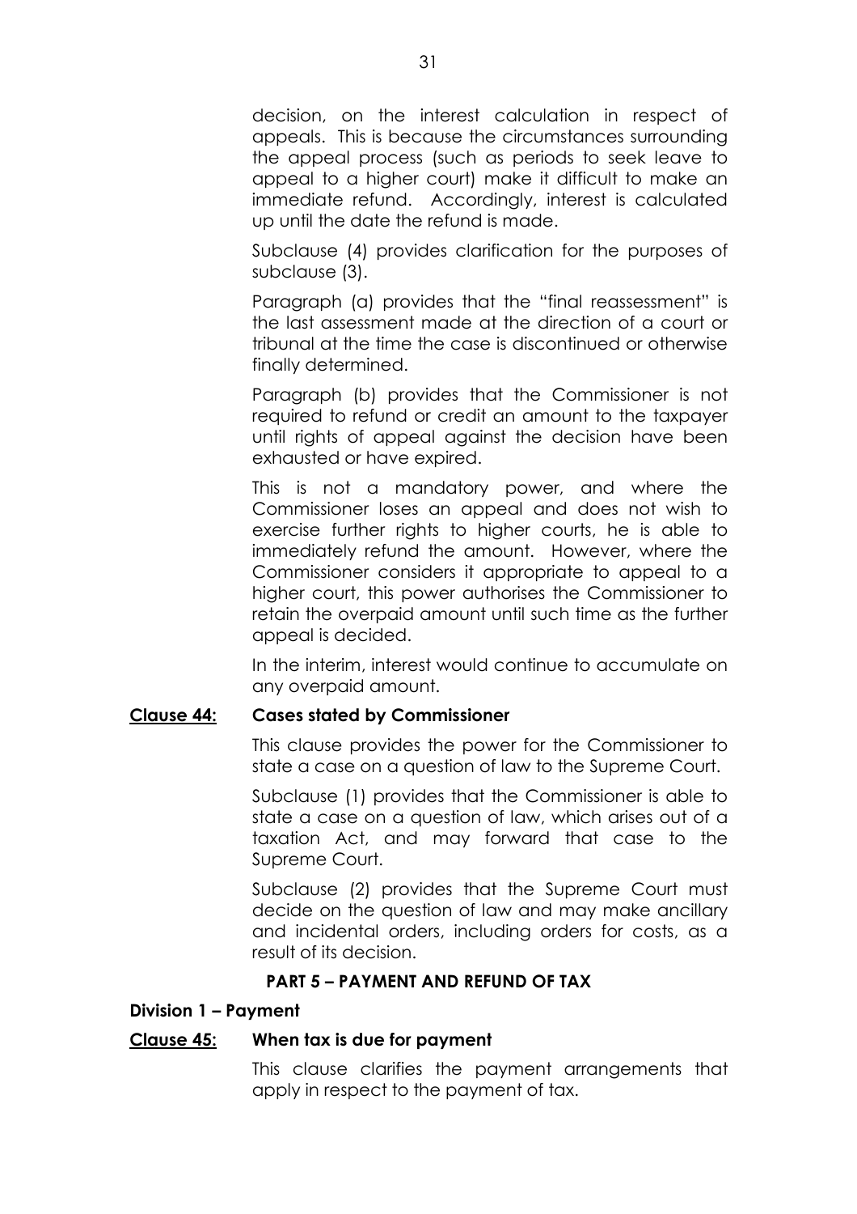decision, on the interest calculation in respect of appeals. This is because the circumstances surrounding the appeal process (such as periods to seek leave to appeal to a higher court) make it difficult to make an immediate refund. Accordingly, interest is calculated up until the date the refund is made.

Subclause (4) provides clarification for the purposes of subclause (3).

Paragraph (a) provides that the "final reassessment" is the last assessment made at the direction of a court or tribunal at the time the case is discontinued or otherwise finally determined.

Paragraph (b) provides that the Commissioner is not required to refund or credit an amount to the taxpayer until rights of appeal against the decision have been exhausted or have expired.

This is not a mandatory power, and where the Commissioner loses an appeal and does not wish to exercise further rights to higher courts, he is able to immediately refund the amount. However, where the Commissioner considers it appropriate to appeal to a higher court, this power authorises the Commissioner to retain the overpaid amount until such time as the further appeal is decided.

In the interim, interest would continue to accumulate on any overpaid amount.

**Clause 44: Cases stated by Commissioner**

This clause provides the power for the Commissioner to state a case on a question of law to the Supreme Court.

Subclause (1) provides that the Commissioner is able to state a case on a question of law, which arises out of a taxation Act, and may forward that case to the Supreme Court.

Subclause (2) provides that the Supreme Court must decide on the question of law and may make ancillary and incidental orders, including orders for costs, as a result of its decision.

## PART 5 – PAYMENT AND REFUND OF TAX

### Division 1 – Payment

**Clause 45: When tax is due for payment**

This clause clarifies the payment arrangements that apply in respect to the payment of tax.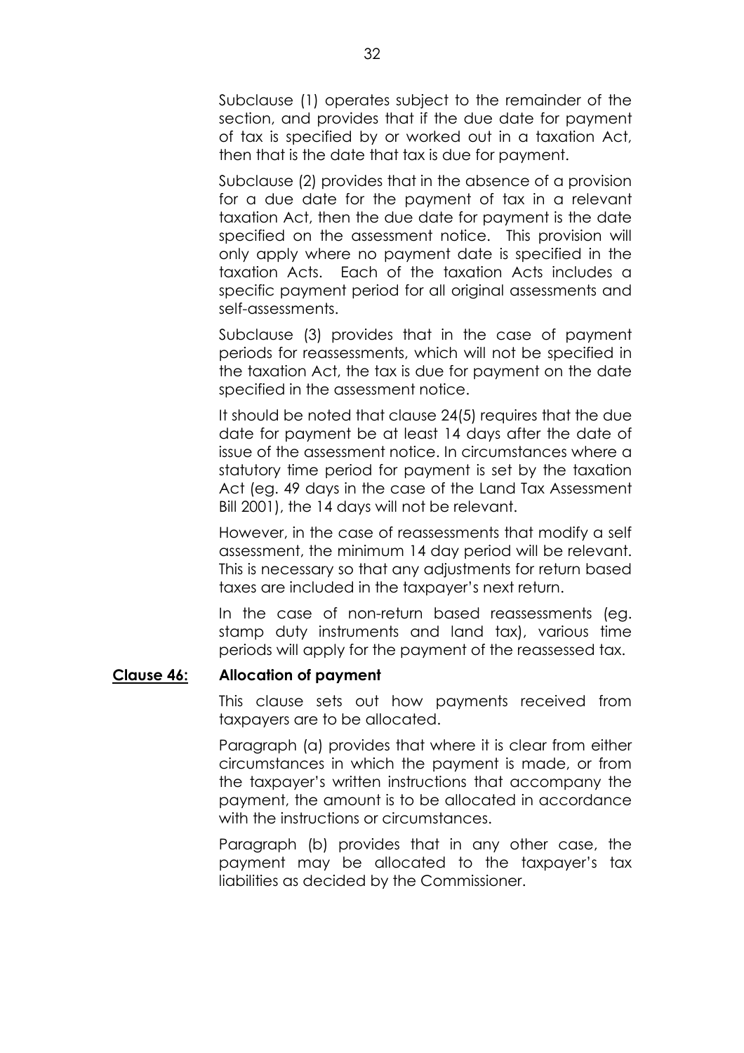Subclause (1) operates subject to the remainder of the section, and provides that if the due date for payment of tax is specified by or worked out in a taxation Act, then that is the date that tax is due for payment.

Subclause (2) provides that in the absence of a provision for a due date for the payment of tax in a relevant taxation Act, then the due date for payment is the date specified on the assessment notice. This provision will only apply where no payment date is specified in the taxation Acts. Each of the taxation Acts includes a specific payment period for all original assessments and self-assessments.

Subclause (3) provides that in the case of payment periods for reassessments, which will not be specified in the taxation Act, the tax is due for payment on the date specified in the assessment notice.

It should be noted that clause 24(5) requires that the due date for payment be at least 14 days after the date of issue of the assessment notice. In circumstances where a statutory time period for payment is set by the taxation Act (eg. 49 days in the case of the Land Tax Assessment Bill 2001), the 14 days will not be relevant.

However, in the case of reassessments that modify a self assessment, the minimum 14 day period will be relevant. This is necessary so that any adjustments for return based taxes are included in the taxpayer's next return.

In the case of non-return based reassessments (eg. stamp duty instruments and land tax), various time periods will apply for the payment of the reassessed tax.

**Clause 46: Allocation of payment**

This clause sets out how payments received from taxpayers are to be allocated.

Paragraph (a) provides that where it is clear from either circumstances in which the payment is made, or from the taxpayer's written instructions that accompany the payment, the amount is to be allocated in accordance with the instructions or circumstances.

Paragraph (b) provides that in any other case, the payment may be allocated to the taxpayer's tax liabilities as decided by the Commissioner.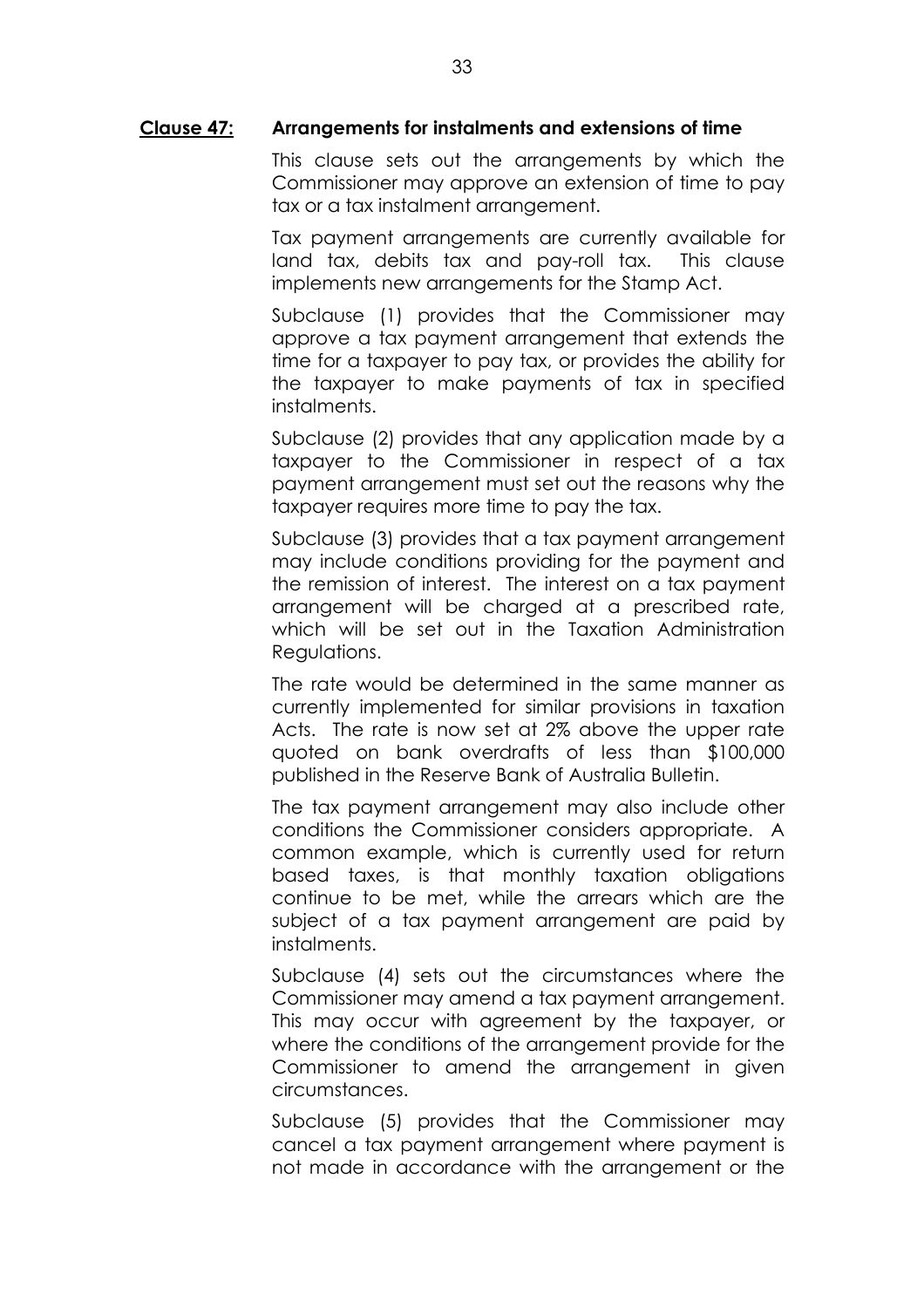## **Clause 47: Arrangements for instalments and extensions of time**

This clause sets out the arrangements by which the Commissioner may approve an extension of time to pay tax or a tax instalment arrangement.

Tax payment arrangements are currently available for land tax, debits tax and pay-roll tax. This clause implements new arrangements for the Stamp Act.

Subclause (1) provides that the Commissioner may approve a tax payment arrangement that extends the time for a taxpayer to pay tax, or provides the ability for the taxpayer to make payments of tax in specified instalments.

Subclause (2) provides that any application made by a taxpayer to the Commissioner in respect of a tax payment arrangement must set out the reasons why the taxpayer requires more time to pay the tax.

Subclause (3) provides that a tax payment arrangement may include conditions providing for the payment and the remission of interest. The interest on a tax payment arrangement will be charged at a prescribed rate, which will be set out in the Taxation Administration Regulations.

The rate would be determined in the same manner as currently implemented for similar provisions in taxation Acts. The rate is now set at 2% above the upper rate quoted on bank overdrafts of less than $100,000 published in the Reserve Bank of Australia Bulletin.

The tax payment arrangement may also include other conditions the Commissioner considers appropriate. A common example, which is currently used for return based taxes, is that monthly taxation obligations continue to be met, while the arrears which are the subject of a tax payment arrangement are paid by instalments.

Subclause (4) sets out the circumstances where the Commissioner may amend a tax payment arrangement. This may occur with agreement by the taxpayer, or where the conditions of the arrangement provide for the Commissioner to amend the arrangement in given circumstances.

Subclause (5) provides that the Commissioner may cancel a tax payment arrangement where payment is not made in accordance with the arrangement or the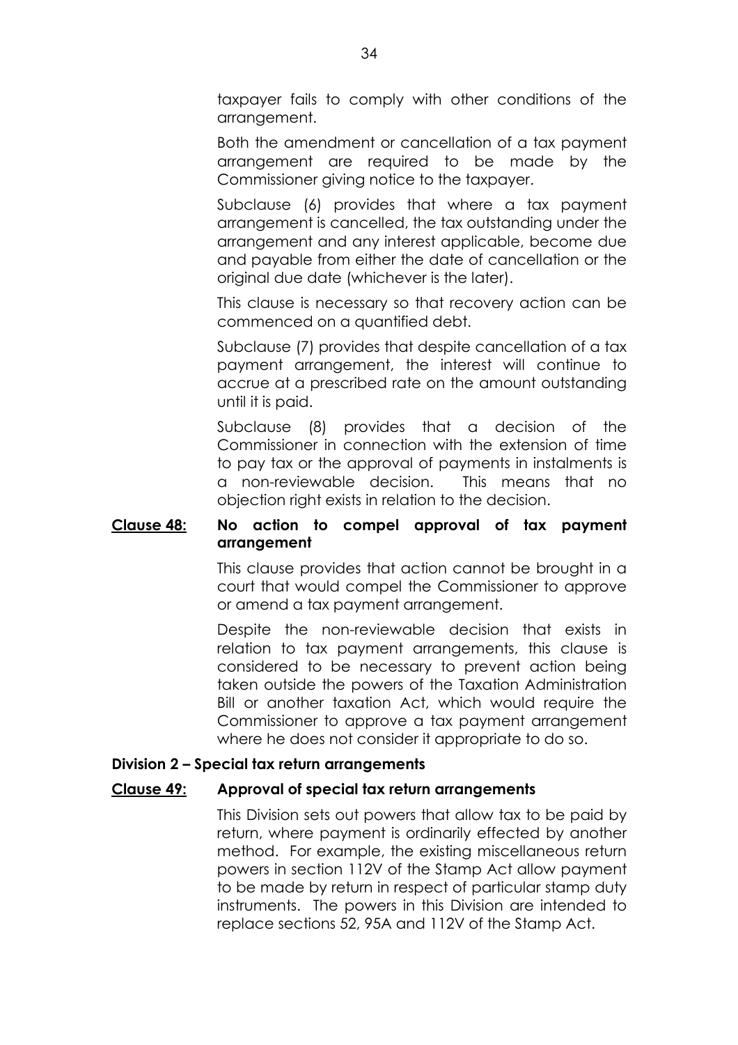taxpayer fails to comply with other conditions of the arrangement.

Both the amendment or cancellation of a tax payment arrangement are required to be made by the Commissioner giving notice to the taxpayer.

Subclause (6) provides that where a tax payment arrangement is cancelled, the tax outstanding under the arrangement and any interest applicable, become due and payable from either the date of cancellation or the original due date (whichever is the later).

This clause is necessary so that recovery action can be commenced on a quantified debt.

Subclause (7) provides that despite cancellation of a tax payment arrangement, the interest will continue to accrue at a prescribed rate on the amount outstanding until it is paid.

Subclause (8) provides that a decision of the Commissioner in connection with the extension of time to pay tax or the approval of payments in instalments is a non-reviewable decision. This means that no objection right exists in relation to the decision.

**<u>Clause 48:</u> No action to compel approval of tax payment arrangement**

This clause provides that action cannot be brought in a court that would compel the Commissioner to approve or amend a tax payment arrangement.

Despite the non-reviewable decision that exists in relation to tax payment arrangements, this clause is considered to be necessary to prevent action being taken outside the powers of the Taxation Administration Bill or another taxation Act, which would require the Commissioner to approve a tax payment arrangement where he does not consider it appropriate to do so.

**Division 2 – Special tax return arrangements**

**<u>Clause 49:</u> Approval of special tax return arrangements**

This Division sets out powers that allow tax to be paid by return, where payment is ordinarily effected by another method. For example, the existing miscellaneous return powers in section 112V of the Stamp Act allow payment to be made by return in respect of particular stamp duty instruments. The powers in this Division are intended to replace sections 52, 95A and 112V of the Stamp Act.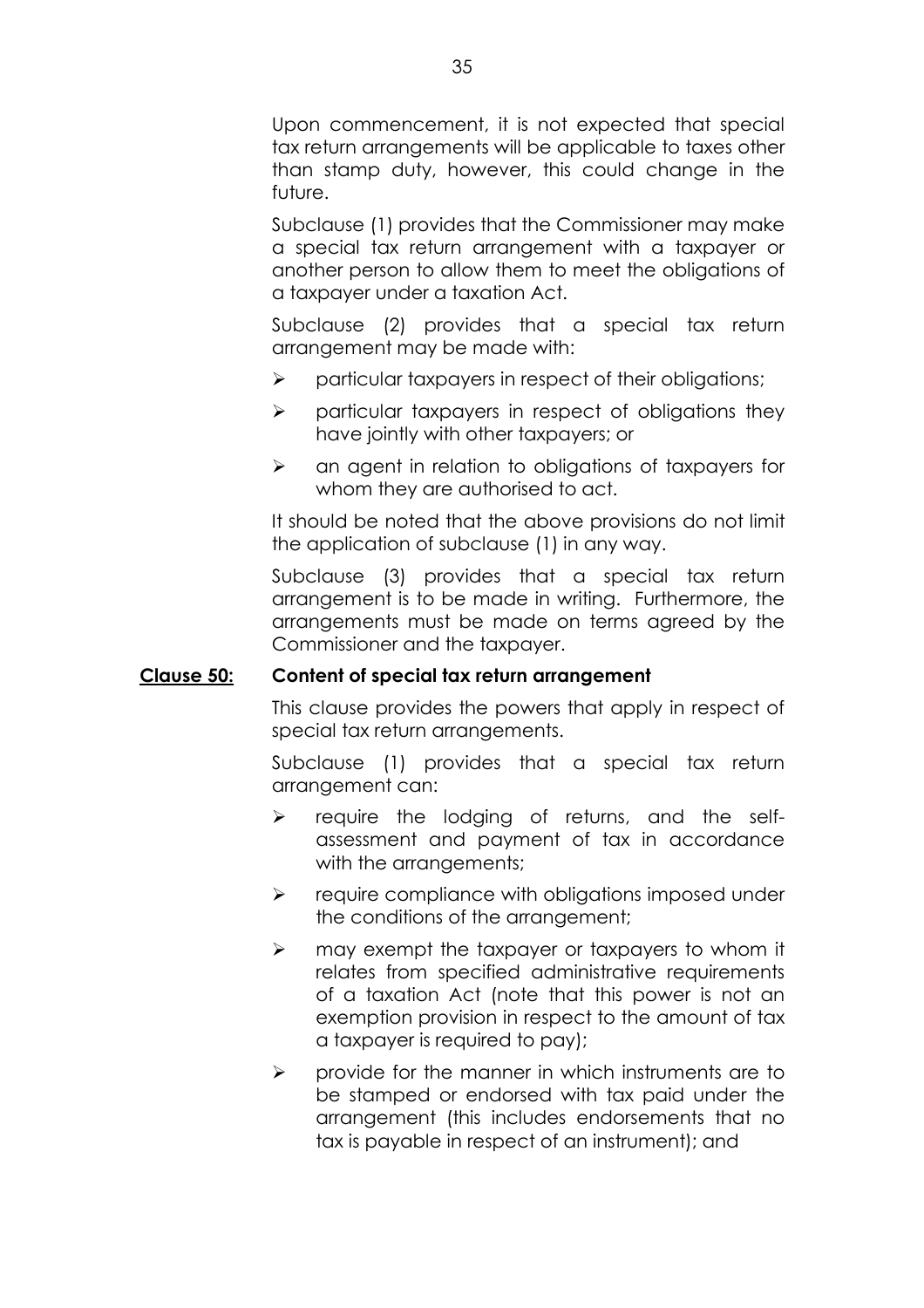Upon commencement, it is not expected that special tax return arrangements will be applicable to taxes other than stamp duty, however, this could change in the future.

Subclause (1) provides that the Commissioner may make a special tax return arrangement with a taxpayer or another person to allow them to meet the obligations of a taxpayer under a taxation Act.

Subclause (2) provides that a special tax return arrangement may be made with:

- particular taxpayers in respect of their obligations;
- particular taxpayers in respect of obligations they have jointly with other taxpayers; or
- an agent in relation to obligations of taxpayers for whom they are authorised to act.

It should be noted that the above provisions do not limit the application of subclause (1) in any way.

Subclause (3) provides that a special tax return arrangement is to be made in writing. Furthermore, the arrangements must be made on terms agreed by the Commissioner and the taxpayer.

**Clause 50: Content of special tax return arrangement**

This clause provides the powers that apply in respect of special tax return arrangements.

Subclause (1) provides that a special tax return arrangement can:

- require the lodging of returns, and the self-assessment and payment of tax in accordance with the arrangements;
- require compliance with obligations imposed under the conditions of the arrangement;
- may exempt the taxpayer or taxpayers to whom it relates from specified administrative requirements of a taxation Act (note that this power is not an exemption provision in respect to the amount of tax a taxpayer is required to pay);
- provide for the manner in which instruments are to be stamped or endorsed with tax paid under the arrangement (this includes endorsements that no tax is payable in respect of an instrument); and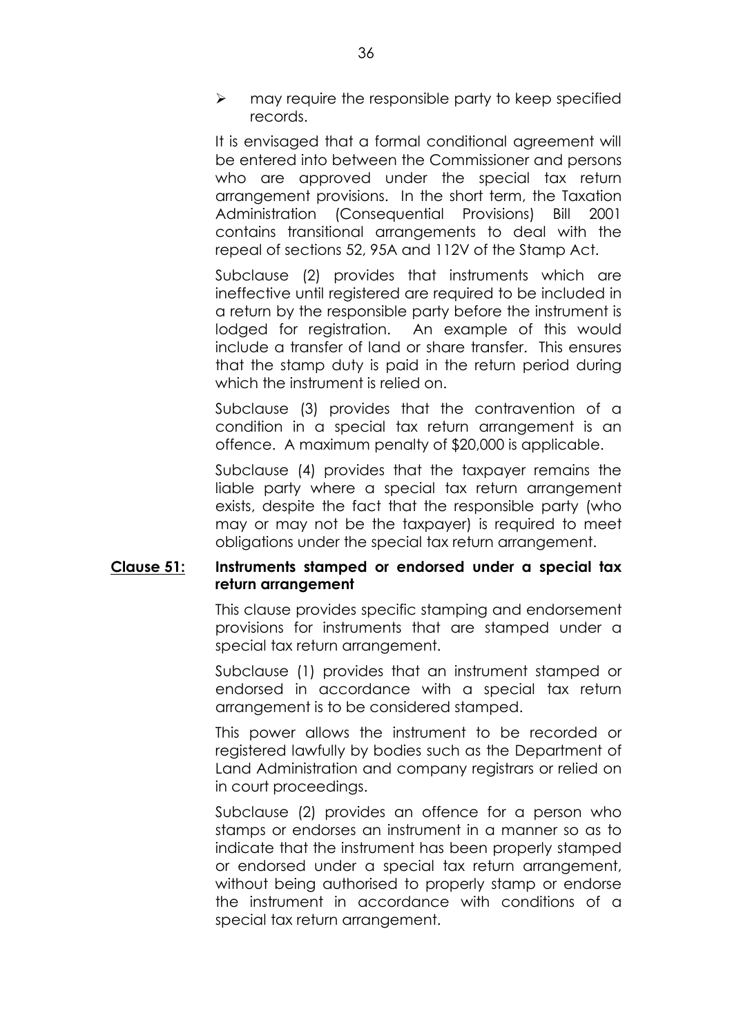- may require the responsible party to keep specified records.

It is envisaged that a formal conditional agreement will be entered into between the Commissioner and persons who are approved under the special tax return arrangement provisions. In the short term, the Taxation Administration (Consequential Provisions) Bill 2001 contains transitional arrangements to deal with the repeal of sections 52, 95A and 112V of the Stamp Act.

Subclause (2) provides that instruments which are ineffective until registered are required to be included in a return by the responsible party before the instrument is lodged for registration. An example of this would include a transfer of land or share transfer. This ensures that the stamp duty is paid in the return period during which the instrument is relied on.

Subclause (3) provides that the contravention of a condition in a special tax return arrangement is an offence. A maximum penalty of $20,000 is applicable.

Subclause (4) provides that the taxpayer remains the liable party where a special tax return arrangement exists, despite the fact that the responsible party (who may or may not be the taxpayer) is required to meet obligations under the special tax return arrangement.

**<u>Clause 51:</u> Instruments stamped or endorsed under a special tax return arrangement**

This clause provides specific stamping and endorsement provisions for instruments that are stamped under a special tax return arrangement.

Subclause (1) provides that an instrument stamped or endorsed in accordance with a special tax return arrangement is to be considered stamped.

This power allows the instrument to be recorded or registered lawfully by bodies such as the Department of Land Administration and company registrars or relied on in court proceedings.

Subclause (2) provides an offence for a person who stamps or endorses an instrument in a manner so as to indicate that the instrument has been properly stamped or endorsed under a special tax return arrangement, without being authorised to properly stamp or endorse the instrument in accordance with conditions of a special tax return arrangement.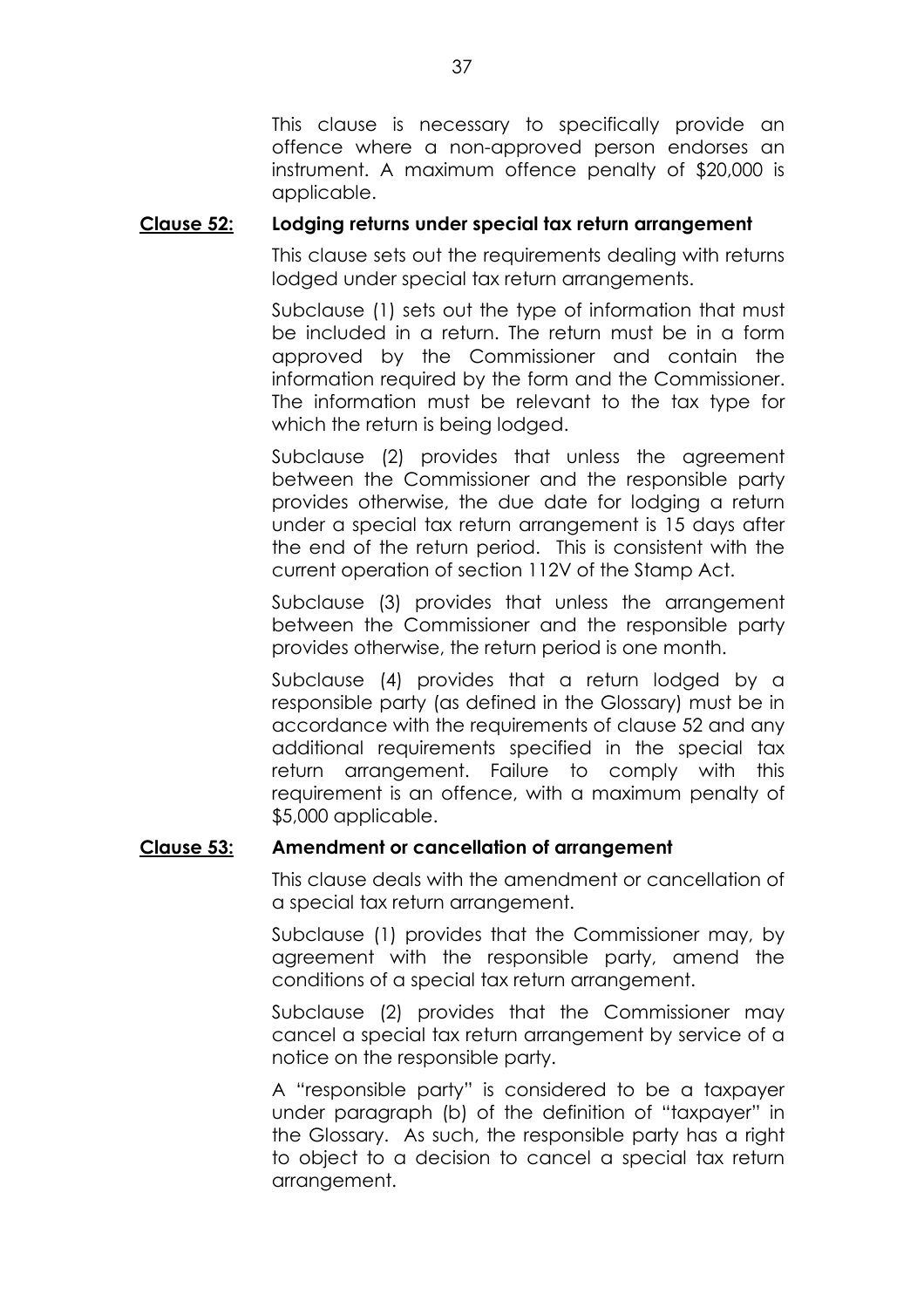This clause is necessary to specifically provide an offence where a non-approved person endorses an instrument. A maximum offence penalty of $20,000 is applicable.

**Clause 52: Lodging returns under special tax return arrangement**

This clause sets out the requirements dealing with returns lodged under special tax return arrangements.

Subclause (1) sets out the type of information that must be included in a return. The return must be in a form approved by the Commissioner and contain the information required by the form and the Commissioner. The information must be relevant to the tax type for which the return is being lodged.

Subclause (2) provides that unless the agreement between the Commissioner and the responsible party provides otherwise, the due date for lodging a return under a special tax return arrangement is 15 days after the end of the return period. This is consistent with the current operation of section 112V of the Stamp Act.

Subclause (3) provides that unless the arrangement between the Commissioner and the responsible party provides otherwise, the return period is one month.

Subclause (4) provides that a return lodged by a responsible party (as defined in the Glossary) must be in accordance with the requirements of clause 52 and any additional requirements specified in the special tax return arrangement. Failure to comply with this requirement is an offence, with a maximum penalty of $5,000 applicable.

**Clause 53: Amendment or cancellation of arrangement**

This clause deals with the amendment or cancellation of a special tax return arrangement.

Subclause (1) provides that the Commissioner may, by agreement with the responsible party, amend the conditions of a special tax return arrangement.

Subclause (2) provides that the Commissioner may cancel a special tax return arrangement by service of a notice on the responsible party.

A "responsible party" is considered to be a taxpayer under paragraph (b) of the definition of "taxpayer" in the Glossary. As such, the responsible party has a right to object to a decision to cancel a special tax return arrangement.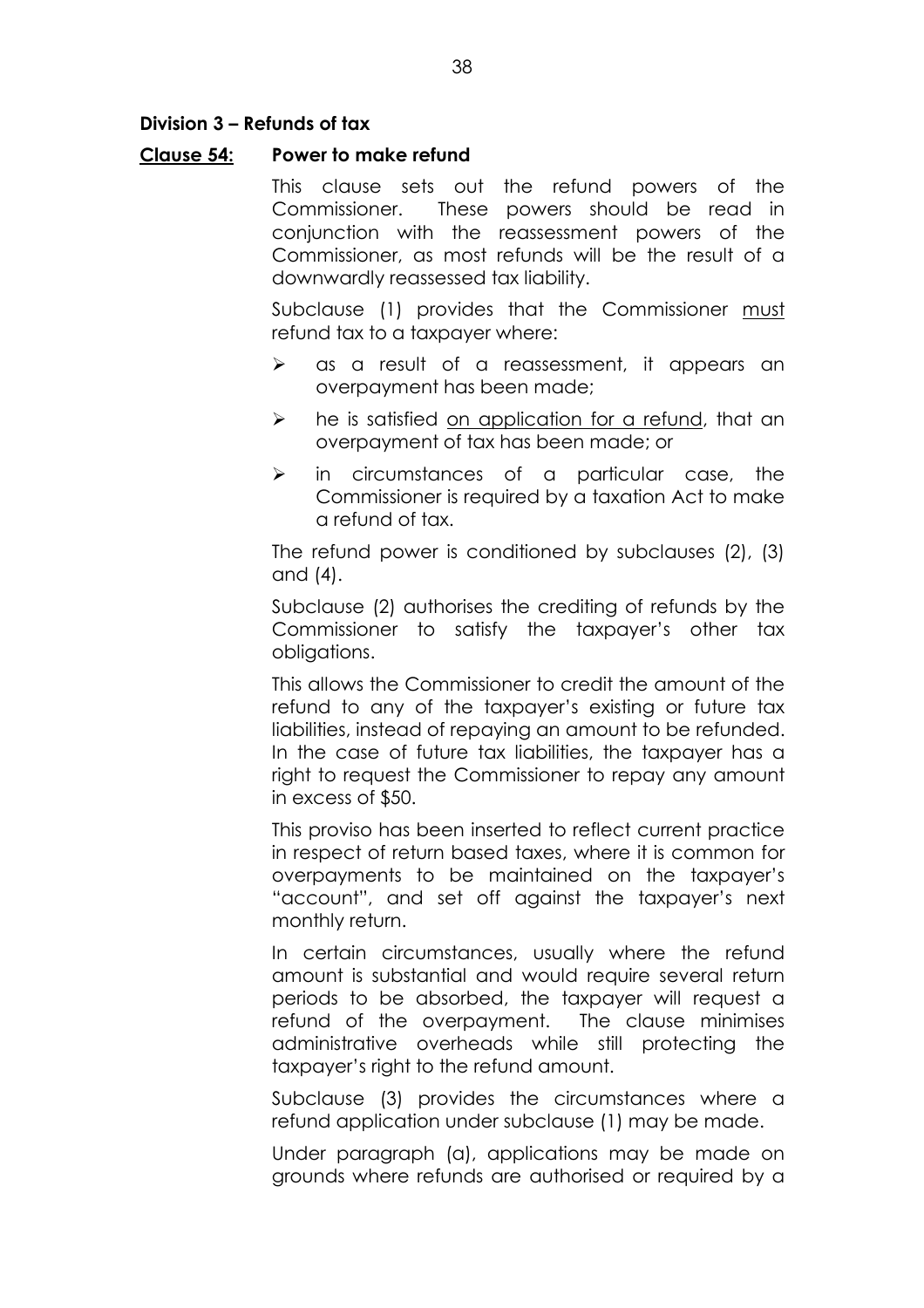### Division 3 – Refunds of tax

**Clause 54: Power to make refund**

This clause sets out the refund powers of the Commissioner. These powers should be read in conjunction with the reassessment powers of the Commissioner, as most refunds will be the result of a downwardly reassessed tax liability.

Subclause (1) provides that the Commissioner <u>must</u> refund tax to a taxpayer where:

- as a result of a reassessment, it appears an overpayment has been made;
- he is satisfied <u>on application for a refund</u>, that an overpayment of tax has been made; or
- in circumstances of a particular case, the Commissioner is required by a taxation Act to make a refund of tax.

The refund power is conditioned by subclauses (2), (3) and (4).

Subclause (2) authorises the crediting of refunds by the Commissioner to satisfy the taxpayer's other tax obligations.

This allows the Commissioner to credit the amount of the refund to any of the taxpayer's existing or future tax liabilities, instead of repaying an amount to be refunded. In the case of future tax liabilities, the taxpayer has a right to request the Commissioner to repay any amount in excess of $50.

This proviso has been inserted to reflect current practice in respect of return based taxes, where it is common for overpayments to be maintained on the taxpayer's "account", and set off against the taxpayer's next monthly return.

In certain circumstances, usually where the refund amount is substantial and would require several return periods to be absorbed, the taxpayer will request a refund of the overpayment. The clause minimises administrative overheads while still protecting the taxpayer's right to the refund amount.

Subclause (3) provides the circumstances where a refund application under subclause (1) may be made.

Under paragraph (a), applications may be made on grounds where refunds are authorised or required by a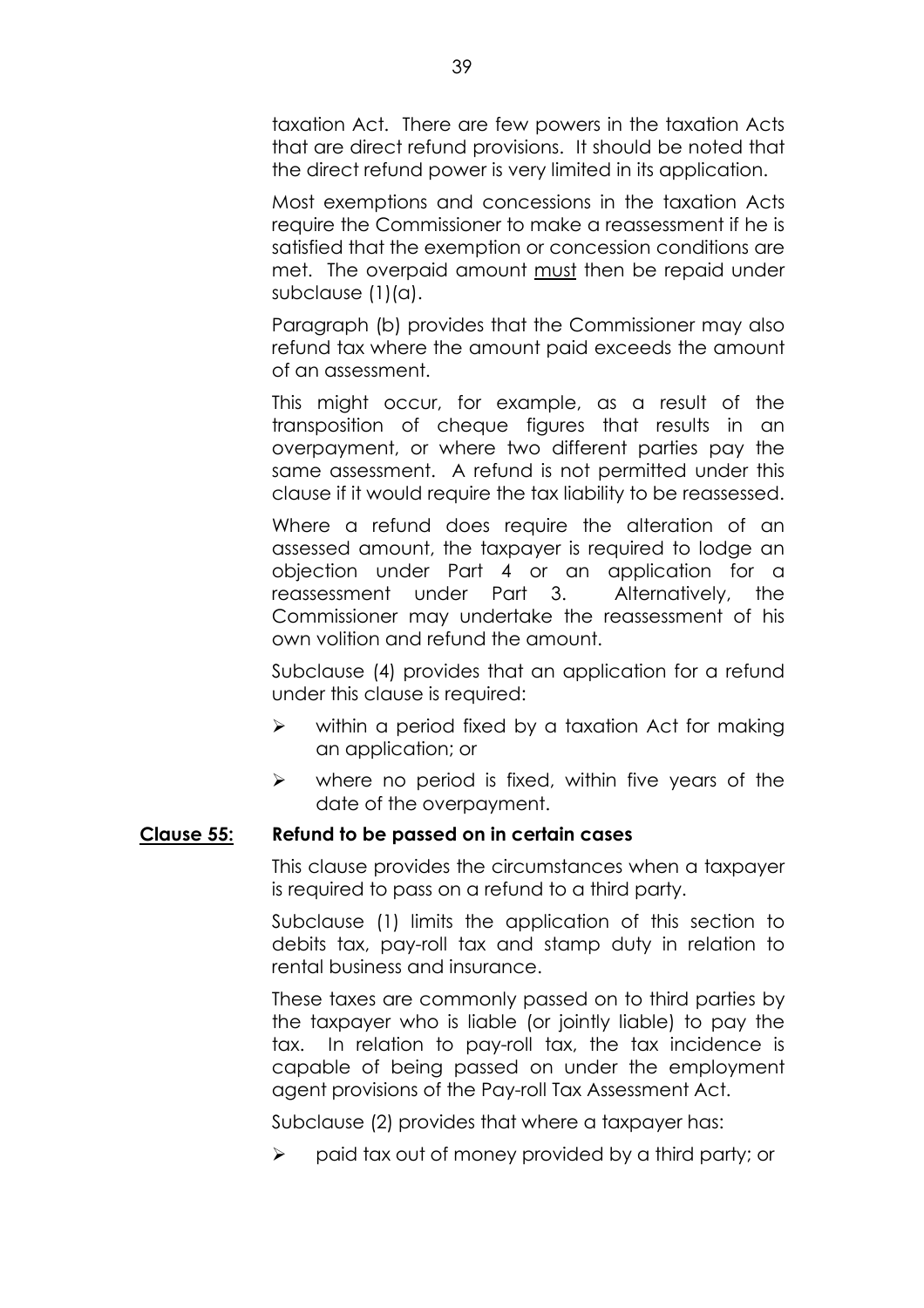taxation Act. There are few powers in the taxation Acts that are direct refund provisions. It should be noted that the direct refund power is very limited in its application.

Most exemptions and concessions in the taxation Acts require the Commissioner to make a reassessment if he is satisfied that the exemption or concession conditions are met. The overpaid amount must then be repaid under subclause (1)(a).

Paragraph (b) provides that the Commissioner may also refund tax where the amount paid exceeds the amount of an assessment.

This might occur, for example, as a result of the transposition of cheque figures that results in an overpayment, or where two different parties pay the same assessment. A refund is not permitted under this clause if it would require the tax liability to be reassessed.

Where a refund does require the alteration of an assessed amount, the taxpayer is required to lodge an objection under Part 4 or an application for a reassessment under Part 3. Alternatively, the Commissioner may undertake the reassessment of his own volition and refund the amount.

Subclause (4) provides that an application for a refund under this clause is required:

- within a period fixed by a taxation Act for making an application; or
- where no period is fixed, within five years of the date of the overpayment.

**Clause 55: Refund to be passed on in certain cases**

This clause provides the circumstances when a taxpayer is required to pass on a refund to a third party.

Subclause (1) limits the application of this section to debits tax, pay-roll tax and stamp duty in relation to rental business and insurance.

These taxes are commonly passed on to third parties by the taxpayer who is liable (or jointly liable) to pay the tax. In relation to pay-roll tax, the tax incidence is capable of being passed on under the employment agent provisions of the Pay-roll Tax Assessment Act.

Subclause (2) provides that where a taxpayer has:

- paid tax out of money provided by a third party; or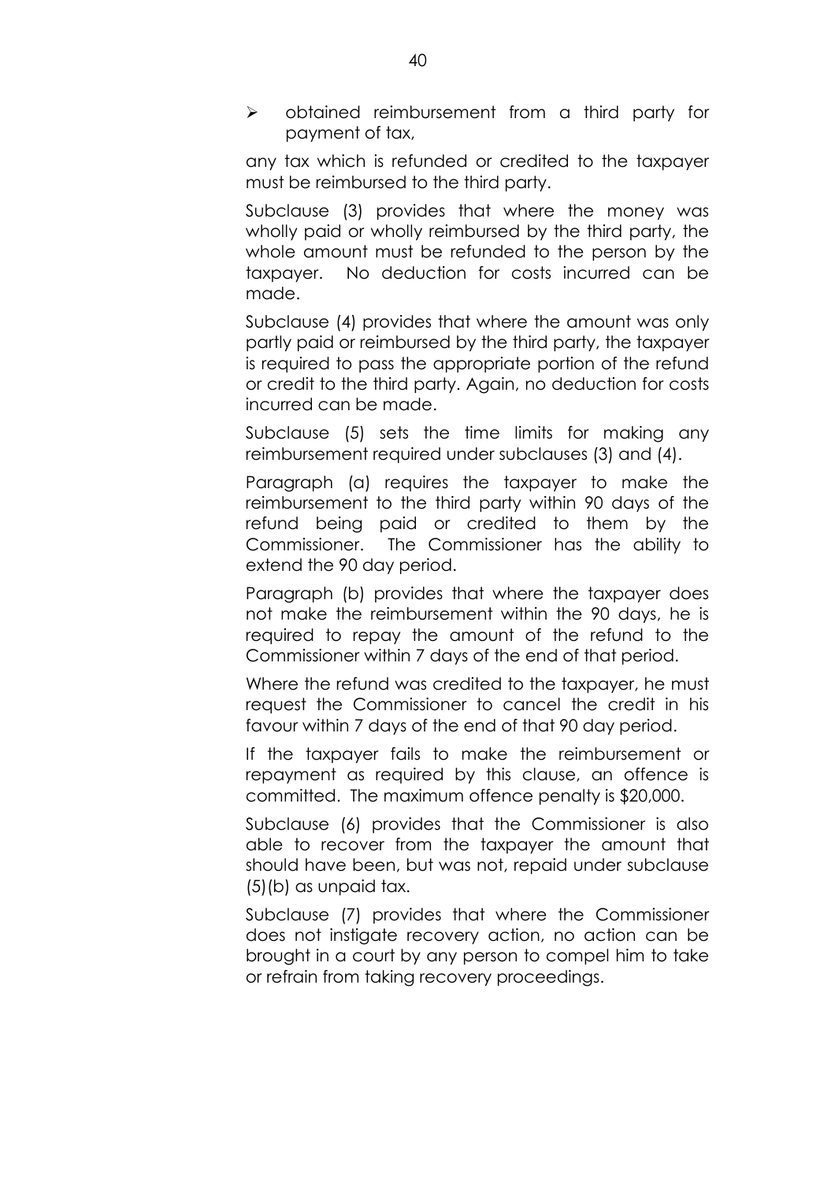- obtained reimbursement from a third party for payment of tax,

any tax which is refunded or credited to the taxpayer must be reimbursed to the third party.

Subclause (3) provides that where the money was wholly paid or wholly reimbursed by the third party, the whole amount must be refunded to the person by the taxpayer. No deduction for costs incurred can be made.

Subclause (4) provides that where the amount was only partly paid or reimbursed by the third party, the taxpayer is required to pass the appropriate portion of the refund or credit to the third party. Again, no deduction for costs incurred can be made.

Subclause (5) sets the time limits for making any reimbursement required under subclauses (3) and (4).

Paragraph (a) requires the taxpayer to make the reimbursement to the third party within 90 days of the refund being paid or credited to them by the Commissioner. The Commissioner has the ability to extend the 90 day period.

Paragraph (b) provides that where the taxpayer does not make the reimbursement within the 90 days, he is required to repay the amount of the refund to the Commissioner within 7 days of the end of that period.

Where the refund was credited to the taxpayer, he must request the Commissioner to cancel the credit in his favour within 7 days of the end of that 90 day period.

If the taxpayer fails to make the reimbursement or repayment as required by this clause, an offence is committed. The maximum offence penalty is $20,000.

Subclause (6) provides that the Commissioner is also able to recover from the taxpayer the amount that should have been, but was not, repaid under subclause (5)(b) as unpaid tax.

Subclause (7) provides that where the Commissioner does not instigate recovery action, no action can be brought in a court by any person to compel him to take or refrain from taking recovery proceedings.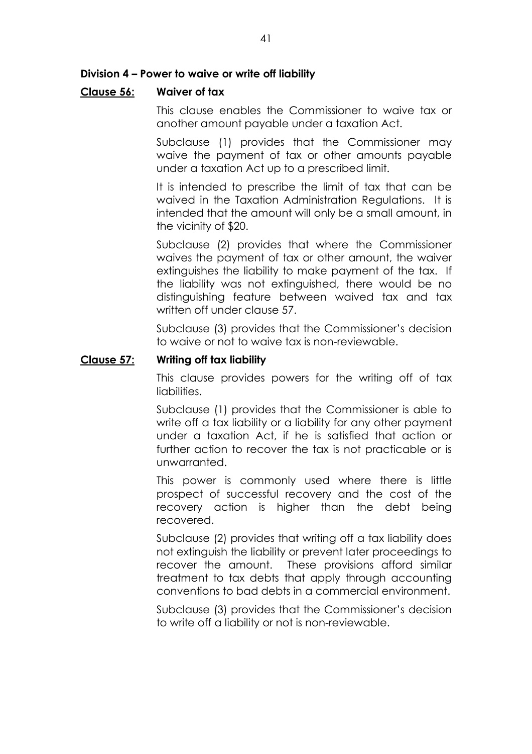**Division 4 – Power to waive or write off liability**

**Clause 56: Waiver of tax**

This clause enables the Commissioner to waive tax or another amount payable under a taxation Act.

Subclause (1) provides that the Commissioner may waive the payment of tax or other amounts payable under a taxation Act up to a prescribed limit.

It is intended to prescribe the limit of tax that can be waived in the Taxation Administration Regulations. It is intended that the amount will only be a small amount, in the vicinity of $20.

Subclause (2) provides that where the Commissioner waives the payment of tax or other amount, the waiver extinguishes the liability to make payment of the tax. If the liability was not extinguished, there would be no distinguishing feature between waived tax and tax written off under clause 57.

Subclause (3) provides that the Commissioner's decision to waive or not to waive tax is non-reviewable.

**Clause 57: Writing off tax liability**

This clause provides powers for the writing off of tax liabilities.

Subclause (1) provides that the Commissioner is able to write off a tax liability or a liability for any other payment under a taxation Act, if he is satisfied that action or further action to recover the tax is not practicable or is unwarranted.

This power is commonly used where there is little prospect of successful recovery and the cost of the recovery action is higher than the debt being recovered.

Subclause (2) provides that writing off a tax liability does not extinguish the liability or prevent later proceedings to recover the amount. These provisions afford similar treatment to tax debts that apply through accounting conventions to bad debts in a commercial environment.

Subclause (3) provides that the Commissioner's decision to write off a liability or not is non-reviewable.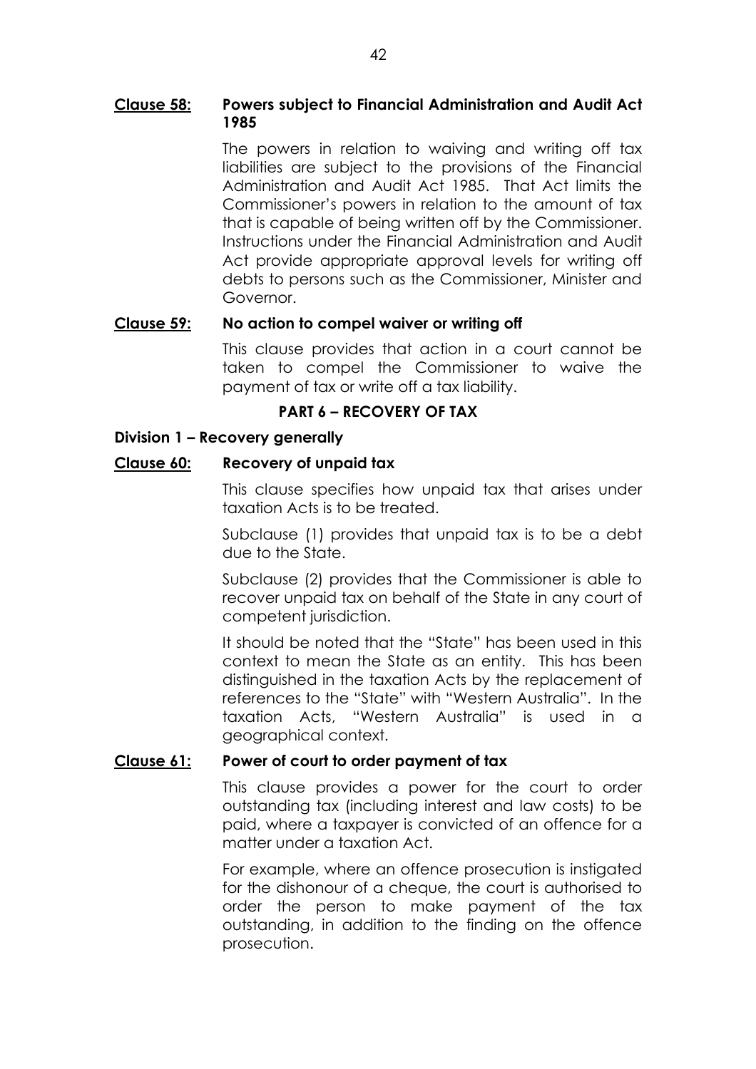**Clause 58: Powers subject to Financial Administration and Audit Act 1985**

The powers in relation to waiving and writing off tax liabilities are subject to the provisions of the Financial Administration and Audit Act 1985. That Act limits the Commissioner's powers in relation to the amount of tax that is capable of being written off by the Commissioner. Instructions under the Financial Administration and Audit Act provide appropriate approval levels for writing off debts to persons such as the Commissioner, Minister and Governor.

**Clause 59: No action to compel waiver or writing off**

This clause provides that action in a court cannot be taken to compel the Commissioner to waive the payment of tax or write off a tax liability.

## PART 6 – RECOVERY OF TAX

### Division 1 – Recovery generally

**Clause 60: Recovery of unpaid tax**

This clause specifies how unpaid tax that arises under taxation Acts is to be treated.

Subclause (1) provides that unpaid tax is to be a debt due to the State.

Subclause (2) provides that the Commissioner is able to recover unpaid tax on behalf of the State in any court of competent jurisdiction.

It should be noted that the "State" has been used in this context to mean the State as an entity. This has been distinguished in the taxation Acts by the replacement of references to the "State" with "Western Australia". In the taxation Acts, "Western Australia" is used in a geographical context.

**Clause 61: Power of court to order payment of tax**

This clause provides a power for the court to order outstanding tax (including interest and law costs) to be paid, where a taxpayer is convicted of an offence for a matter under a taxation Act.

For example, where an offence prosecution is instigated for the dishonour of a cheque, the court is authorised to order the person to make payment of the tax outstanding, in addition to the finding on the offence prosecution.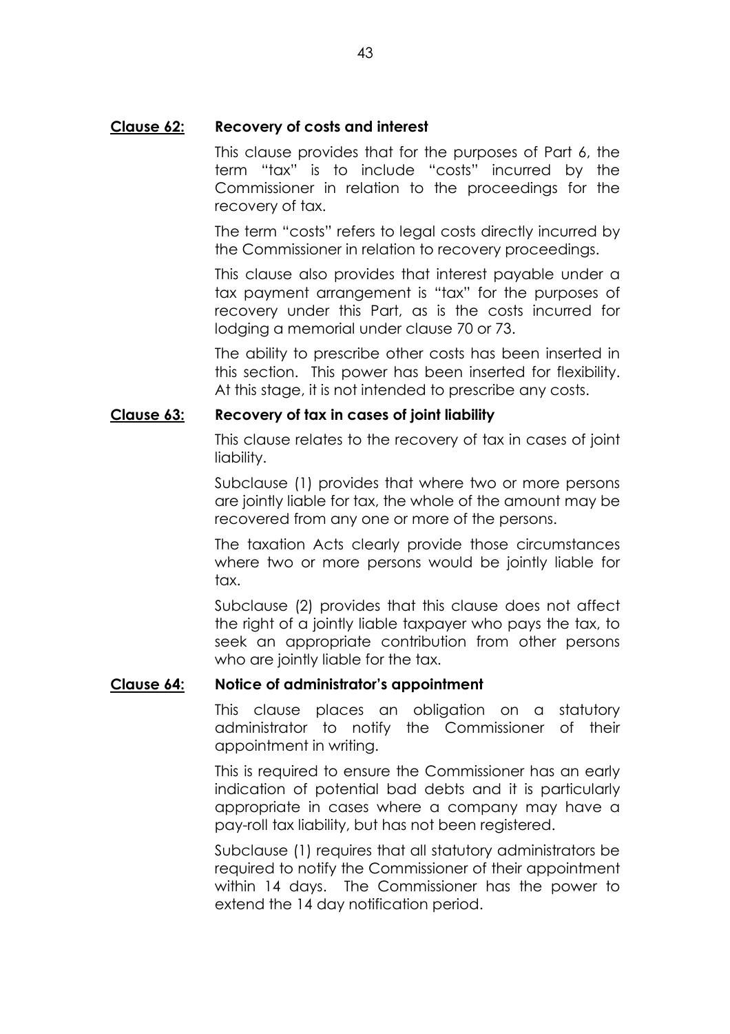**Clause 62: Recovery of costs and interest**

This clause provides that for the purposes of Part 6, the term "tax" is to include "costs" incurred by the Commissioner in relation to the proceedings for the recovery of tax.

The term "costs" refers to legal costs directly incurred by the Commissioner in relation to recovery proceedings.

This clause also provides that interest payable under a tax payment arrangement is "tax" for the purposes of recovery under this Part, as is the costs incurred for lodging a memorial under clause 70 or 73.

The ability to prescribe other costs has been inserted in this section. This power has been inserted for flexibility. At this stage, it is not intended to prescribe any costs.

**Clause 63: Recovery of tax in cases of joint liability**

This clause relates to the recovery of tax in cases of joint liability.

Subclause (1) provides that where two or more persons are jointly liable for tax, the whole of the amount may be recovered from any one or more of the persons.

The taxation Acts clearly provide those circumstances where two or more persons would be jointly liable for tax.

Subclause (2) provides that this clause does not affect the right of a jointly liable taxpayer who pays the tax, to seek an appropriate contribution from other persons who are jointly liable for the tax.

**Clause 64: Notice of administrator's appointment**

This clause places an obligation on a statutory administrator to notify the Commissioner of their appointment in writing.

This is required to ensure the Commissioner has an early indication of potential bad debts and it is particularly appropriate in cases where a company may have a pay-roll tax liability, but has not been registered.

Subclause (1) requires that all statutory administrators be required to notify the Commissioner of their appointment within 14 days. The Commissioner has the power to extend the 14 day notification period.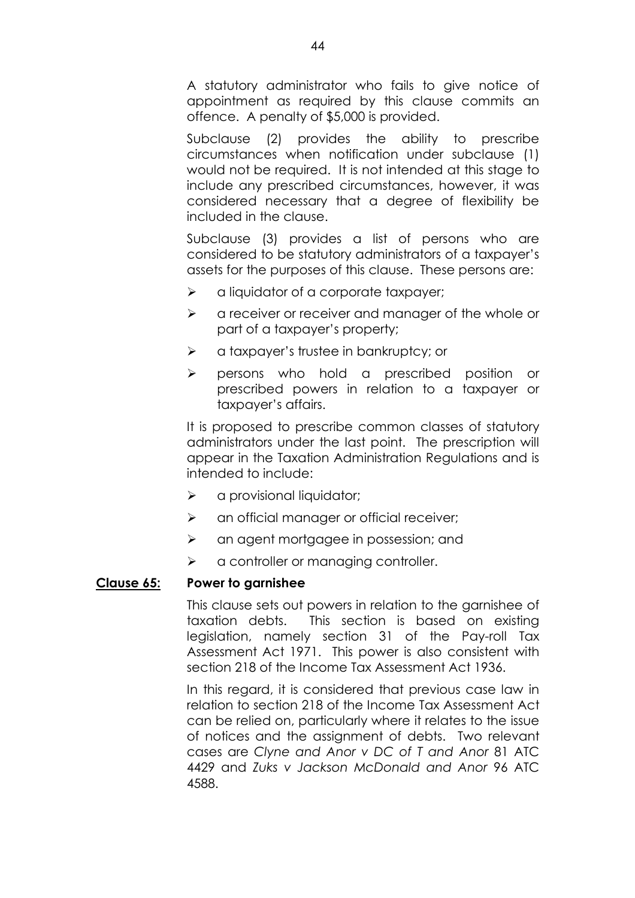A statutory administrator who fails to give notice of appointment as required by this clause commits an offence. A penalty of $5,000 is provided.

Subclause (2) provides the ability to prescribe circumstances when notification under subclause (1) would not be required. It is not intended at this stage to include any prescribed circumstances, however, it was considered necessary that a degree of flexibility be included in the clause.

Subclause (3) provides a list of persons who are considered to be statutory administrators of a taxpayer's assets for the purposes of this clause. These persons are:

- a liquidator of a corporate taxpayer;
- a receiver or receiver and manager of the whole or part of a taxpayer's property;
- a taxpayer's trustee in bankruptcy; or
- persons who hold a prescribed position or prescribed powers in relation to a taxpayer or taxpayer's affairs.

It is proposed to prescribe common classes of statutory administrators under the last point. The prescription will appear in the Taxation Administration Regulations and is intended to include:

- a provisional liquidator;
- an official manager or official receiver;
- an agent mortgagee in possession; and
- a controller or managing controller.

**Clause 65: Power to garnishee**

This clause sets out powers in relation to the garnishee of taxation debts. This section is based on existing legislation, namely section 31 of the Pay-roll Tax Assessment Act 1971. This power is also consistent with section 218 of the Income Tax Assessment Act 1936.

In this regard, it is considered that previous case law in relation to section 218 of the Income Tax Assessment Act can be relied on, particularly where it relates to the issue of notices and the assignment of debts. Two relevant cases are *Clyne and Anor v DC of T and Anor* 81 ATC 4429 and *Zuks v Jackson McDonald and Anor* 96 ATC 4588.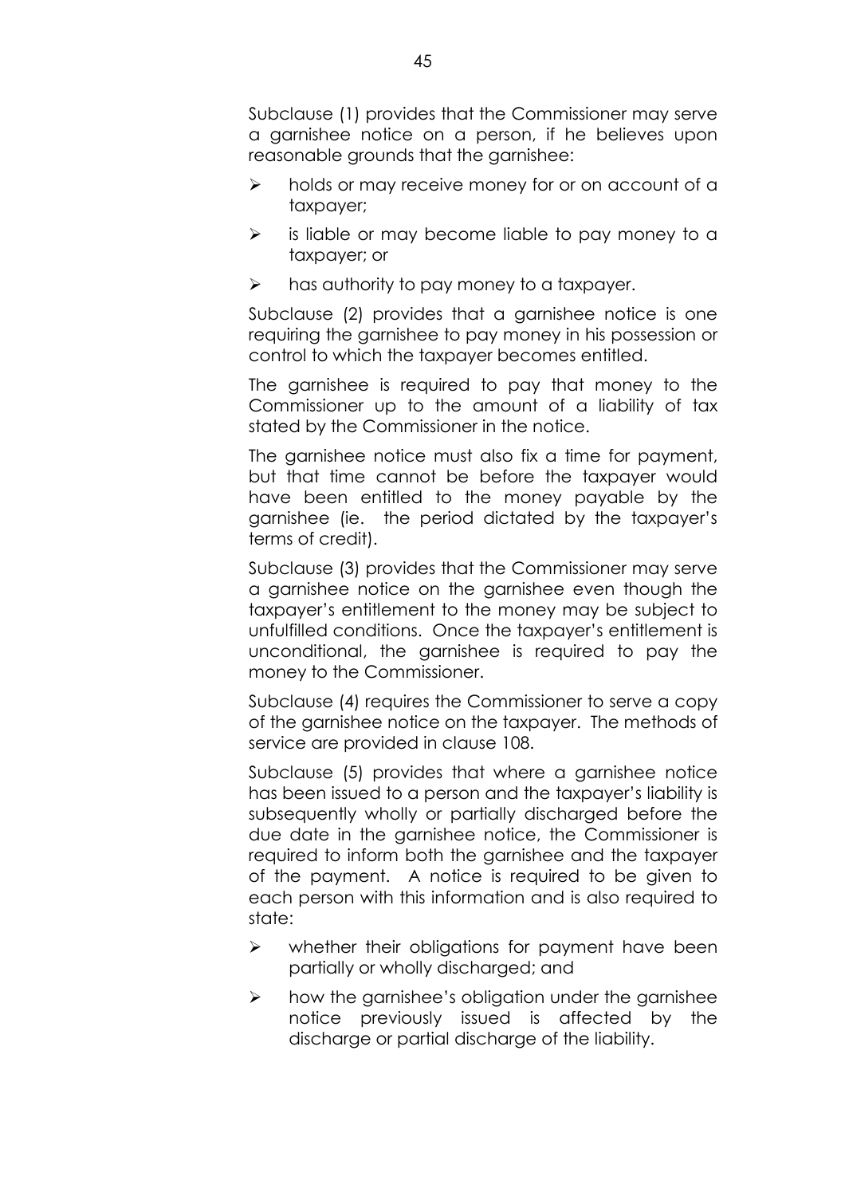Subclause (1) provides that the Commissioner may serve a garnishee notice on a person, if he believes upon reasonable grounds that the garnishee:

- holds or may receive money for or on account of a taxpayer;
- is liable or may become liable to pay money to a taxpayer; or
- has authority to pay money to a taxpayer.

Subclause (2) provides that a garnishee notice is one requiring the garnishee to pay money in his possession or control to which the taxpayer becomes entitled.

The garnishee is required to pay that money to the Commissioner up to the amount of a liability of tax stated by the Commissioner in the notice.

The garnishee notice must also fix a time for payment, but that time cannot be before the taxpayer would have been entitled to the money payable by the garnishee (ie. the period dictated by the taxpayer's terms of credit).

Subclause (3) provides that the Commissioner may serve a garnishee notice on the garnishee even though the taxpayer's entitlement to the money may be subject to unfulfilled conditions. Once the taxpayer's entitlement is unconditional, the garnishee is required to pay the money to the Commissioner.

Subclause (4) requires the Commissioner to serve a copy of the garnishee notice on the taxpayer. The methods of service are provided in clause 108.

Subclause (5) provides that where a garnishee notice has been issued to a person and the taxpayer's liability is subsequently wholly or partially discharged before the due date in the garnishee notice, the Commissioner is required to inform both the garnishee and the taxpayer of the payment. A notice is required to be given to each person with this information and is also required to state:

- whether their obligations for payment have been partially or wholly discharged; and
- how the garnishee's obligation under the garnishee notice previously issued is affected by the discharge or partial discharge of the liability.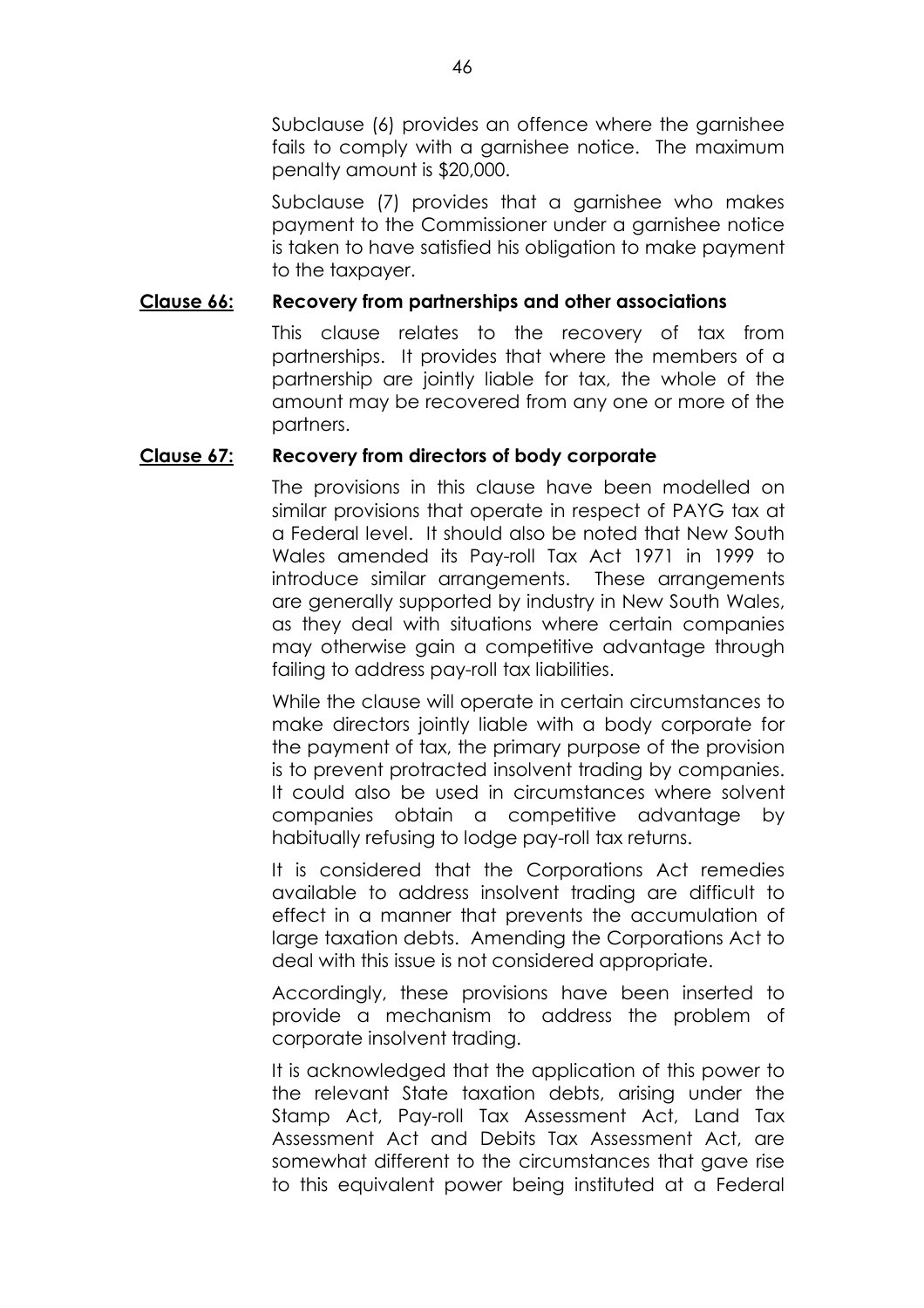Subclause (6) provides an offence where the garnishee fails to comply with a garnishee notice. The maximum penalty amount is $20,000.

Subclause (7) provides that a garnishee who makes payment to the Commissioner under a garnishee notice is taken to have satisfied his obligation to make payment to the taxpayer.

**Clause 66: Recovery from partnerships and other associations**

This clause relates to the recovery of tax from partnerships. It provides that where the members of a partnership are jointly liable for tax, the whole of the amount may be recovered from any one or more of the partners.

**Clause 67: Recovery from directors of body corporate**

The provisions in this clause have been modelled on similar provisions that operate in respect of PAYG tax at a Federal level. It should also be noted that New South Wales amended its Pay-roll Tax Act 1971 in 1999 to introduce similar arrangements. These arrangements are generally supported by industry in New South Wales, as they deal with situations where certain companies may otherwise gain a competitive advantage through failing to address pay-roll tax liabilities.

While the clause will operate in certain circumstances to make directors jointly liable with a body corporate for the payment of tax, the primary purpose of the provision is to prevent protracted insolvent trading by companies. It could also be used in circumstances where solvent companies obtain a competitive advantage by habitually refusing to lodge pay-roll tax returns.

It is considered that the Corporations Act remedies available to address insolvent trading are difficult to effect in a manner that prevents the accumulation of large taxation debts. Amending the Corporations Act to deal with this issue is not considered appropriate.

Accordingly, these provisions have been inserted to provide a mechanism to address the problem of corporate insolvent trading.

It is acknowledged that the application of this power to the relevant State taxation debts, arising under the Stamp Act, Pay-roll Tax Assessment Act, Land Tax Assessment Act and Debits Tax Assessment Act, are somewhat different to the circumstances that gave rise to this equivalent power being instituted at a Federal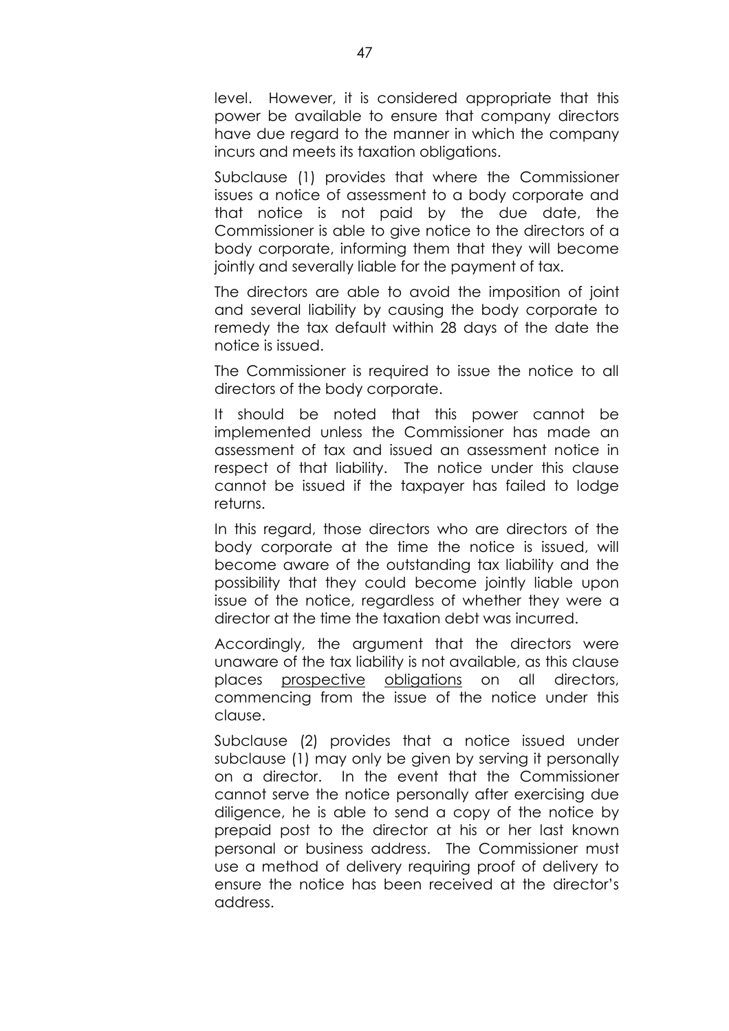level. However, it is considered appropriate that this power be available to ensure that company directors have due regard to the manner in which the company incurs and meets its taxation obligations.

Subclause (1) provides that where the Commissioner issues a notice of assessment to a body corporate and that notice is not paid by the due date, the Commissioner is able to give notice to the directors of a body corporate, informing them that they will become jointly and severally liable for the payment of tax.

The directors are able to avoid the imposition of joint and several liability by causing the body corporate to remedy the tax default within 28 days of the date the notice is issued.

The Commissioner is required to issue the notice to all directors of the body corporate.

It should be noted that this power cannot be implemented unless the Commissioner has made an assessment of tax and issued an assessment notice in respect of that liability. The notice under this clause cannot be issued if the taxpayer has failed to lodge returns.

In this regard, those directors who are directors of the body corporate at the time the notice is issued, will become aware of the outstanding tax liability and the possibility that they could become jointly liable upon issue of the notice, regardless of whether they were a director at the time the taxation debt was incurred.

Accordingly, the argument that the directors were unaware of the tax liability is not available, as this clause places <u>prospective</u> <u>obligations</u> on all directors, commencing from the issue of the notice under this clause.

Subclause (2) provides that a notice issued under subclause (1) may only be given by serving it personally on a director. In the event that the Commissioner cannot serve the notice personally after exercising due diligence, he is able to send a copy of the notice by prepaid post to the director at his or her last known personal or business address. The Commissioner must use a method of delivery requiring proof of delivery to ensure the notice has been received at the director's address.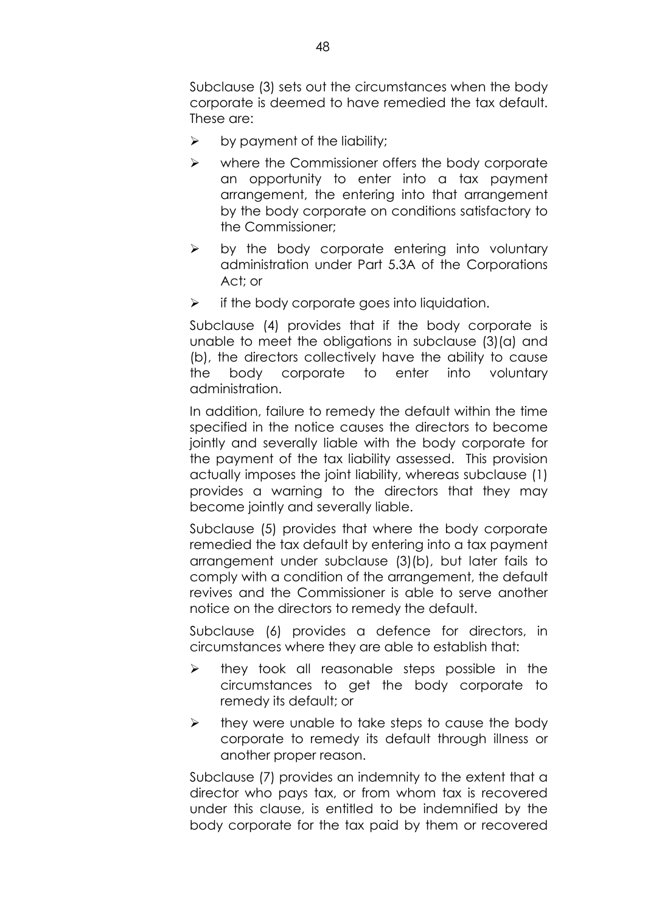Subclause (3) sets out the circumstances when the body corporate is deemed to have remedied the tax default. These are:

- by payment of the liability;
- where the Commissioner offers the body corporate an opportunity to enter into a tax payment arrangement, the entering into that arrangement by the body corporate on conditions satisfactory to the Commissioner;
- by the body corporate entering into voluntary administration under Part 5.3A of the Corporations Act; or
- if the body corporate goes into liquidation.

Subclause (4) provides that if the body corporate is unable to meet the obligations in subclause (3)(a) and (b), the directors collectively have the ability to cause the body corporate to enter into voluntary administration.

In addition, failure to remedy the default within the time specified in the notice causes the directors to become jointly and severally liable with the body corporate for the payment of the tax liability assessed. This provision actually imposes the joint liability, whereas subclause (1) provides a warning to the directors that they may become jointly and severally liable.

Subclause (5) provides that where the body corporate remedied the tax default by entering into a tax payment arrangement under subclause (3)(b), but later fails to comply with a condition of the arrangement, the default revives and the Commissioner is able to serve another notice on the directors to remedy the default.

Subclause (6) provides a defence for directors, in circumstances where they are able to establish that:

- they took all reasonable steps possible in the circumstances to get the body corporate to remedy its default; or
- they were unable to take steps to cause the body corporate to remedy its default through illness or another proper reason.

Subclause (7) provides an indemnity to the extent that a director who pays tax, or from whom tax is recovered under this clause, is entitled to be indemnified by the body corporate for the tax paid by them or recovered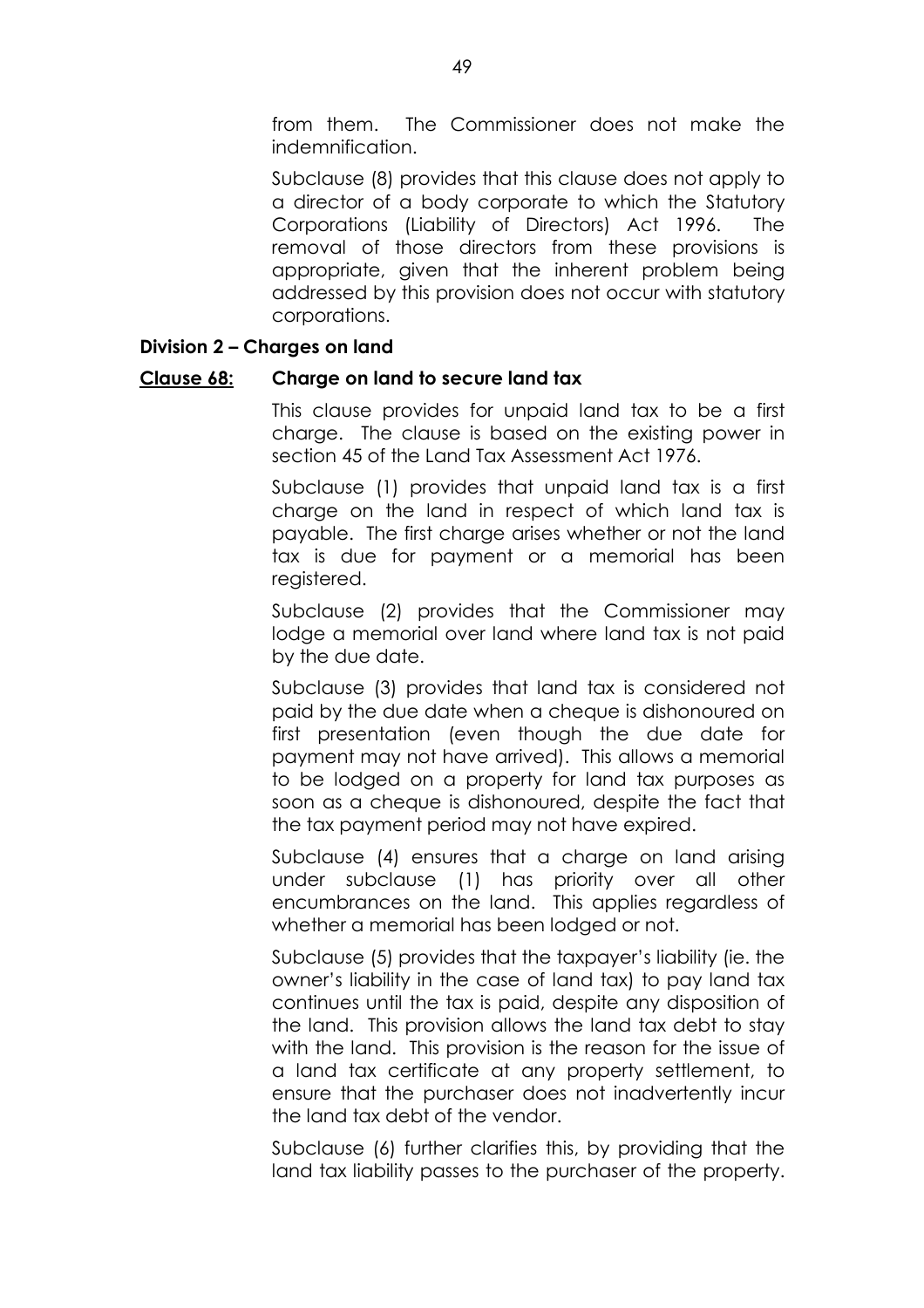from them. The Commissioner does not make the indemnification.

Subclause (8) provides that this clause does not apply to a director of a body corporate to which the Statutory Corporations (Liability of Directors) Act 1996. The removal of those directors from these provisions is appropriate, given that the inherent problem being addressed by this provision does not occur with statutory corporations.

**Division 2 – Charges on land**

**Clause 68: Charge on land to secure land tax**

This clause provides for unpaid land tax to be a first charge. The clause is based on the existing power in section 45 of the Land Tax Assessment Act 1976.

Subclause (1) provides that unpaid land tax is a first charge on the land in respect of which land tax is payable. The first charge arises whether or not the land tax is due for payment or a memorial has been registered.

Subclause (2) provides that the Commissioner may lodge a memorial over land where land tax is not paid by the due date.

Subclause (3) provides that land tax is considered not paid by the due date when a cheque is dishonoured on first presentation (even though the due date for payment may not have arrived). This allows a memorial to be lodged on a property for land tax purposes as soon as a cheque is dishonoured, despite the fact that the tax payment period may not have expired.

Subclause (4) ensures that a charge on land arising under subclause (1) has priority over all other encumbrances on the land. This applies regardless of whether a memorial has been lodged or not.

Subclause (5) provides that the taxpayer's liability (ie. the owner's liability in the case of land tax) to pay land tax continues until the tax is paid, despite any disposition of the land. This provision allows the land tax debt to stay with the land. This provision is the reason for the issue of a land tax certificate at any property settlement, to ensure that the purchaser does not inadvertently incur the land tax debt of the vendor.

Subclause (6) further clarifies this, by providing that the land tax liability passes to the purchaser of the property.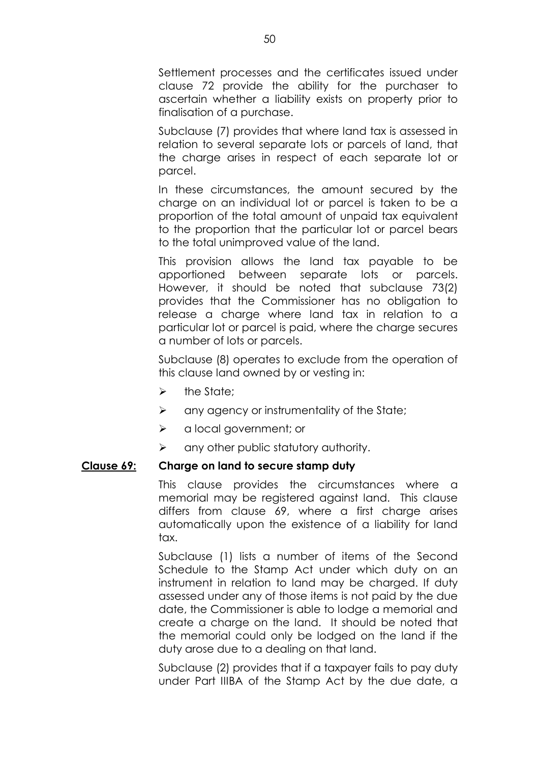Settlement processes and the certificates issued under clause 72 provide the ability for the purchaser to ascertain whether a liability exists on property prior to finalisation of a purchase.

Subclause (7) provides that where land tax is assessed in relation to several separate lots or parcels of land, that the charge arises in respect of each separate lot or parcel.

In these circumstances, the amount secured by the charge on an individual lot or parcel is taken to be a proportion of the total amount of unpaid tax equivalent to the proportion that the particular lot or parcel bears to the total unimproved value of the land.

This provision allows the land tax payable to be apportioned between separate lots or parcels. However, it should be noted that subclause 73(2) provides that the Commissioner has no obligation to release a charge where land tax in relation to a particular lot or parcel is paid, where the charge secures a number of lots or parcels.

Subclause (8) operates to exclude from the operation of this clause land owned by or vesting in:

- the State;
- any agency or instrumentality of the State;
- a local government; or
- any other public statutory authority.

**Clause 69: Charge on land to secure stamp duty**

This clause provides the circumstances where a memorial may be registered against land. This clause differs from clause 69, where a first charge arises automatically upon the existence of a liability for land tax.

Subclause (1) lists a number of items of the Second Schedule to the Stamp Act under which duty on an instrument in relation to land may be charged. If duty assessed under any of those items is not paid by the due date, the Commissioner is able to lodge a memorial and create a charge on the land. It should be noted that the memorial could only be lodged on the land if the duty arose due to a dealing on that land.

Subclause (2) provides that if a taxpayer fails to pay duty under Part IIIBA of the Stamp Act by the due date, a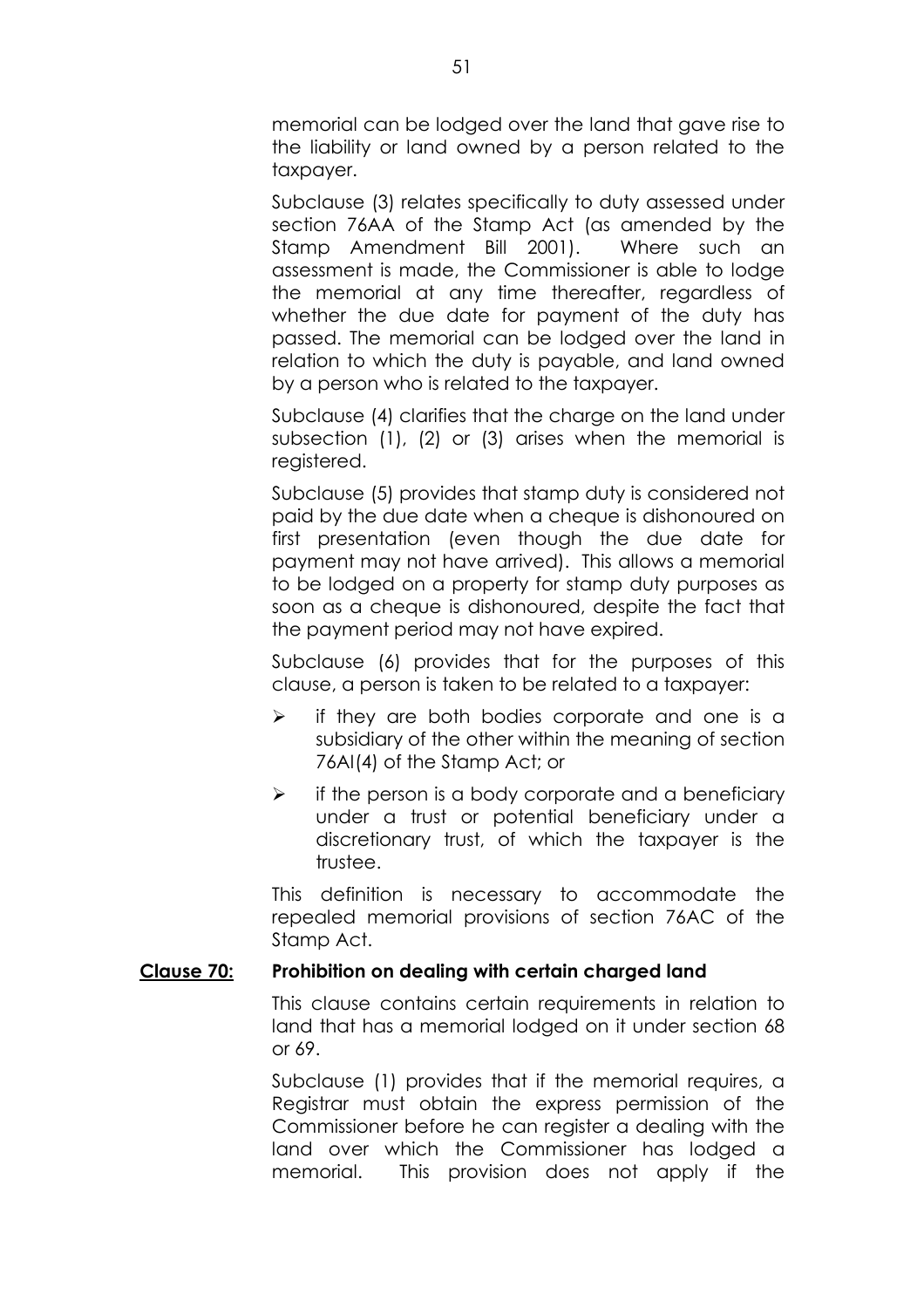memorial can be lodged over the land that gave rise to the liability or land owned by a person related to the taxpayer.

Subclause (3) relates specifically to duty assessed under section 76AA of the Stamp Act (as amended by the Stamp Amendment Bill 2001). Where such an assessment is made, the Commissioner is able to lodge the memorial at any time thereafter, regardless of whether the due date for payment of the duty has passed. The memorial can be lodged over the land in relation to which the duty is payable, and land owned by a person who is related to the taxpayer.

Subclause (4) clarifies that the charge on the land under subsection (1), (2) or (3) arises when the memorial is registered.

Subclause (5) provides that stamp duty is considered not paid by the due date when a cheque is dishonoured on first presentation (even though the due date for payment may not have arrived). This allows a memorial to be lodged on a property for stamp duty purposes as soon as a cheque is dishonoured, despite the fact that the payment period may not have expired.

Subclause (6) provides that for the purposes of this clause, a person is taken to be related to a taxpayer:

- if they are both bodies corporate and one is a subsidiary of the other within the meaning of section 76AI(4) of the Stamp Act; or
- if the person is a body corporate and a beneficiary under a trust or potential beneficiary under a discretionary trust, of which the taxpayer is the trustee.

This definition is necessary to accommodate the repealed memorial provisions of section 76AC of the Stamp Act.

**Clause 70: Prohibition on dealing with certain charged land**

This clause contains certain requirements in relation to land that has a memorial lodged on it under section 68 or 69.

Subclause (1) provides that if the memorial requires, a Registrar must obtain the express permission of the Commissioner before he can register a dealing with the land over which the Commissioner has lodged a memorial. This provision does not apply if the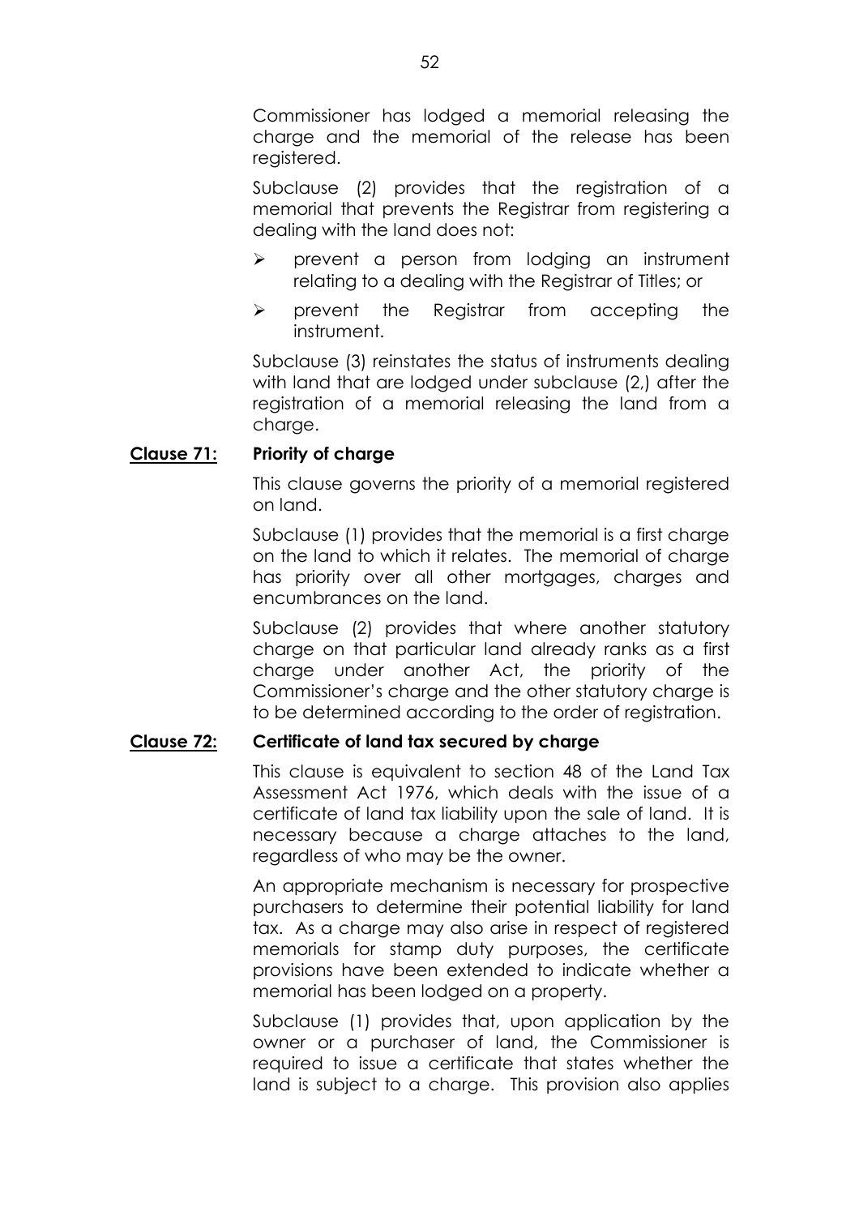Commissioner has lodged a memorial releasing the charge and the memorial of the release has been registered.

Subclause (2) provides that the registration of a memorial that prevents the Registrar from registering a dealing with the land does not:

- prevent a person from lodging an instrument relating to a dealing with the Registrar of Titles; or
- prevent the Registrar from accepting the instrument.

Subclause (3) reinstates the status of instruments dealing with land that are lodged under subclause (2,) after the registration of a memorial releasing the land from a charge.

**Clause 71: Priority of charge**

This clause governs the priority of a memorial registered on land.

Subclause (1) provides that the memorial is a first charge on the land to which it relates. The memorial of charge has priority over all other mortgages, charges and encumbrances on the land.

Subclause (2) provides that where another statutory charge on that particular land already ranks as a first charge under another Act, the priority of the Commissioner's charge and the other statutory charge is to be determined according to the order of registration.

**Clause 72: Certificate of land tax secured by charge**

This clause is equivalent to section 48 of the Land Tax Assessment Act 1976, which deals with the issue of a certificate of land tax liability upon the sale of land. It is necessary because a charge attaches to the land, regardless of who may be the owner.

An appropriate mechanism is necessary for prospective purchasers to determine their potential liability for land tax. As a charge may also arise in respect of registered memorials for stamp duty purposes, the certificate provisions have been extended to indicate whether a memorial has been lodged on a property.

Subclause (1) provides that, upon application by the owner or a purchaser of land, the Commissioner is required to issue a certificate that states whether the land is subject to a charge. This provision also applies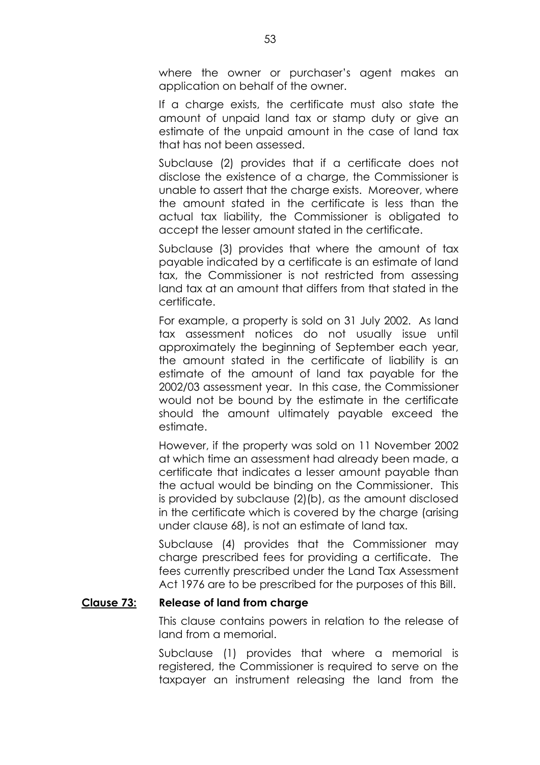where the owner or purchaser's agent makes an application on behalf of the owner.

If a charge exists, the certificate must also state the amount of unpaid land tax or stamp duty or give an estimate of the unpaid amount in the case of land tax that has not been assessed.

Subclause (2) provides that if a certificate does not disclose the existence of a charge, the Commissioner is unable to assert that the charge exists. Moreover, where the amount stated in the certificate is less than the actual tax liability, the Commissioner is obligated to accept the lesser amount stated in the certificate.

Subclause (3) provides that where the amount of tax payable indicated by a certificate is an estimate of land tax, the Commissioner is not restricted from assessing land tax at an amount that differs from that stated in the certificate.

For example, a property is sold on 31 July 2002. As land tax assessment notices do not usually issue until approximately the beginning of September each year, the amount stated in the certificate of liability is an estimate of the amount of land tax payable for the 2002/03 assessment year. In this case, the Commissioner would not be bound by the estimate in the certificate should the amount ultimately payable exceed the estimate.

However, if the property was sold on 11 November 2002 at which time an assessment had already been made, a certificate that indicates a lesser amount payable than the actual would be binding on the Commissioner. This is provided by subclause (2)(b), as the amount disclosed in the certificate which is covered by the charge (arising under clause 68), is not an estimate of land tax.

Subclause (4) provides that the Commissioner may charge prescribed fees for providing a certificate. The fees currently prescribed under the Land Tax Assessment Act 1976 are to be prescribed for the purposes of this Bill.

**Clause 73: Release of land from charge**

This clause contains powers in relation to the release of land from a memorial.

Subclause (1) provides that where a memorial is registered, the Commissioner is required to serve on the taxpayer an instrument releasing the land from the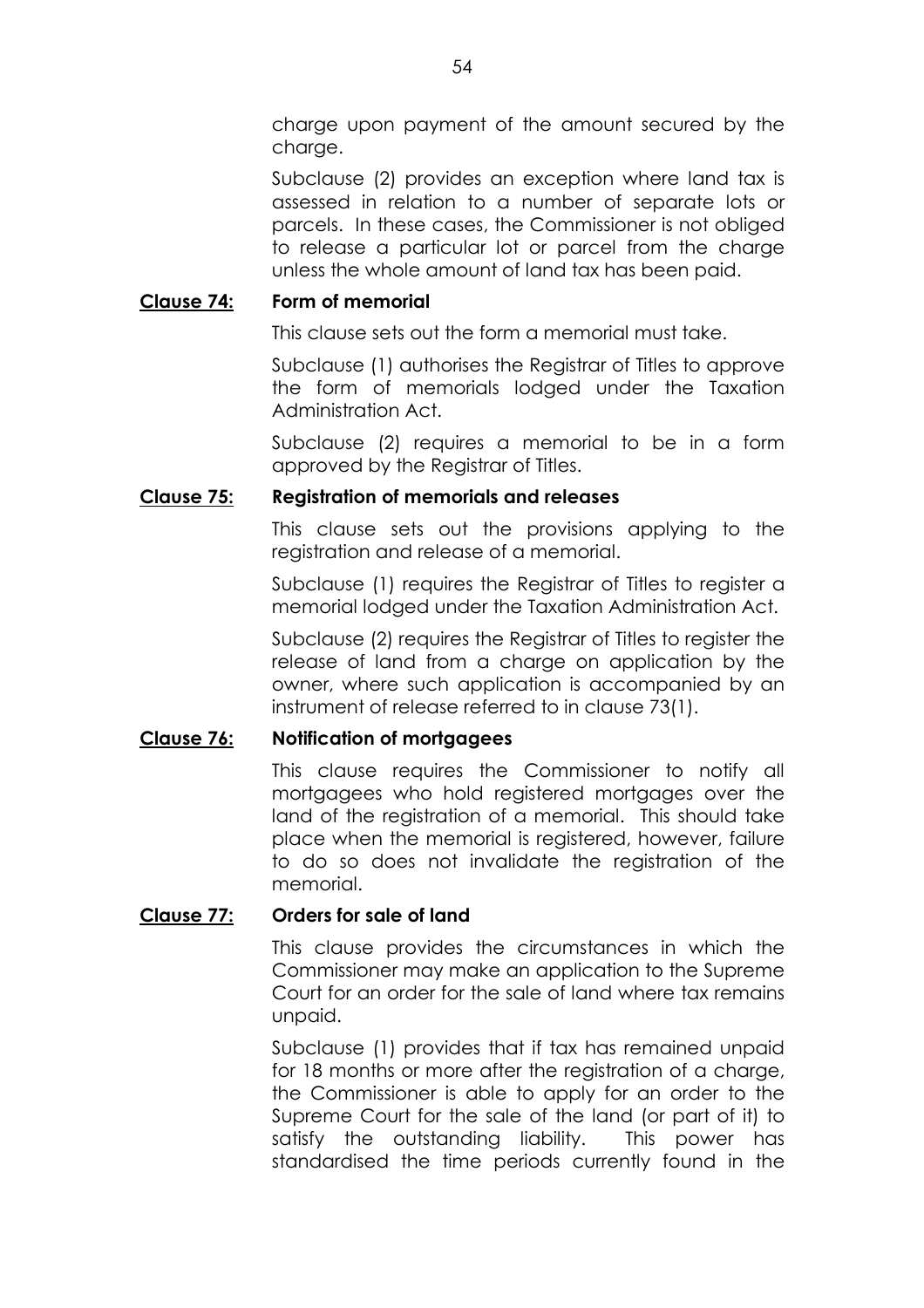charge upon payment of the amount secured by the charge.

Subclause (2) provides an exception where land tax is assessed in relation to a number of separate lots or parcels. In these cases, the Commissioner is not obliged to release a particular lot or parcel from the charge unless the whole amount of land tax has been paid.

**Clause 74: Form of memorial**

This clause sets out the form a memorial must take.

Subclause (1) authorises the Registrar of Titles to approve the form of memorials lodged under the Taxation Administration Act.

Subclause (2) requires a memorial to be in a form approved by the Registrar of Titles.

**Clause 75: Registration of memorials and releases**

This clause sets out the provisions applying to the registration and release of a memorial.

Subclause (1) requires the Registrar of Titles to register a memorial lodged under the Taxation Administration Act.

Subclause (2) requires the Registrar of Titles to register the release of land from a charge on application by the owner, where such application is accompanied by an instrument of release referred to in clause 73(1).

**Clause 76: Notification of mortgagees**

This clause requires the Commissioner to notify all mortgagees who hold registered mortgages over the land of the registration of a memorial. This should take place when the memorial is registered, however, failure to do so does not invalidate the registration of the memorial.

**Clause 77: Orders for sale of land**

This clause provides the circumstances in which the Commissioner may make an application to the Supreme Court for an order for the sale of land where tax remains unpaid.

Subclause (1) provides that if tax has remained unpaid for 18 months or more after the registration of a charge, the Commissioner is able to apply for an order to the Supreme Court for the sale of the land (or part of it) to satisfy the outstanding liability. This power has standardised the time periods currently found in the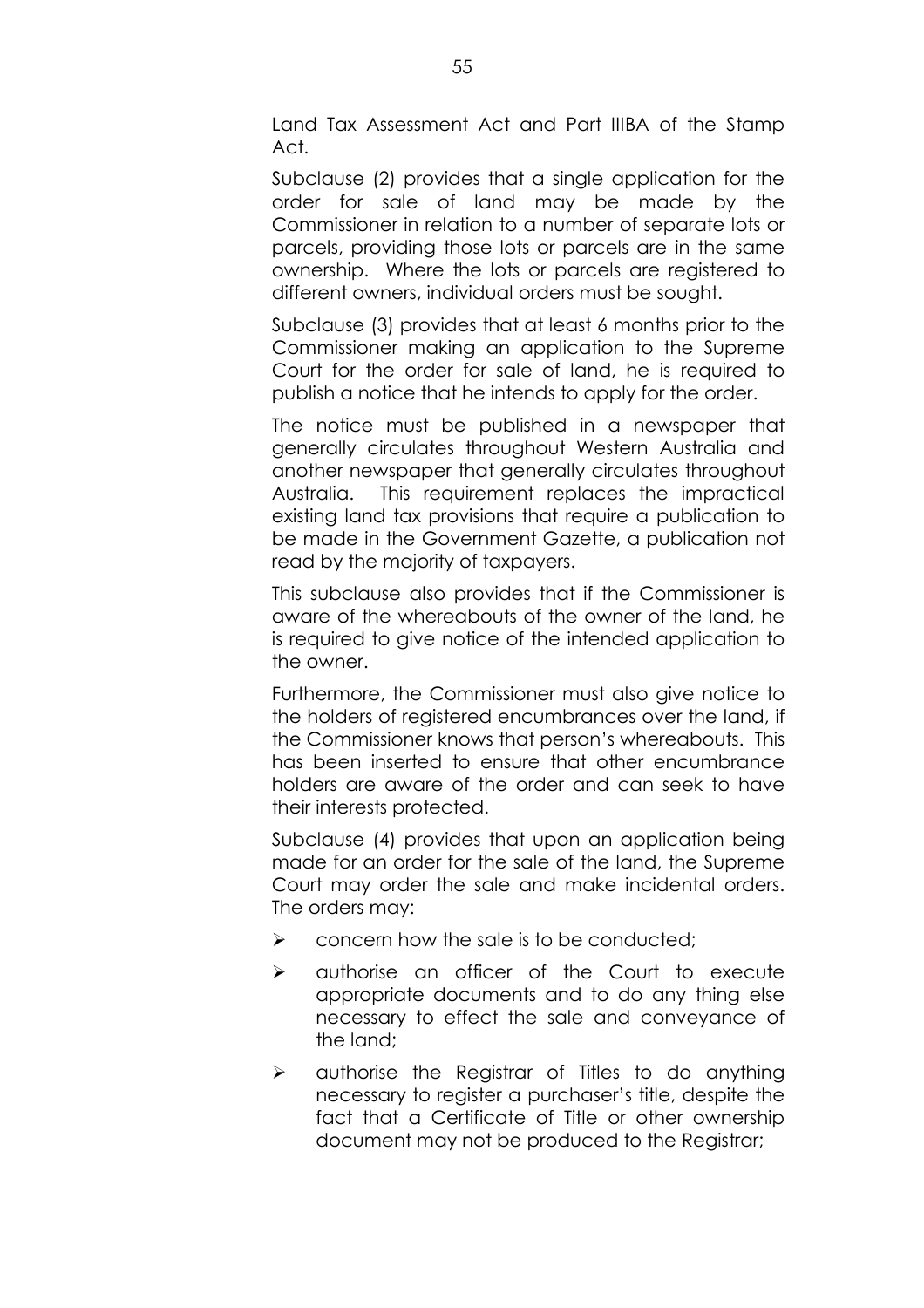Land Tax Assessment Act and Part IIIBA of the Stamp Act.

Subclause (2) provides that a single application for the order for sale of land may be made by the Commissioner in relation to a number of separate lots or parcels, providing those lots or parcels are in the same ownership. Where the lots or parcels are registered to different owners, individual orders must be sought.

Subclause (3) provides that at least 6 months prior to the Commissioner making an application to the Supreme Court for the order for sale of land, he is required to publish a notice that he intends to apply for the order.

The notice must be published in a newspaper that generally circulates throughout Western Australia and another newspaper that generally circulates throughout Australia. This requirement replaces the impractical existing land tax provisions that require a publication to be made in the Government Gazette, a publication not read by the majority of taxpayers.

This subclause also provides that if the Commissioner is aware of the whereabouts of the owner of the land, he is required to give notice of the intended application to the owner.

Furthermore, the Commissioner must also give notice to the holders of registered encumbrances over the land, if the Commissioner knows that person's whereabouts. This has been inserted to ensure that other encumbrance holders are aware of the order and can seek to have their interests protected.

Subclause (4) provides that upon an application being made for an order for the sale of the land, the Supreme Court may order the sale and make incidental orders. The orders may:

- concern how the sale is to be conducted;
- authorise an officer of the Court to execute appropriate documents and to do any thing else necessary to effect the sale and conveyance of the land;
- authorise the Registrar of Titles to do anything necessary to register a purchaser's title, despite the fact that a Certificate of Title or other ownership document may not be produced to the Registrar;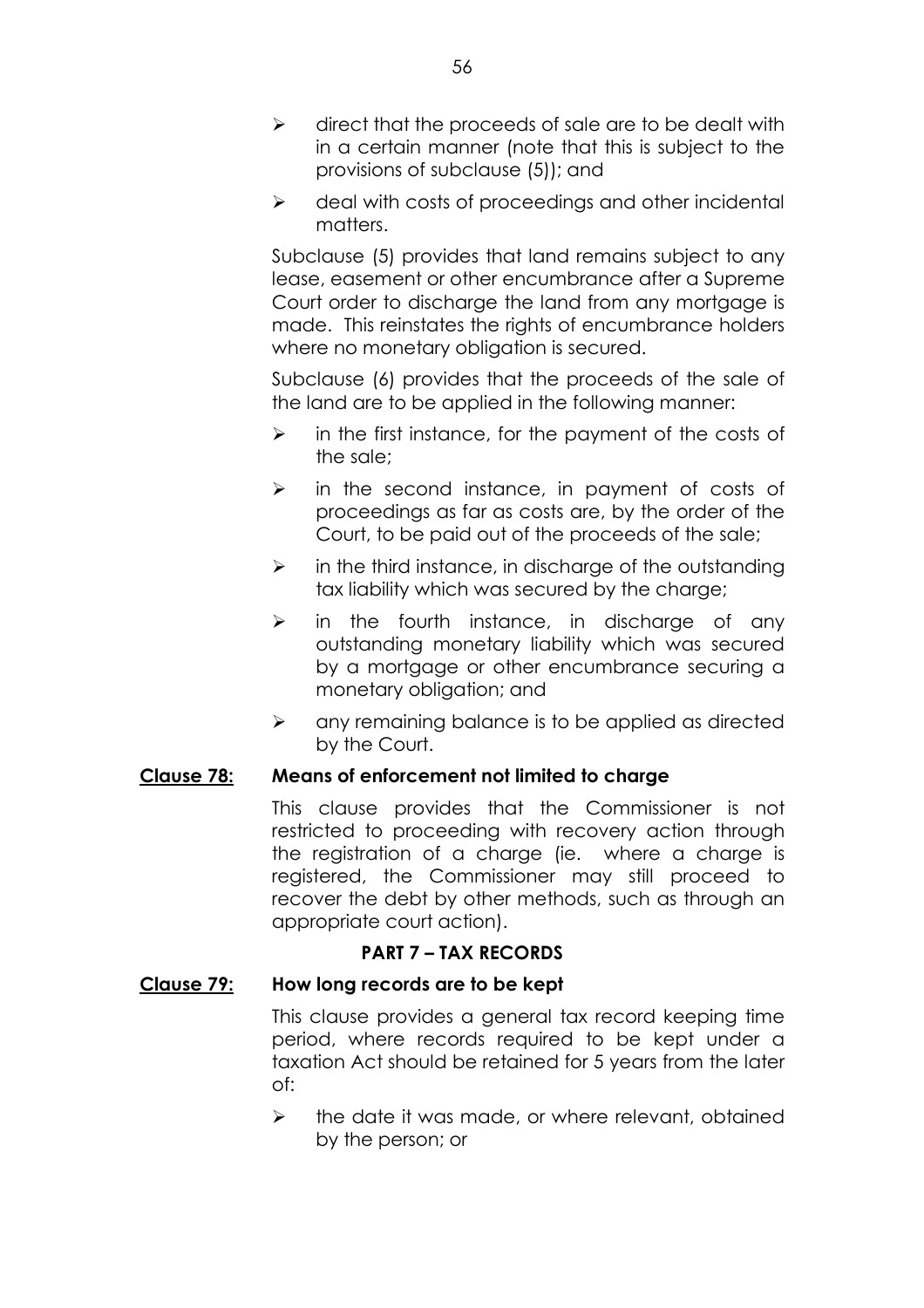- direct that the proceeds of sale are to be dealt with in a certain manner (note that this is subject to the provisions of subclause (5)); and
- deal with costs of proceedings and other incidental matters.

Subclause (5) provides that land remains subject to any lease, easement or other encumbrance after a Supreme Court order to discharge the land from any mortgage is made. This reinstates the rights of encumbrance holders where no monetary obligation is secured.

Subclause (6) provides that the proceeds of the sale of the land are to be applied in the following manner:

- in the first instance, for the payment of the costs of the sale;
- in the second instance, in payment of costs of proceedings as far as costs are, by the order of the Court, to be paid out of the proceeds of the sale;
- in the third instance, in discharge of the outstanding tax liability which was secured by the charge;
- in the fourth instance, in discharge of any outstanding monetary liability which was secured by a mortgage or other encumbrance securing a monetary obligation; and
- any remaining balance is to be applied as directed by the Court.

**Clause 78: Means of enforcement not limited to charge**

This clause provides that the Commissioner is not restricted to proceeding with recovery action through the registration of a charge (ie. where a charge is registered, the Commissioner may still proceed to recover the debt by other methods, such as through an appropriate court action).

## PART 7 – TAX RECORDS

**Clause 79: How long records are to be kept**

This clause provides a general tax record keeping time period, where records required to be kept under a taxation Act should be retained for 5 years from the later of:

- the date it was made, or where relevant, obtained by the person; or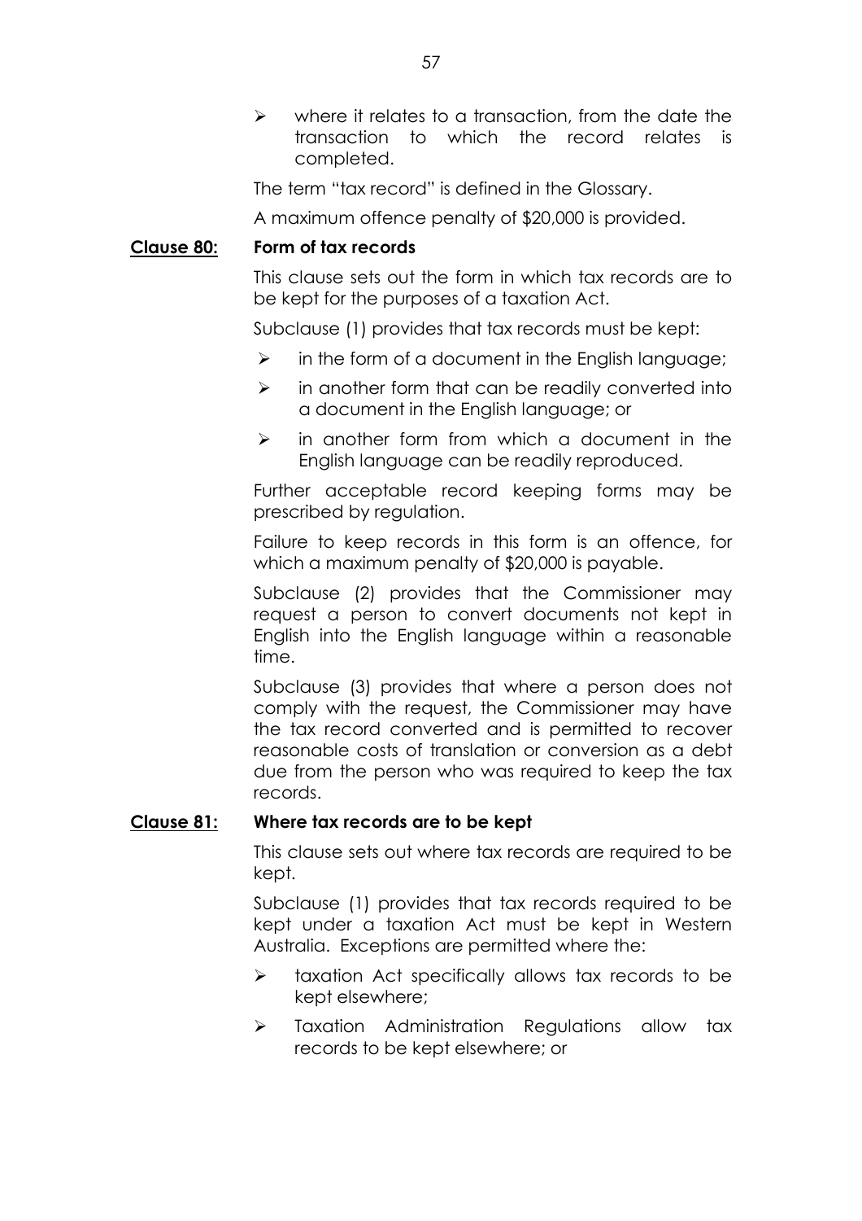- where it relates to a transaction, from the date the transaction to which the record relates is completed.

The term "tax record" is defined in the Glossary.

A maximum offence penalty of $20,000 is provided.

**Clause 80: Form of tax records**

This clause sets out the form in which tax records are to be kept for the purposes of a taxation Act.

Subclause (1) provides that tax records must be kept:

- in the form of a document in the English language;
- in another form that can be readily converted into a document in the English language; or
- in another form from which a document in the English language can be readily reproduced.

Further acceptable record keeping forms may be prescribed by regulation.

Failure to keep records in this form is an offence, for which a maximum penalty of $20,000 is payable.

Subclause (2) provides that the Commissioner may request a person to convert documents not kept in English into the English language within a reasonable time.

Subclause (3) provides that where a person does not comply with the request, the Commissioner may have the tax record converted and is permitted to recover reasonable costs of translation or conversion as a debt due from the person who was required to keep the tax records.

**Clause 81: Where tax records are to be kept**

This clause sets out where tax records are required to be kept.

Subclause (1) provides that tax records required to be kept under a taxation Act must be kept in Western Australia. Exceptions are permitted where the:

- taxation Act specifically allows tax records to be kept elsewhere;
- Taxation Administration Regulations allow tax records to be kept elsewhere; or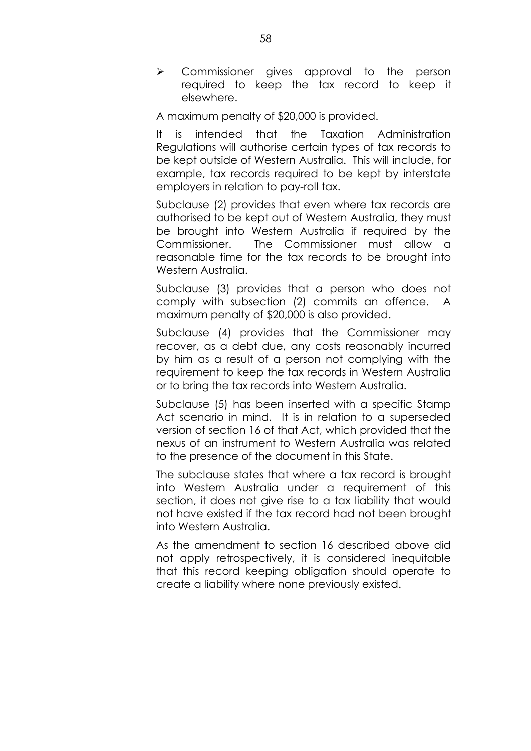- Commissioner gives approval to the person required to keep the tax record to keep it elsewhere.

A maximum penalty of $20,000 is provided.

It is intended that the Taxation Administration Regulations will authorise certain types of tax records to be kept outside of Western Australia. This will include, for example, tax records required to be kept by interstate employers in relation to pay-roll tax.

Subclause (2) provides that even where tax records are authorised to be kept out of Western Australia, they must be brought into Western Australia if required by the Commissioner. The Commissioner must allow a reasonable time for the tax records to be brought into Western Australia.

Subclause (3) provides that a person who does not comply with subsection (2) commits an offence. A maximum penalty of $20,000 is also provided.

Subclause (4) provides that the Commissioner may recover, as a debt due, any costs reasonably incurred by him as a result of a person not complying with the requirement to keep the tax records in Western Australia or to bring the tax records into Western Australia.

Subclause (5) has been inserted with a specific Stamp Act scenario in mind. It is in relation to a superseded version of section 16 of that Act, which provided that the nexus of an instrument to Western Australia was related to the presence of the document in this State.

The subclause states that where a tax record is brought into Western Australia under a requirement of this section, it does not give rise to a tax liability that would not have existed if the tax record had not been brought into Western Australia.

As the amendment to section 16 described above did not apply retrospectively, it is considered inequitable that this record keeping obligation should operate to create a liability where none previously existed.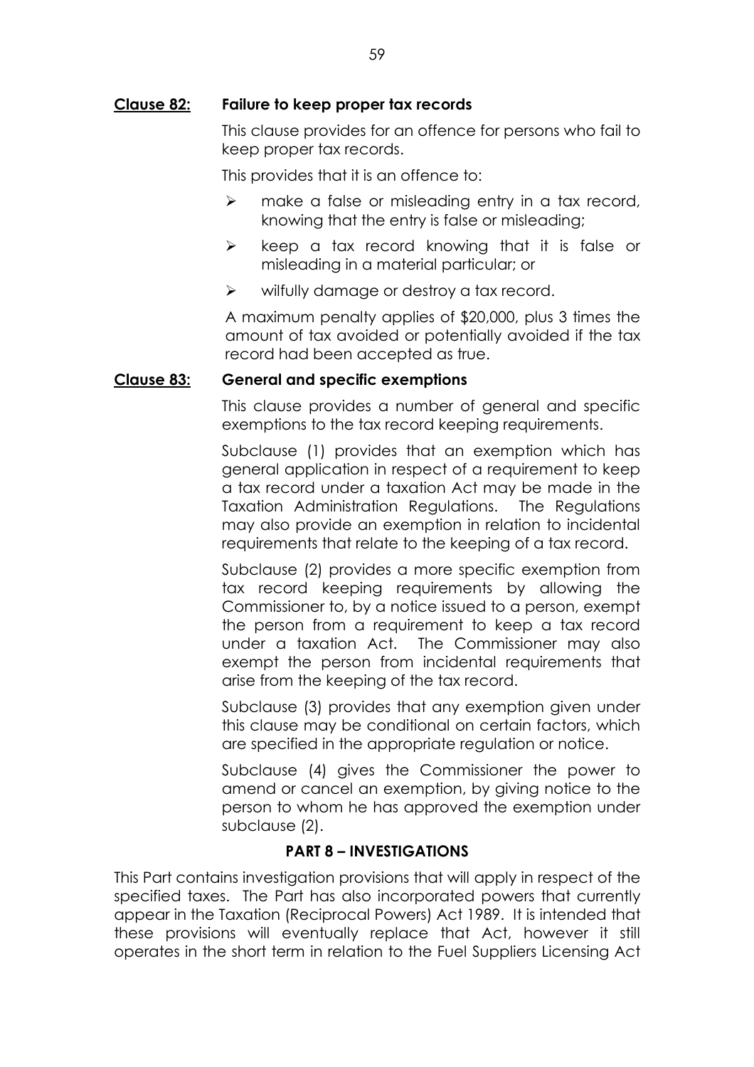**<u>Clause 82:</u> Failure to keep proper tax records**

This clause provides for an offence for persons who fail to keep proper tax records.

This provides that it is an offence to:

- make a false or misleading entry in a tax record, knowing that the entry is false or misleading;
- keep a tax record knowing that it is false or misleading in a material particular; or
- wilfully damage or destroy a tax record.

A maximum penalty applies of $20,000, plus 3 times the amount of tax avoided or potentially avoided if the tax record had been accepted as true.

**<u>Clause 83:</u> General and specific exemptions**

This clause provides a number of general and specific exemptions to the tax record keeping requirements.

Subclause (1) provides that an exemption which has general application in respect of a requirement to keep a tax record under a taxation Act may be made in the Taxation Administration Regulations. The Regulations may also provide an exemption in relation to incidental requirements that relate to the keeping of a tax record.

Subclause (2) provides a more specific exemption from tax record keeping requirements by allowing the Commissioner to, by a notice issued to a person, exempt the person from a requirement to keep a tax record under a taxation Act. The Commissioner may also exempt the person from incidental requirements that arise from the keeping of the tax record.

Subclause (3) provides that any exemption given under this clause may be conditional on certain factors, which are specified in the appropriate regulation or notice.

Subclause (4) gives the Commissioner the power to amend or cancel an exemption, by giving notice to the person to whom he has approved the exemption under subclause (2).

## PART 8 – INVESTIGATIONS

This Part contains investigation provisions that will apply in respect of the specified taxes. The Part has also incorporated powers that currently appear in the Taxation (Reciprocal Powers) Act 1989. It is intended that these provisions will eventually replace that Act, however it still operates in the short term in relation to the Fuel Suppliers Licensing Act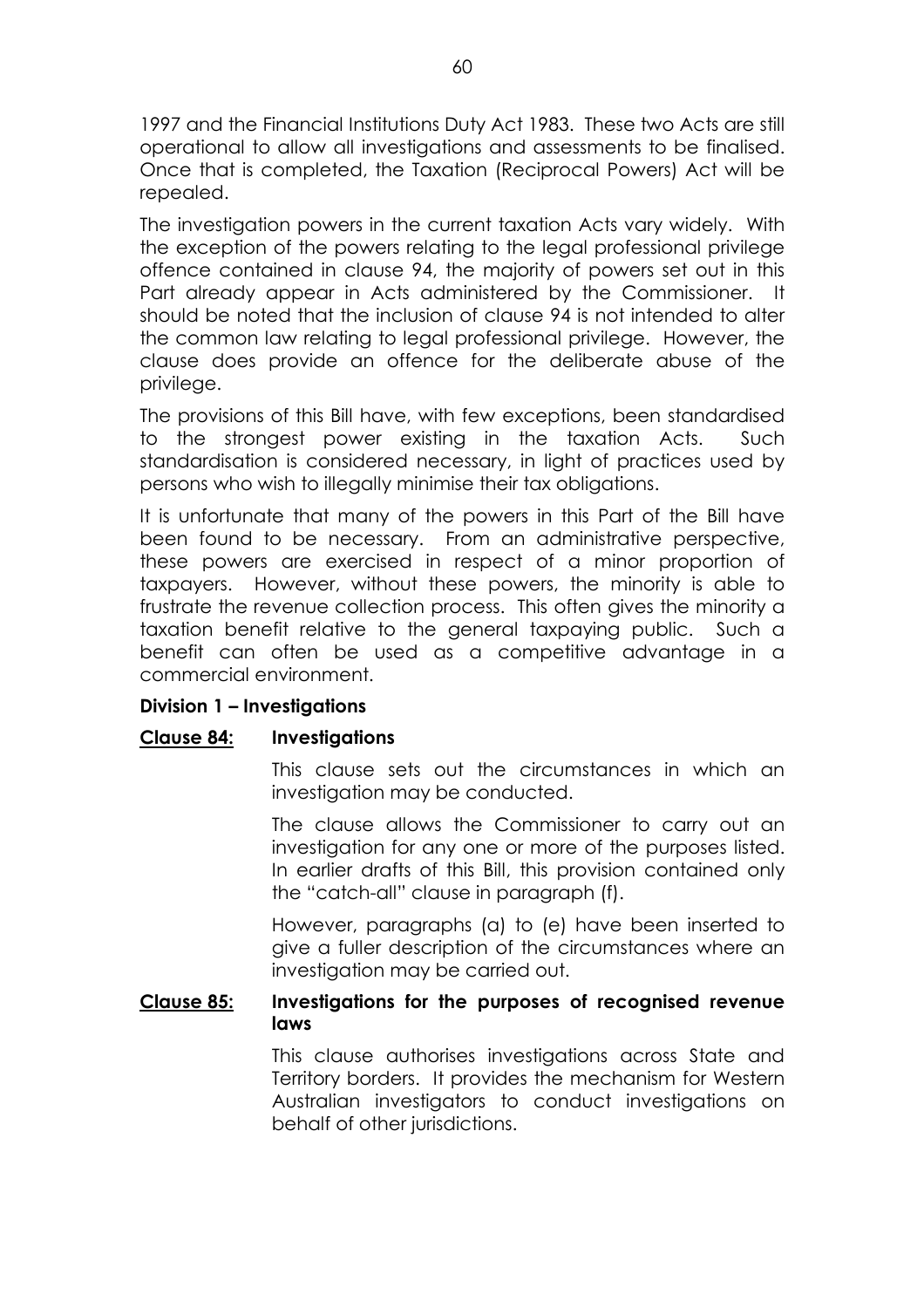1997 and the Financial Institutions Duty Act 1983. These two Acts are still operational to allow all investigations and assessments to be finalised. Once that is completed, the Taxation (Reciprocal Powers) Act will be repealed.

The investigation powers in the current taxation Acts vary widely. With the exception of the powers relating to the legal professional privilege offence contained in clause 94, the majority of powers set out in this Part already appear in Acts administered by the Commissioner. It should be noted that the inclusion of clause 94 is not intended to alter the common law relating to legal professional privilege. However, the clause does provide an offence for the deliberate abuse of the privilege.

The provisions of this Bill have, with few exceptions, been standardised to the strongest power existing in the taxation Acts. Such standardisation is considered necessary, in light of practices used by persons who wish to illegally minimise their tax obligations.

It is unfortunate that many of the powers in this Part of the Bill have been found to be necessary. From an administrative perspective, these powers are exercised in respect of a minor proportion of taxpayers. However, without these powers, the minority is able to frustrate the revenue collection process. This often gives the minority a taxation benefit relative to the general taxpaying public. Such a benefit can often be used as a competitive advantage in a commercial environment.

**Division 1 – Investigations**

**Clause 84: Investigations**

This clause sets out the circumstances in which an investigation may be conducted.

The clause allows the Commissioner to carry out an investigation for any one or more of the purposes listed. In earlier drafts of this Bill, this provision contained only the "catch-all" clause in paragraph (f).

However, paragraphs (a) to (e) have been inserted to give a fuller description of the circumstances where an investigation may be carried out.

**Clause 85: Investigations for the purposes of recognised revenue laws**

This clause authorises investigations across State and Territory borders. It provides the mechanism for Western Australian investigators to conduct investigations on behalf of other jurisdictions.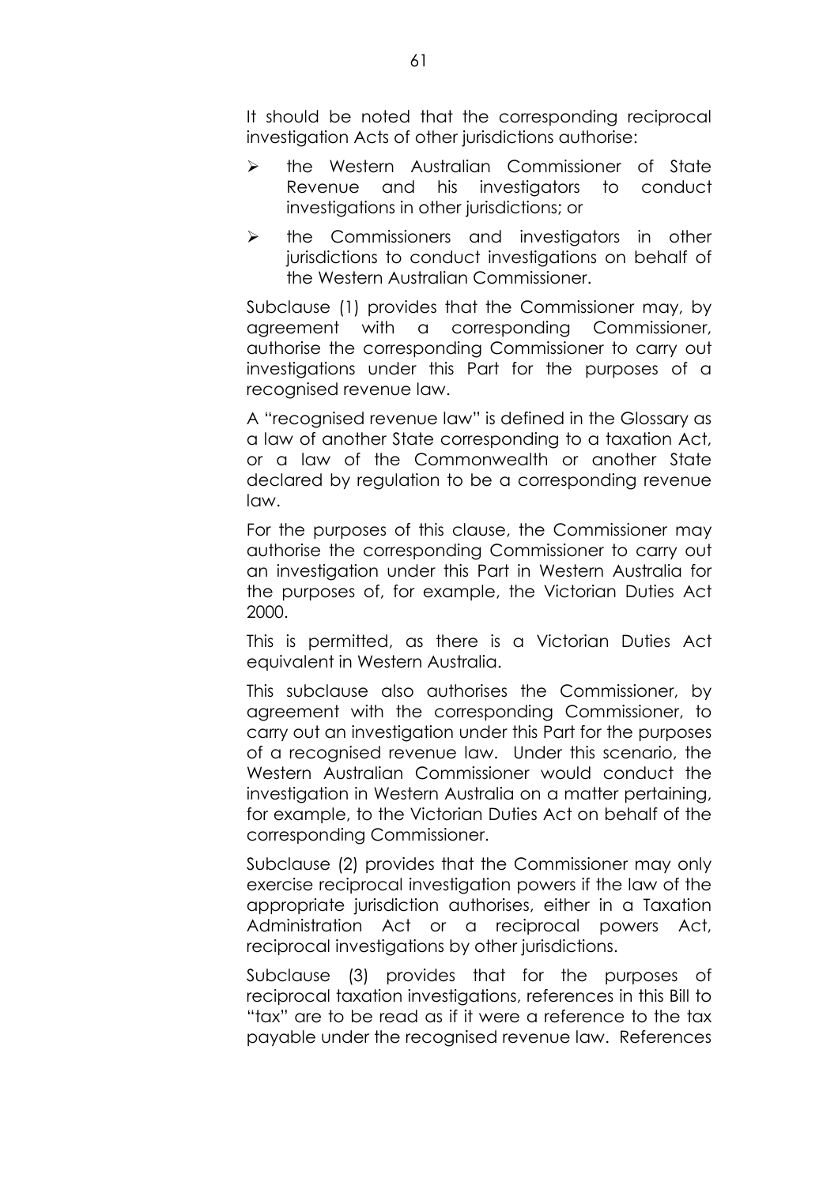It should be noted that the corresponding reciprocal investigation Acts of other jurisdictions authorise:

- the Western Australian Commissioner of State Revenue and his investigators to conduct investigations in other jurisdictions; or
- the Commissioners and investigators in other jurisdictions to conduct investigations on behalf of the Western Australian Commissioner.

Subclause (1) provides that the Commissioner may, by agreement with a corresponding Commissioner, authorise the corresponding Commissioner to carry out investigations under this Part for the purposes of a recognised revenue law.

A "recognised revenue law" is defined in the Glossary as a law of another State corresponding to a taxation Act, or a law of the Commonwealth or another State declared by regulation to be a corresponding revenue law.

For the purposes of this clause, the Commissioner may authorise the corresponding Commissioner to carry out an investigation under this Part in Western Australia for the purposes of, for example, the Victorian Duties Act 2000.

This is permitted, as there is a Victorian Duties Act equivalent in Western Australia.

This subclause also authorises the Commissioner, by agreement with the corresponding Commissioner, to carry out an investigation under this Part for the purposes of a recognised revenue law. Under this scenario, the Western Australian Commissioner would conduct the investigation in Western Australia on a matter pertaining, for example, to the Victorian Duties Act on behalf of the corresponding Commissioner.

Subclause (2) provides that the Commissioner may only exercise reciprocal investigation powers if the law of the appropriate jurisdiction authorises, either in a Taxation Administration Act or a reciprocal powers Act, reciprocal investigations by other jurisdictions.

Subclause (3) provides that for the purposes of reciprocal taxation investigations, references in this Bill to "tax" are to be read as if it were a reference to the tax payable under the recognised revenue law. References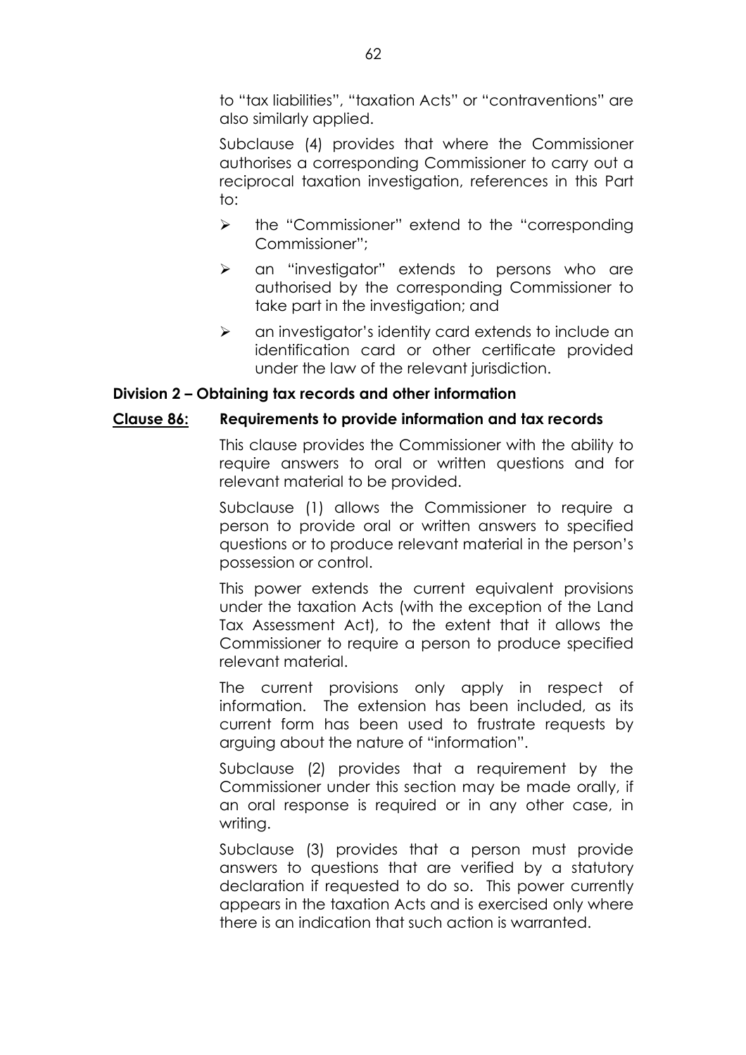to "tax liabilities", "taxation Acts" or "contraventions" are also similarly applied.

Subclause (4) provides that where the Commissioner authorises a corresponding Commissioner to carry out a reciprocal taxation investigation, references in this Part to:

- the "Commissioner" extend to the "corresponding Commissioner";
- an "investigator" extends to persons who are authorised by the corresponding Commissioner to take part in the investigation; and
- an investigator's identity card extends to include an identification card or other certificate provided under the law of the relevant jurisdiction.

**Division 2 – Obtaining tax records and other information**

**<u>Clause 86:</u> Requirements to provide information and tax records**

This clause provides the Commissioner with the ability to require answers to oral or written questions and for relevant material to be provided.

Subclause (1) allows the Commissioner to require a person to provide oral or written answers to specified questions or to produce relevant material in the person's possession or control.

This power extends the current equivalent provisions under the taxation Acts (with the exception of the Land Tax Assessment Act), to the extent that it allows the Commissioner to require a person to produce specified relevant material.

The current provisions only apply in respect of information. The extension has been included, as its current form has been used to frustrate requests by arguing about the nature of "information".

Subclause (2) provides that a requirement by the Commissioner under this section may be made orally, if an oral response is required or in any other case, in writing.

Subclause (3) provides that a person must provide answers to questions that are verified by a statutory declaration if requested to do so. This power currently appears in the taxation Acts and is exercised only where there is an indication that such action is warranted.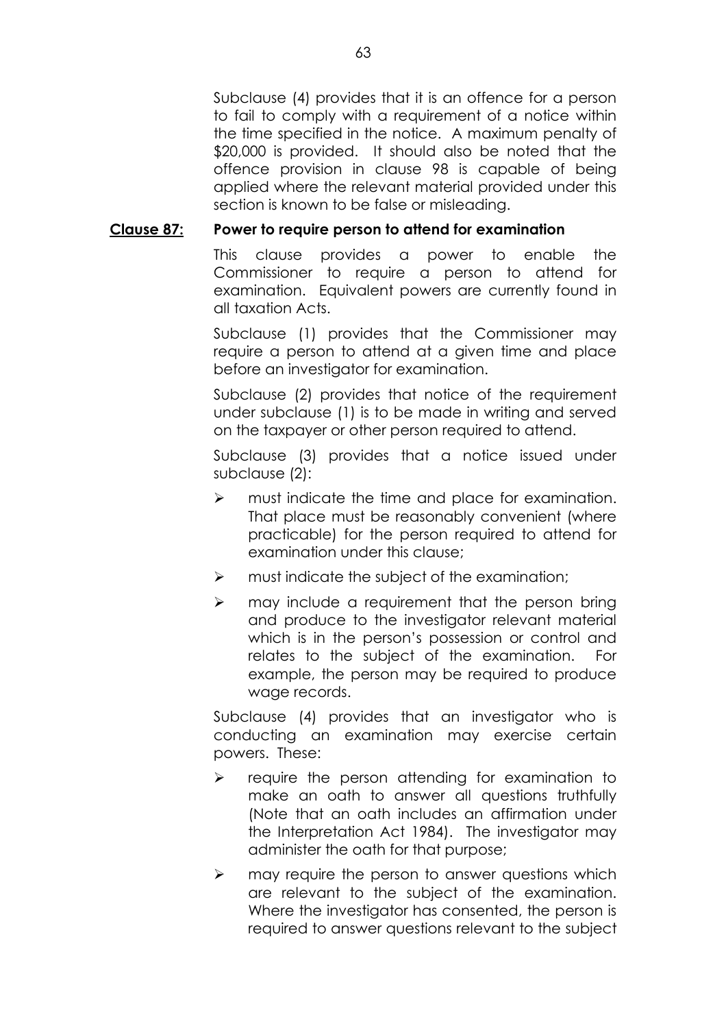Subclause (4) provides that it is an offence for a person to fail to comply with a requirement of a notice within the time specified in the notice. A maximum penalty of $20,000 is provided. It should also be noted that the offence provision in clause 98 is capable of being applied where the relevant material provided under this section is known to be false or misleading.

**Clause 87: Power to require person to attend for examination**

This clause provides a power to enable the Commissioner to require a person to attend for examination. Equivalent powers are currently found in all taxation Acts.

Subclause (1) provides that the Commissioner may require a person to attend at a given time and place before an investigator for examination.

Subclause (2) provides that notice of the requirement under subclause (1) is to be made in writing and served on the taxpayer or other person required to attend.

Subclause (3) provides that a notice issued under subclause (2):

- must indicate the time and place for examination. That place must be reasonably convenient (where practicable) for the person required to attend for examination under this clause;
- must indicate the subject of the examination;
- may include a requirement that the person bring and produce to the investigator relevant material which is in the person's possession or control and relates to the subject of the examination. For example, the person may be required to produce wage records.

Subclause (4) provides that an investigator who is conducting an examination may exercise certain powers. These:

- require the person attending for examination to make an oath to answer all questions truthfully (Note that an oath includes an affirmation under the Interpretation Act 1984). The investigator may administer the oath for that purpose;
- may require the person to answer questions which are relevant to the subject of the examination. Where the investigator has consented, the person is required to answer questions relevant to the subject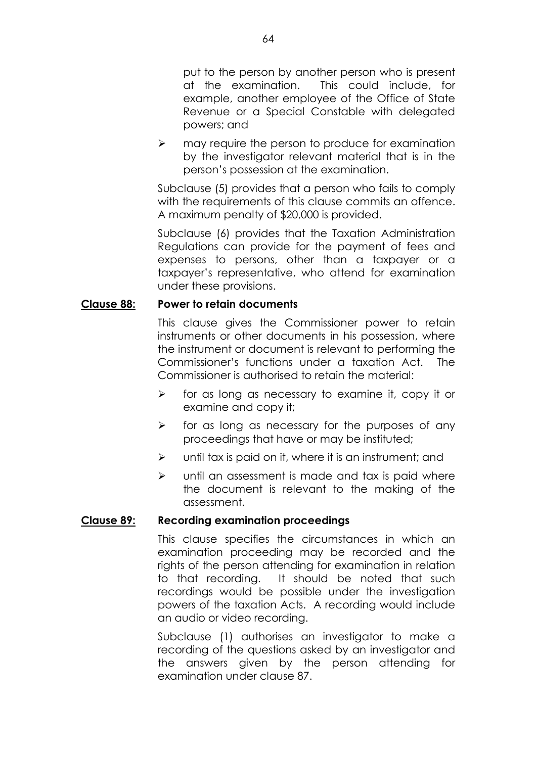put to the person by another person who is present at the examination. This could include, for example, another employee of the Office of State Revenue or a Special Constable with delegated powers; and

- may require the person to produce for examination by the investigator relevant material that is in the person's possession at the examination.

Subclause (5) provides that a person who fails to comply with the requirements of this clause commits an offence. A maximum penalty of $20,000 is provided.

Subclause (6) provides that the Taxation Administration Regulations can provide for the payment of fees and expenses to persons, other than a taxpayer or a taxpayer's representative, who attend for examination under these provisions.

**Clause 88: Power to retain documents**

This clause gives the Commissioner power to retain instruments or other documents in his possession, where the instrument or document is relevant to performing the Commissioner's functions under a taxation Act. The Commissioner is authorised to retain the material:

- for as long as necessary to examine it, copy it or examine and copy it;
- for as long as necessary for the purposes of any proceedings that have or may be instituted;
- until tax is paid on it, where it is an instrument; and
- until an assessment is made and tax is paid where the document is relevant to the making of the assessment.

**Clause 89: Recording examination proceedings**

This clause specifies the circumstances in which an examination proceeding may be recorded and the rights of the person attending for examination in relation to that recording. It should be noted that such recordings would be possible under the investigation powers of the taxation Acts. A recording would include an audio or video recording.

Subclause (1) authorises an investigator to make a recording of the questions asked by an investigator and the answers given by the person attending for examination under clause 87.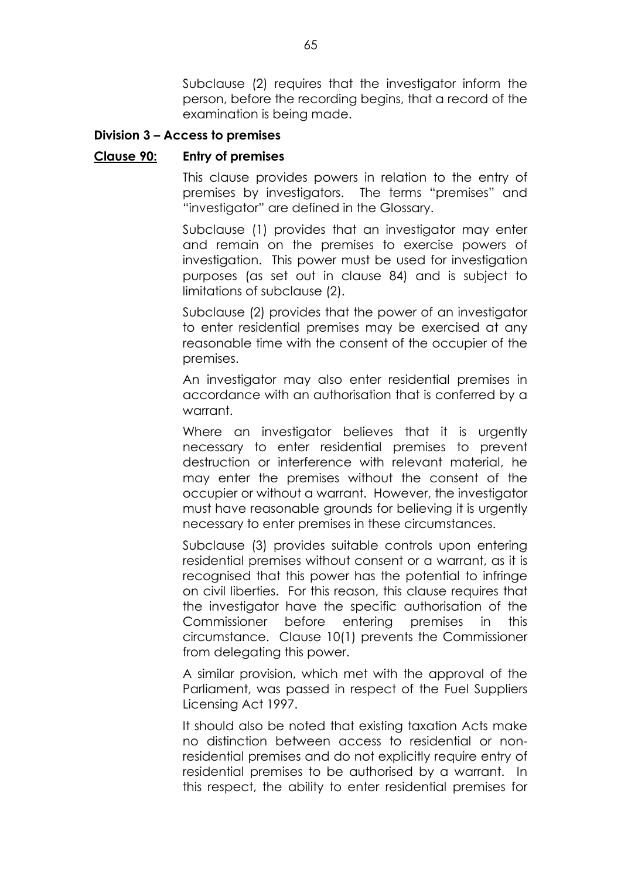Subclause (2) requires that the investigator inform the person, before the recording begins, that a record of the examination is being made.

**Division 3 – Access to premises**

**<u>Clause 90:</u> Entry of premises**

This clause provides powers in relation to the entry of premises by investigators. The terms "premises" and "investigator" are defined in the Glossary.

Subclause (1) provides that an investigator may enter and remain on the premises to exercise powers of investigation. This power must be used for investigation purposes (as set out in clause 84) and is subject to limitations of subclause (2).

Subclause (2) provides that the power of an investigator to enter residential premises may be exercised at any reasonable time with the consent of the occupier of the premises.

An investigator may also enter residential premises in accordance with an authorisation that is conferred by a warrant.

Where an investigator believes that it is urgently necessary to enter residential premises to prevent destruction or interference with relevant material, he may enter the premises without the consent of the occupier or without a warrant. However, the investigator must have reasonable grounds for believing it is urgently necessary to enter premises in these circumstances.

Subclause (3) provides suitable controls upon entering residential premises without consent or a warrant, as it is recognised that this power has the potential to infringe on civil liberties. For this reason, this clause requires that the investigator have the specific authorisation of the Commissioner before entering premises in this circumstance. Clause 10(1) prevents the Commissioner from delegating this power.

A similar provision, which met with the approval of the Parliament, was passed in respect of the Fuel Suppliers Licensing Act 1997.

It should also be noted that existing taxation Acts make no distinction between access to residential or non-residential premises and do not explicitly require entry of residential premises to be authorised by a warrant. In this respect, the ability to enter residential premises for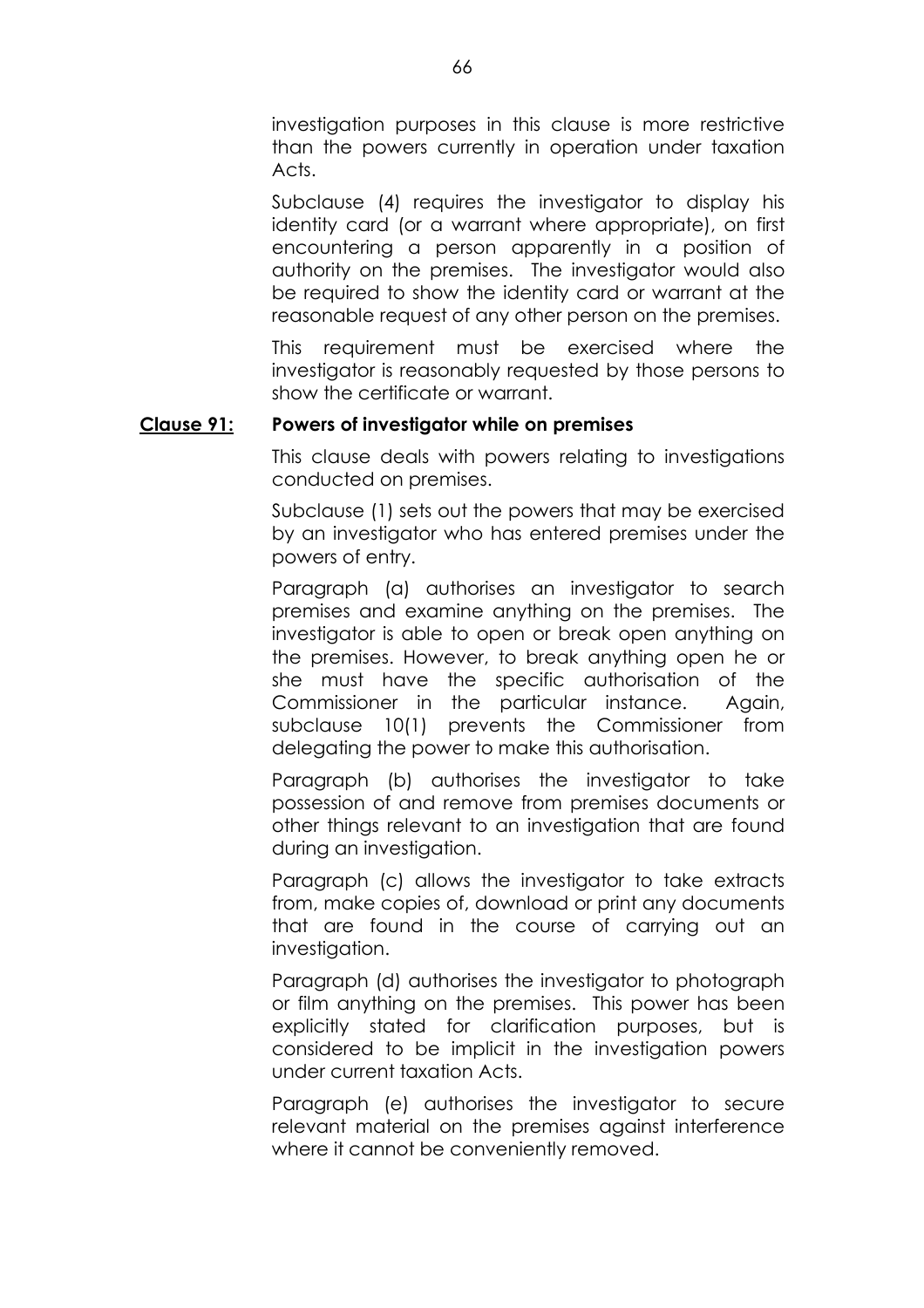investigation purposes in this clause is more restrictive than the powers currently in operation under taxation Acts.

Subclause (4) requires the investigator to display his identity card (or a warrant where appropriate), on first encountering a person apparently in a position of authority on the premises. The investigator would also be required to show the identity card or warrant at the reasonable request of any other person on the premises.

This requirement must be exercised where the investigator is reasonably requested by those persons to show the certificate or warrant.

**Clause 91: Powers of investigator while on premises**

This clause deals with powers relating to investigations conducted on premises.

Subclause (1) sets out the powers that may be exercised by an investigator who has entered premises under the powers of entry.

Paragraph (a) authorises an investigator to search premises and examine anything on the premises. The investigator is able to open or break open anything on the premises. However, to break anything open he or she must have the specific authorisation of the Commissioner in the particular instance. Again, subclause 10(1) prevents the Commissioner from delegating the power to make this authorisation.

Paragraph (b) authorises the investigator to take possession of and remove from premises documents or other things relevant to an investigation that are found during an investigation.

Paragraph (c) allows the investigator to take extracts from, make copies of, download or print any documents that are found in the course of carrying out an investigation.

Paragraph (d) authorises the investigator to photograph or film anything on the premises. This power has been explicitly stated for clarification purposes, but is considered to be implicit in the investigation powers under current taxation Acts.

Paragraph (e) authorises the investigator to secure relevant material on the premises against interference where it cannot be conveniently removed.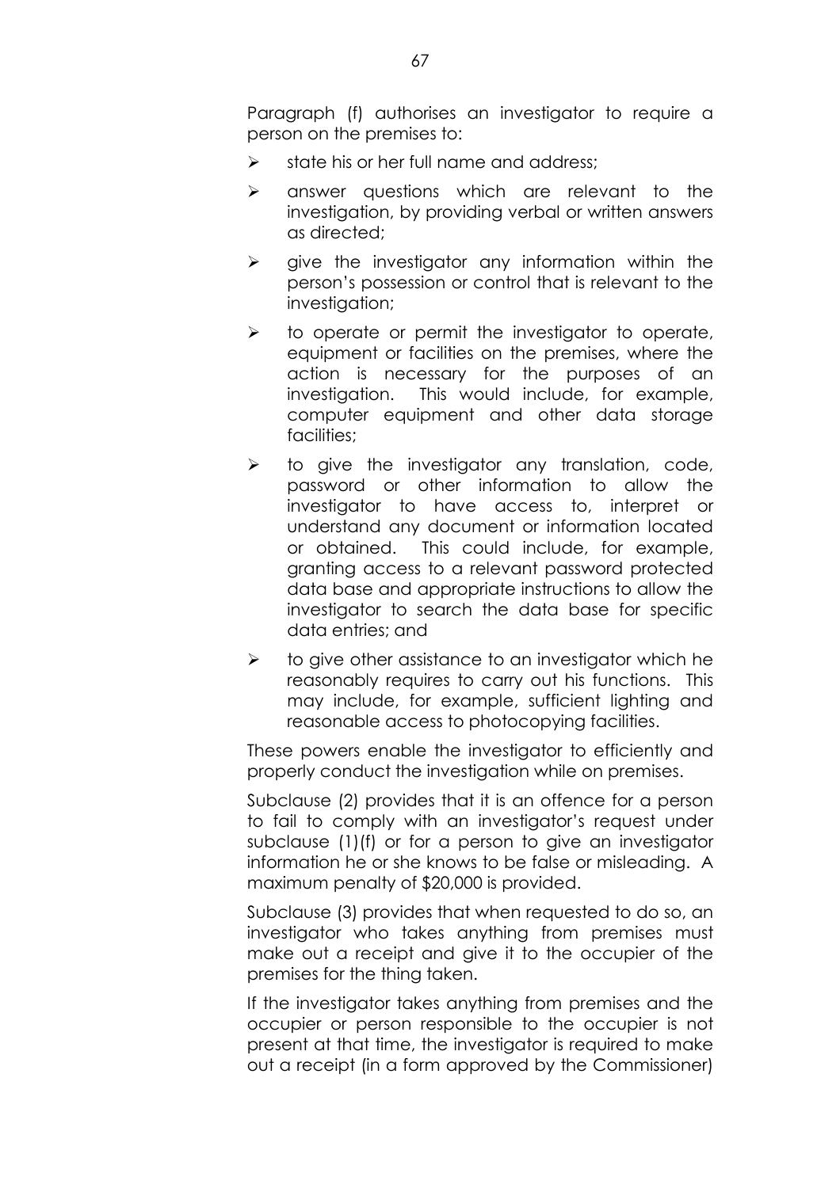Paragraph (f) authorises an investigator to require a person on the premises to:

- state his or her full name and address;
- answer questions which are relevant to the investigation, by providing verbal or written answers as directed;
- give the investigator any information within the person's possession or control that is relevant to the investigation;
- to operate or permit the investigator to operate, equipment or facilities on the premises, where the action is necessary for the purposes of an investigation. This would include, for example, computer equipment and other data storage facilities;
- to give the investigator any translation, code, password or other information to allow the investigator to have access to, interpret or understand any document or information located or obtained. This could include, for example, granting access to a relevant password protected data base and appropriate instructions to allow the investigator to search the data base for specific data entries; and
- to give other assistance to an investigator which he reasonably requires to carry out his functions. This may include, for example, sufficient lighting and reasonable access to photocopying facilities.

These powers enable the investigator to efficiently and properly conduct the investigation while on premises.

Subclause (2) provides that it is an offence for a person to fail to comply with an investigator's request under subclause (1)(f) or for a person to give an investigator information he or she knows to be false or misleading. A maximum penalty of $20,000 is provided.

Subclause (3) provides that when requested to do so, an investigator who takes anything from premises must make out a receipt and give it to the occupier of the premises for the thing taken.

If the investigator takes anything from premises and the occupier or person responsible to the occupier is not present at that time, the investigator is required to make out a receipt (in a form approved by the Commissioner)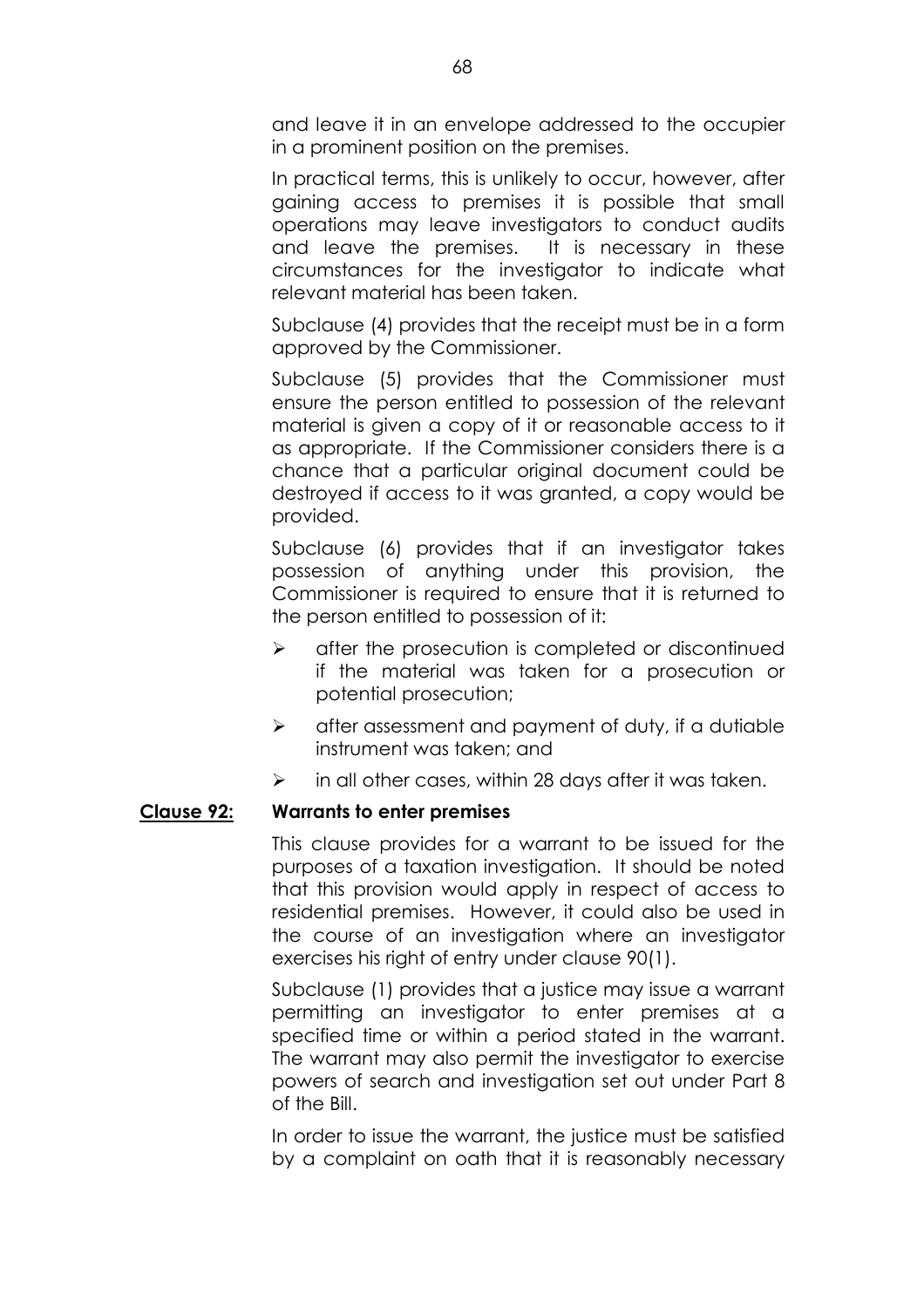and leave it in an envelope addressed to the occupier in a prominent position on the premises.

In practical terms, this is unlikely to occur, however, after gaining access to premises it is possible that small operations may leave investigators to conduct audits and leave the premises. It is necessary in these circumstances for the investigator to indicate what relevant material has been taken.

Subclause (4) provides that the receipt must be in a form approved by the Commissioner.

Subclause (5) provides that the Commissioner must ensure the person entitled to possession of the relevant material is given a copy of it or reasonable access to it as appropriate. If the Commissioner considers there is a chance that a particular original document could be destroyed if access to it was granted, a copy would be provided.

Subclause (6) provides that if an investigator takes possession of anything under this provision, the Commissioner is required to ensure that it is returned to the person entitled to possession of it:

- after the prosecution is completed or discontinued if the material was taken for a prosecution or potential prosecution;
- after assessment and payment of duty, if a dutiable instrument was taken; and
- in all other cases, within 28 days after it was taken.

**Clause 92: Warrants to enter premises**

This clause provides for a warrant to be issued for the purposes of a taxation investigation. It should be noted that this provision would apply in respect of access to residential premises. However, it could also be used in the course of an investigation where an investigator exercises his right of entry under clause 90(1).

Subclause (1) provides that a justice may issue a warrant permitting an investigator to enter premises at a specified time or within a period stated in the warrant. The warrant may also permit the investigator to exercise powers of search and investigation set out under Part 8 of the Bill.

In order to issue the warrant, the justice must be satisfied by a complaint on oath that it is reasonably necessary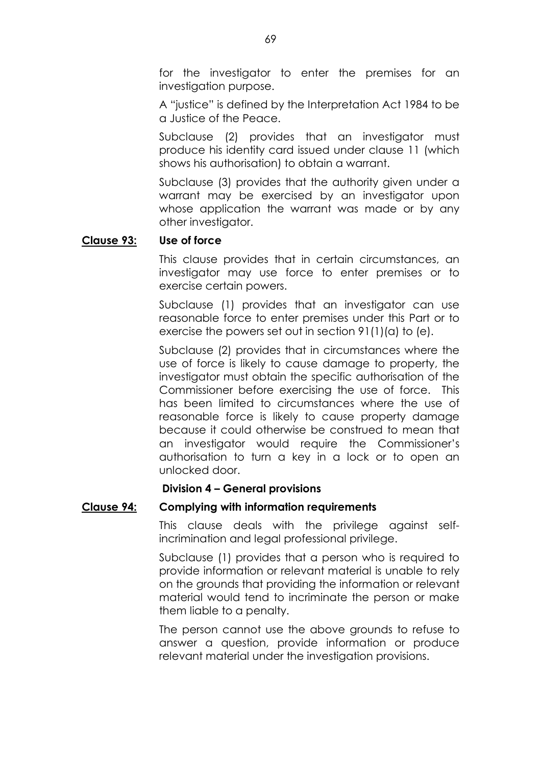for the investigator to enter the premises for an investigation purpose.

A "justice" is defined by the Interpretation Act 1984 to be a Justice of the Peace.

Subclause (2) provides that an investigator must produce his identity card issued under clause 11 (which shows his authorisation) to obtain a warrant.

Subclause (3) provides that the authority given under a warrant may be exercised by an investigator upon whose application the warrant was made or by any other investigator.

**<u>Clause 93:</u> Use of force**

This clause provides that in certain circumstances, an investigator may use force to enter premises or to exercise certain powers.

Subclause (1) provides that an investigator can use reasonable force to enter premises under this Part or to exercise the powers set out in section 91(1)(a) to (e).

Subclause (2) provides that in circumstances where the use of force is likely to cause damage to property, the investigator must obtain the specific authorisation of the Commissioner before exercising the use of force. This has been limited to circumstances where the use of reasonable force is likely to cause property damage because it could otherwise be construed to mean that an investigator would require the Commissioner's authorisation to turn a key in a lock or to open an unlocked door.

**Division 4 – General provisions**

**<u>Clause 94:</u> Complying with information requirements**

This clause deals with the privilege against self-incrimination and legal professional privilege.

Subclause (1) provides that a person who is required to provide information or relevant material is unable to rely on the grounds that providing the information or relevant material would tend to incriminate the person or make them liable to a penalty.

The person cannot use the above grounds to refuse to answer a question, provide information or produce relevant material under the investigation provisions.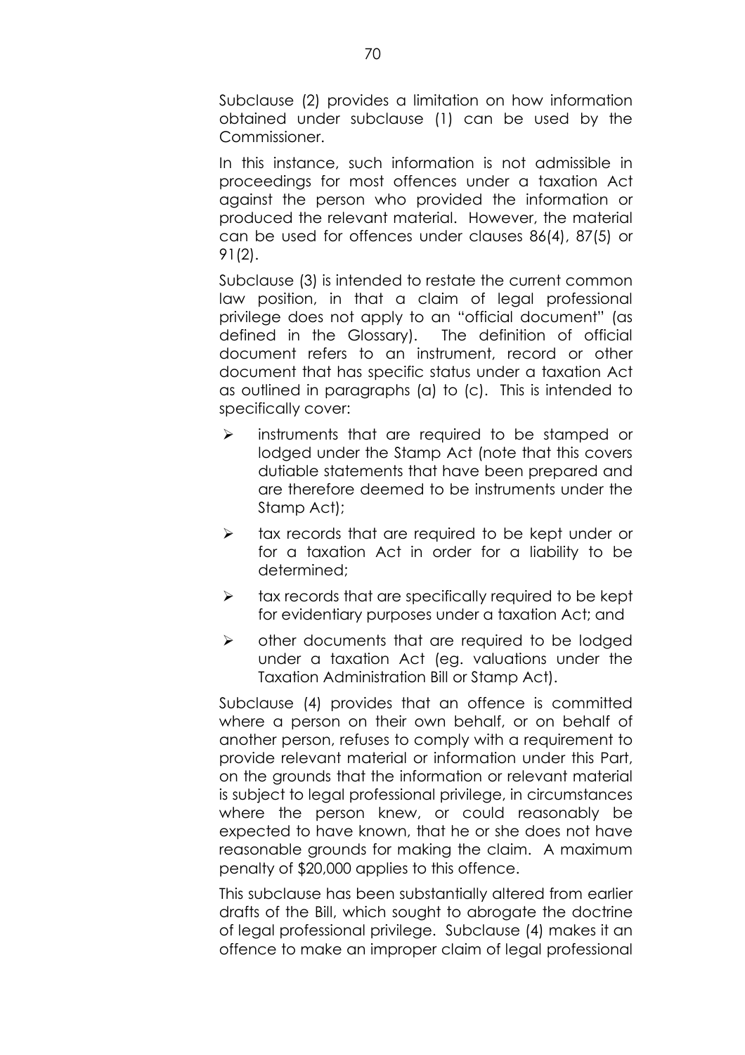Subclause (2) provides a limitation on how information obtained under subclause (1) can be used by the Commissioner.

In this instance, such information is not admissible in proceedings for most offences under a taxation Act against the person who provided the information or produced the relevant material. However, the material can be used for offences under clauses 86(4), 87(5) or 91(2).

Subclause (3) is intended to restate the current common law position, in that a claim of legal professional privilege does not apply to an "official document" (as defined in the Glossary). The definition of official document refers to an instrument, record or other document that has specific status under a taxation Act as outlined in paragraphs (a) to (c). This is intended to specifically cover:

- instruments that are required to be stamped or lodged under the Stamp Act (note that this covers dutiable statements that have been prepared and are therefore deemed to be instruments under the Stamp Act);
- tax records that are required to be kept under or for a taxation Act in order for a liability to be determined;
- tax records that are specifically required to be kept for evidentiary purposes under a taxation Act; and
- other documents that are required to be lodged under a taxation Act (eg. valuations under the Taxation Administration Bill or Stamp Act).

Subclause (4) provides that an offence is committed where a person on their own behalf, or on behalf of another person, refuses to comply with a requirement to provide relevant material or information under this Part, on the grounds that the information or relevant material is subject to legal professional privilege, in circumstances where the person knew, or could reasonably be expected to have known, that he or she does not have reasonable grounds for making the claim. A maximum penalty of $20,000 applies to this offence.

This subclause has been substantially altered from earlier drafts of the Bill, which sought to abrogate the doctrine of legal professional privilege. Subclause (4) makes it an offence to make an improper claim of legal professional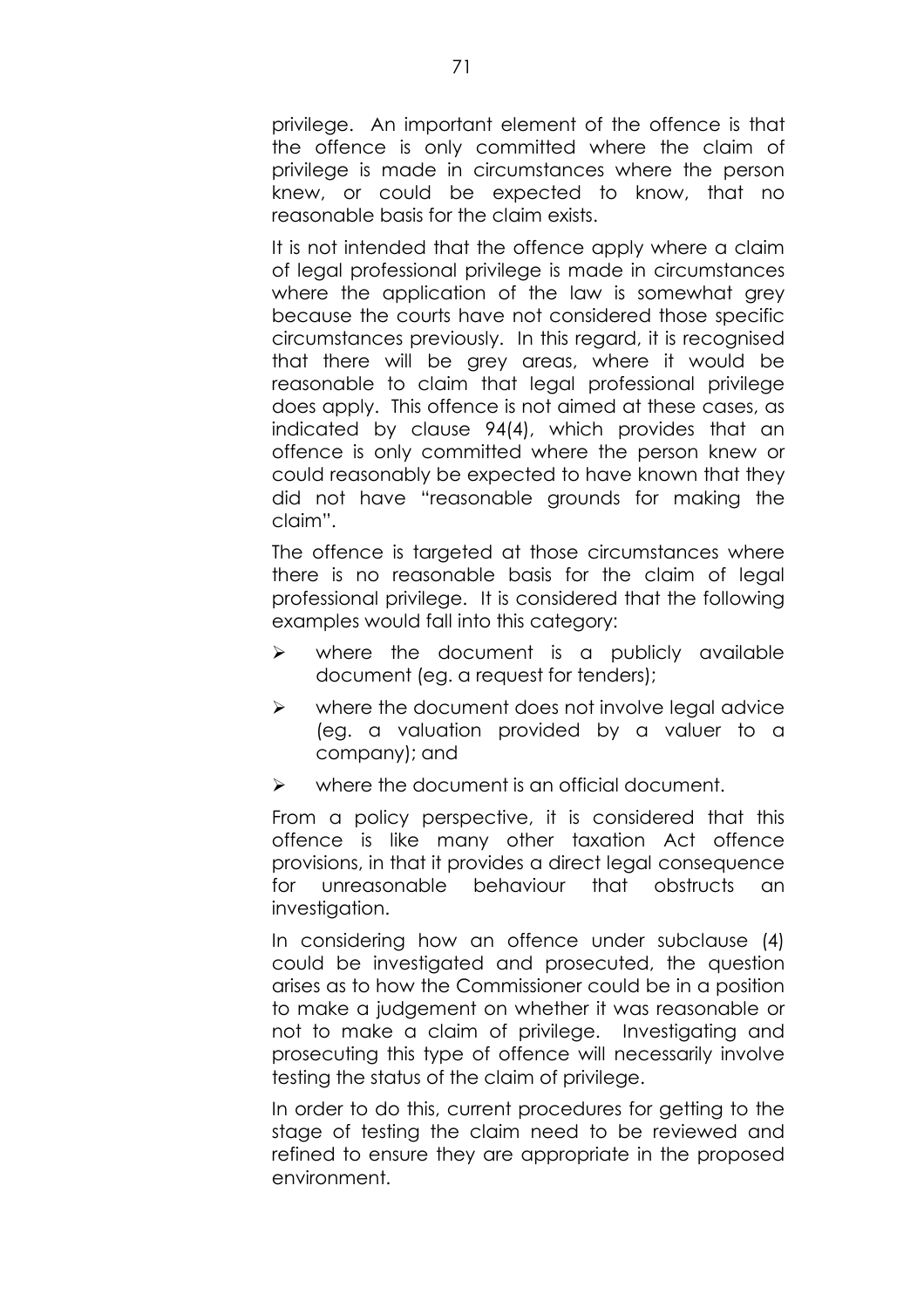privilege. An important element of the offence is that the offence is only committed where the claim of privilege is made in circumstances where the person knew, or could be expected to know, that no reasonable basis for the claim exists.

It is not intended that the offence apply where a claim of legal professional privilege is made in circumstances where the application of the law is somewhat grey because the courts have not considered those specific circumstances previously. In this regard, it is recognised that there will be grey areas, where it would be reasonable to claim that legal professional privilege does apply. This offence is not aimed at these cases, as indicated by clause 94(4), which provides that an offence is only committed where the person knew or could reasonably be expected to have known that they did not have "reasonable grounds for making the claim".

The offence is targeted at those circumstances where there is no reasonable basis for the claim of legal professional privilege. It is considered that the following examples would fall into this category:

- where the document is a publicly available document (eg. a request for tenders);
- where the document does not involve legal advice (eg. a valuation provided by a valuer to a company); and
- where the document is an official document.

From a policy perspective, it is considered that this offence is like many other taxation Act offence provisions, in that it provides a direct legal consequence for unreasonable behaviour that obstructs an investigation.

In considering how an offence under subclause (4) could be investigated and prosecuted, the question arises as to how the Commissioner could be in a position to make a judgement on whether it was reasonable or not to make a claim of privilege. Investigating and prosecuting this type of offence will necessarily involve testing the status of the claim of privilege.

In order to do this, current procedures for getting to the stage of testing the claim need to be reviewed and refined to ensure they are appropriate in the proposed environment.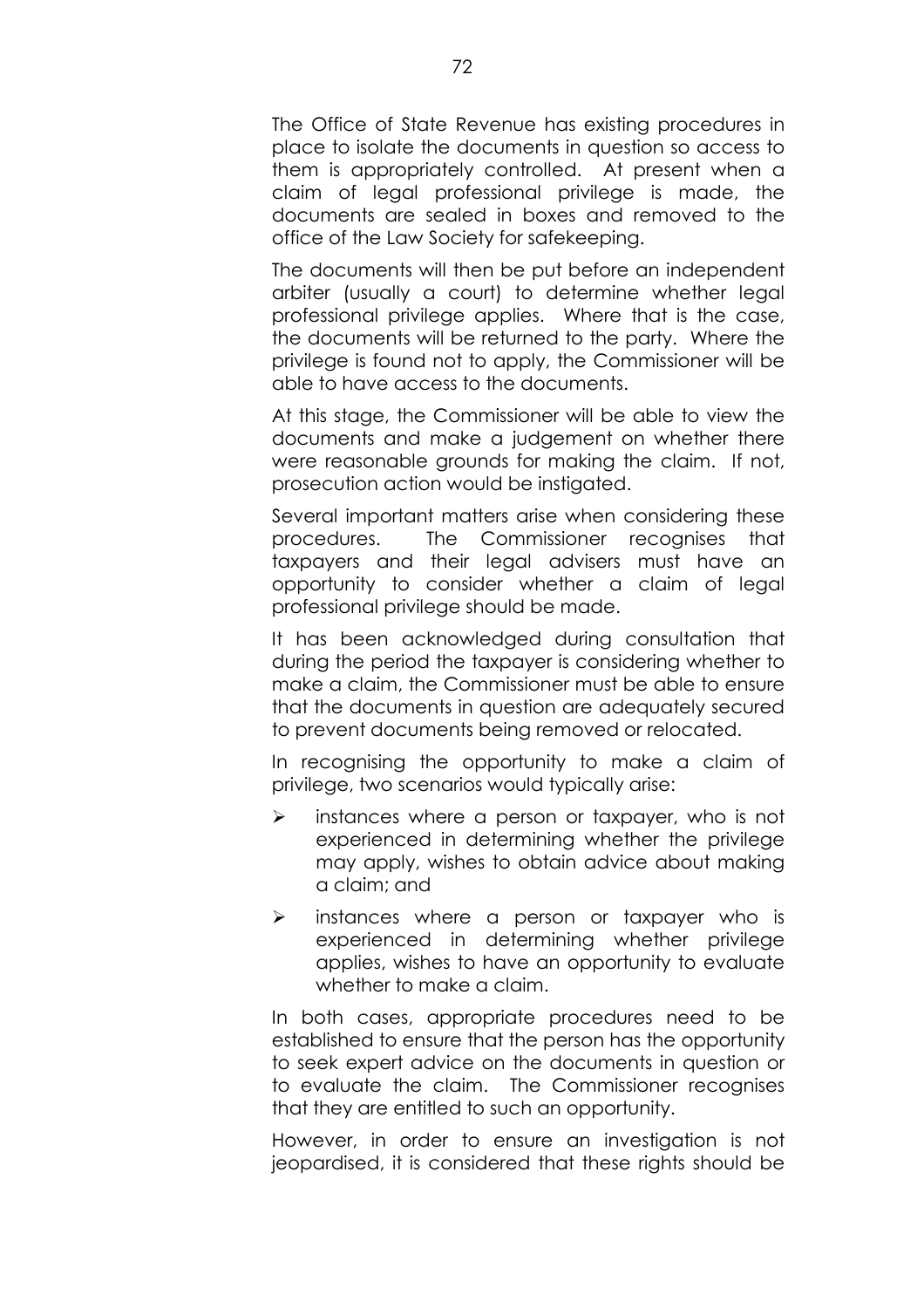The Office of State Revenue has existing procedures in place to isolate the documents in question so access to them is appropriately controlled. At present when a claim of legal professional privilege is made, the documents are sealed in boxes and removed to the office of the Law Society for safekeeping.

The documents will then be put before an independent arbiter (usually a court) to determine whether legal professional privilege applies. Where that is the case, the documents will be returned to the party. Where the privilege is found not to apply, the Commissioner will be able to have access to the documents.

At this stage, the Commissioner will be able to view the documents and make a judgement on whether there were reasonable grounds for making the claim. If not, prosecution action would be instigated.

Several important matters arise when considering these procedures. The Commissioner recognises that taxpayers and their legal advisers must have an opportunity to consider whether a claim of legal professional privilege should be made.

It has been acknowledged during consultation that during the period the taxpayer is considering whether to make a claim, the Commissioner must be able to ensure that the documents in question are adequately secured to prevent documents being removed or relocated.

In recognising the opportunity to make a claim of privilege, two scenarios would typically arise:

- instances where a person or taxpayer, who is not experienced in determining whether the privilege may apply, wishes to obtain advice about making a claim; and
- instances where a person or taxpayer who is experienced in determining whether privilege applies, wishes to have an opportunity to evaluate whether to make a claim.

In both cases, appropriate procedures need to be established to ensure that the person has the opportunity to seek expert advice on the documents in question or to evaluate the claim. The Commissioner recognises that they are entitled to such an opportunity.

However, in order to ensure an investigation is not jeopardised, it is considered that these rights should be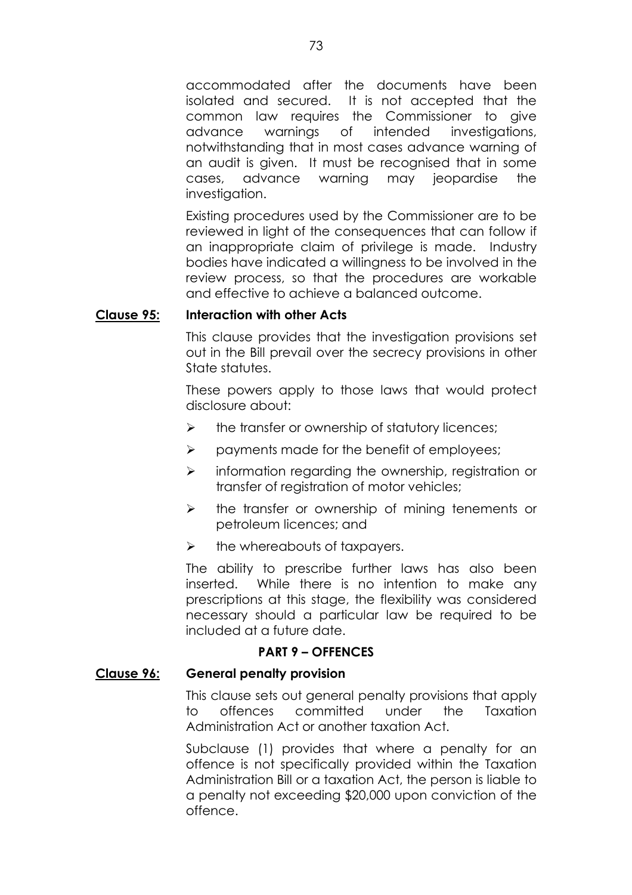accommodated after the documents have been isolated and secured. It is not accepted that the common law requires the Commissioner to give advance warnings of intended investigations, notwithstanding that in most cases advance warning of an audit is given. It must be recognised that in some cases, advance warning may jeopardise the investigation.

Existing procedures used by the Commissioner are to be reviewed in light of the consequences that can follow if an inappropriate claim of privilege is made. Industry bodies have indicated a willingness to be involved in the review process, so that the procedures are workable and effective to achieve a balanced outcome.

**Clause 95: Interaction with other Acts**

This clause provides that the investigation provisions set out in the Bill prevail over the secrecy provisions in other State statutes.

These powers apply to those laws that would protect disclosure about:

- the transfer or ownership of statutory licences;
- payments made for the benefit of employees;
- information regarding the ownership, registration or transfer of registration of motor vehicles;
- the transfer or ownership of mining tenements or petroleum licences; and
- the whereabouts of taxpayers.

The ability to prescribe further laws has also been inserted. While there is no intention to make any prescriptions at this stage, the flexibility was considered necessary should a particular law be required to be included at a future date.

## PART 9 – OFFENCES

**Clause 96: General penalty provision**

This clause sets out general penalty provisions that apply to offences committed under the Taxation Administration Act or another taxation Act.

Subclause (1) provides that where a penalty for an offence is not specifically provided within the Taxation Administration Bill or a taxation Act, the person is liable to a penalty not exceeding $20,000 upon conviction of the offence.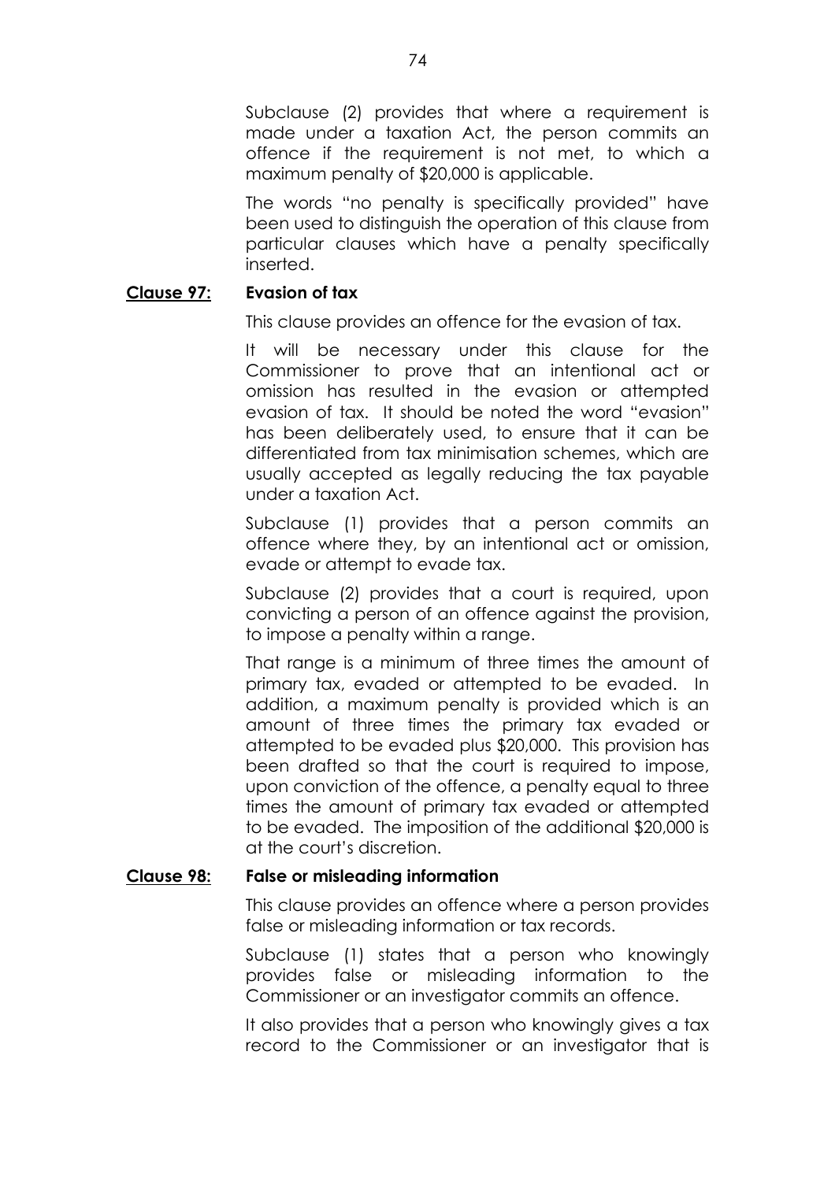Subclause (2) provides that where a requirement is made under a taxation Act, the person commits an offence if the requirement is not met, to which a maximum penalty of $20,000 is applicable.

The words "no penalty is specifically provided" have been used to distinguish the operation of this clause from particular clauses which have a penalty specifically inserted.

### Clause 97: Evasion of tax

This clause provides an offence for the evasion of tax.

It will be necessary under this clause for the Commissioner to prove that an intentional act or omission has resulted in the evasion or attempted evasion of tax. It should be noted the word "evasion" has been deliberately used, to ensure that it can be differentiated from tax minimisation schemes, which are usually accepted as legally reducing the tax payable under a taxation Act.

Subclause (1) provides that a person commits an offence where they, by an intentional act or omission, evade or attempt to evade tax.

Subclause (2) provides that a court is required, upon convicting a person of an offence against the provision, to impose a penalty within a range.

That range is a minimum of three times the amount of primary tax, evaded or attempted to be evaded. In addition, a maximum penalty is provided which is an amount of three times the primary tax evaded or attempted to be evaded plus $20,000. This provision has been drafted so that the court is required to impose, upon conviction of the offence, a penalty equal to three times the amount of primary tax evaded or attempted to be evaded. The imposition of the additional $20,000 is at the court's discretion.

### Clause 98: False or misleading information

This clause provides an offence where a person provides false or misleading information or tax records.

Subclause (1) states that a person who knowingly provides false or misleading information to the Commissioner or an investigator commits an offence.

It also provides that a person who knowingly gives a tax record to the Commissioner or an investigator that is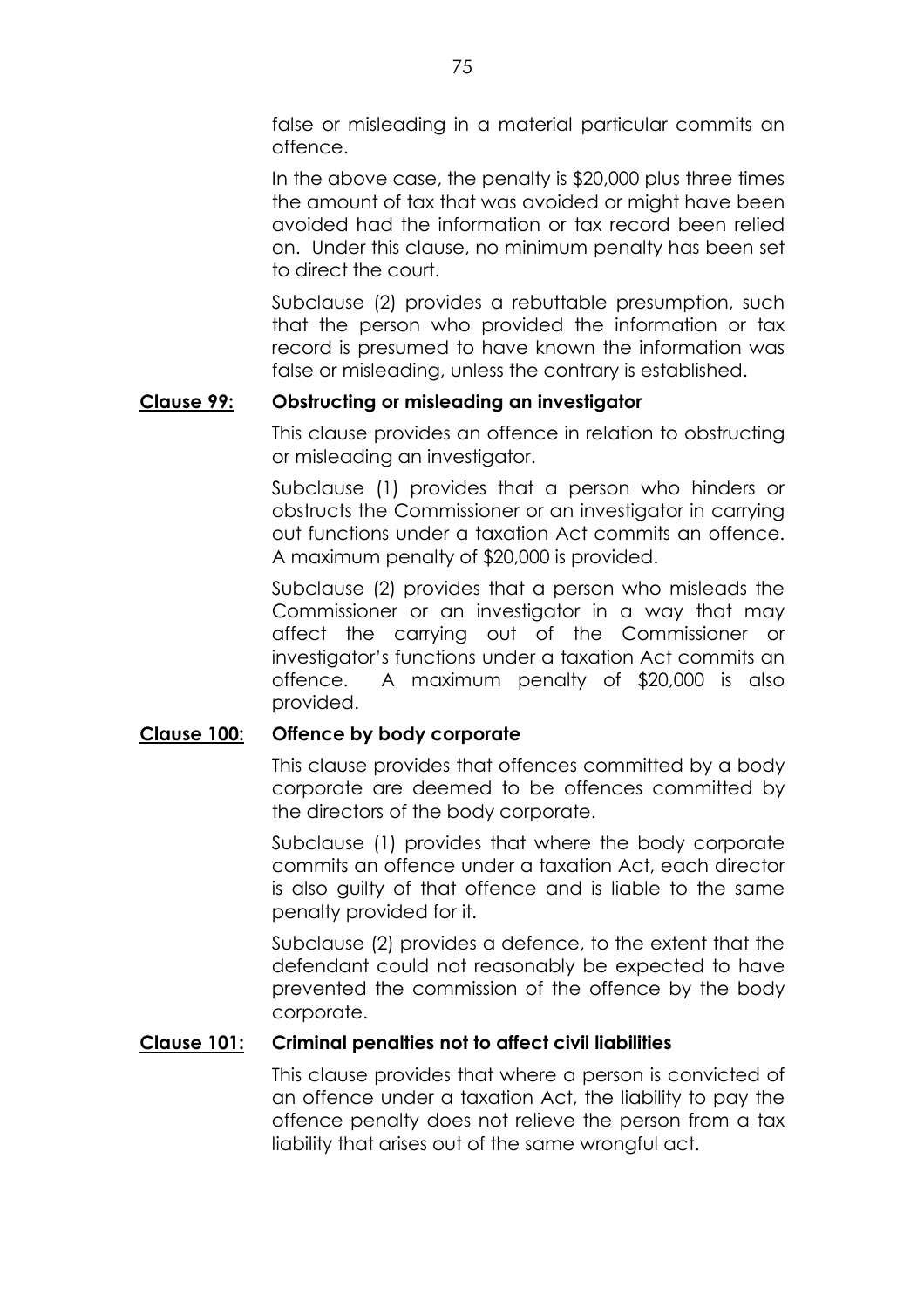false or misleading in a material particular commits an offence.

In the above case, the penalty is $20,000 plus three times the amount of tax that was avoided or might have been avoided had the information or tax record been relied on. Under this clause, no minimum penalty has been set to direct the court.

Subclause (2) provides a rebuttable presumption, such that the person who provided the information or tax record is presumed to have known the information was false or misleading, unless the contrary is established.

**Clause 99: Obstructing or misleading an investigator**

This clause provides an offence in relation to obstructing or misleading an investigator.

Subclause (1) provides that a person who hinders or obstructs the Commissioner or an investigator in carrying out functions under a taxation Act commits an offence. A maximum penalty of $20,000 is provided.

Subclause (2) provides that a person who misleads the Commissioner or an investigator in a way that may affect the carrying out of the Commissioner or investigator's functions under a taxation Act commits an offence. A maximum penalty of $20,000 is also provided.

**Clause 100: Offence by body corporate**

This clause provides that offences committed by a body corporate are deemed to be offences committed by the directors of the body corporate.

Subclause (1) provides that where the body corporate commits an offence under a taxation Act, each director is also guilty of that offence and is liable to the same penalty provided for it.

Subclause (2) provides a defence, to the extent that the defendant could not reasonably be expected to have prevented the commission of the offence by the body corporate.

**Clause 101: Criminal penalties not to affect civil liabilities**

This clause provides that where a person is convicted of an offence under a taxation Act, the liability to pay the offence penalty does not relieve the person from a tax liability that arises out of the same wrongful act.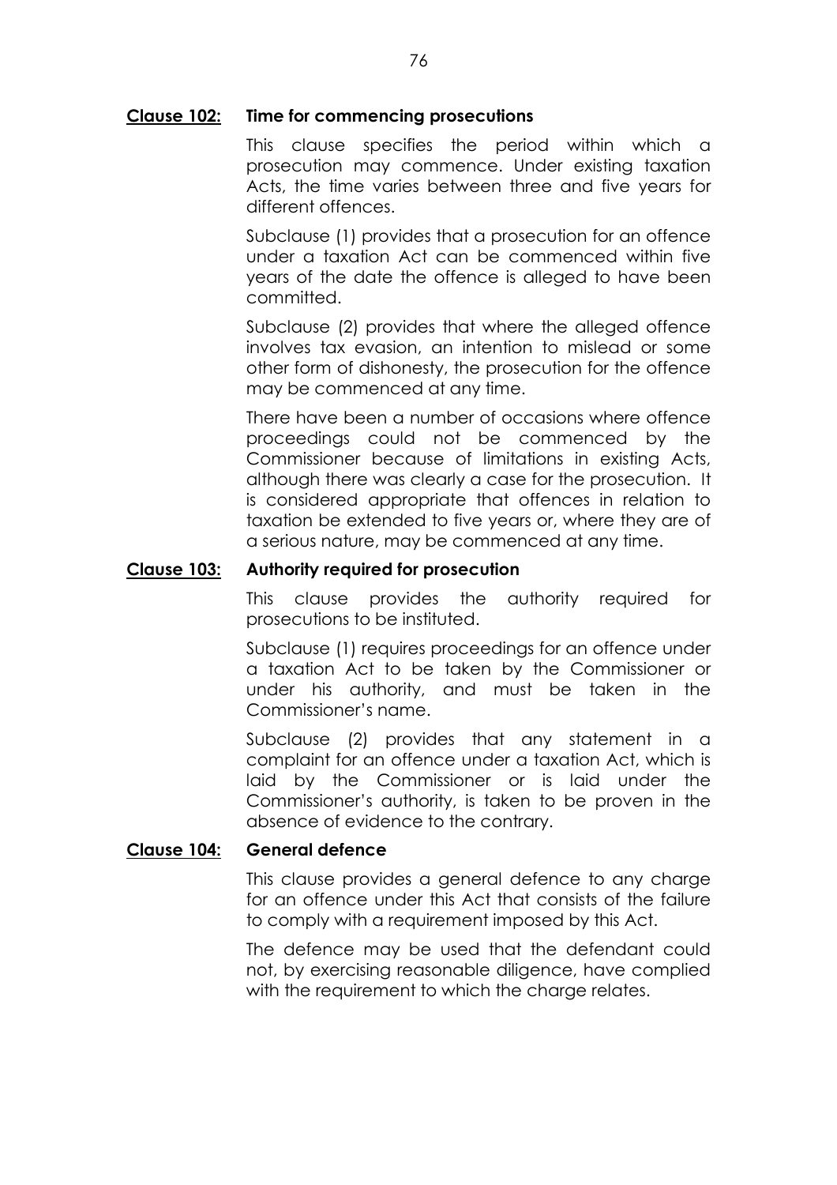**Clause 102: Time for commencing prosecutions**

This clause specifies the period within which a prosecution may commence. Under existing taxation Acts, the time varies between three and five years for different offences.

Subclause (1) provides that a prosecution for an offence under a taxation Act can be commenced within five years of the date the offence is alleged to have been committed.

Subclause (2) provides that where the alleged offence involves tax evasion, an intention to mislead or some other form of dishonesty, the prosecution for the offence may be commenced at any time.

There have been a number of occasions where offence proceedings could not be commenced by the Commissioner because of limitations in existing Acts, although there was clearly a case for the prosecution. It is considered appropriate that offences in relation to taxation be extended to five years or, where they are of a serious nature, may be commenced at any time.

**Clause 103: Authority required for prosecution**

This clause provides the authority required for prosecutions to be instituted.

Subclause (1) requires proceedings for an offence under a taxation Act to be taken by the Commissioner or under his authority, and must be taken in the Commissioner's name.

Subclause (2) provides that any statement in a complaint for an offence under a taxation Act, which is laid by the Commissioner or is laid under the Commissioner's authority, is taken to be proven in the absence of evidence to the contrary.

**Clause 104: General defence**

This clause provides a general defence to any charge for an offence under this Act that consists of the failure to comply with a requirement imposed by this Act.

The defence may be used that the defendant could not, by exercising reasonable diligence, have complied with the requirement to which the charge relates.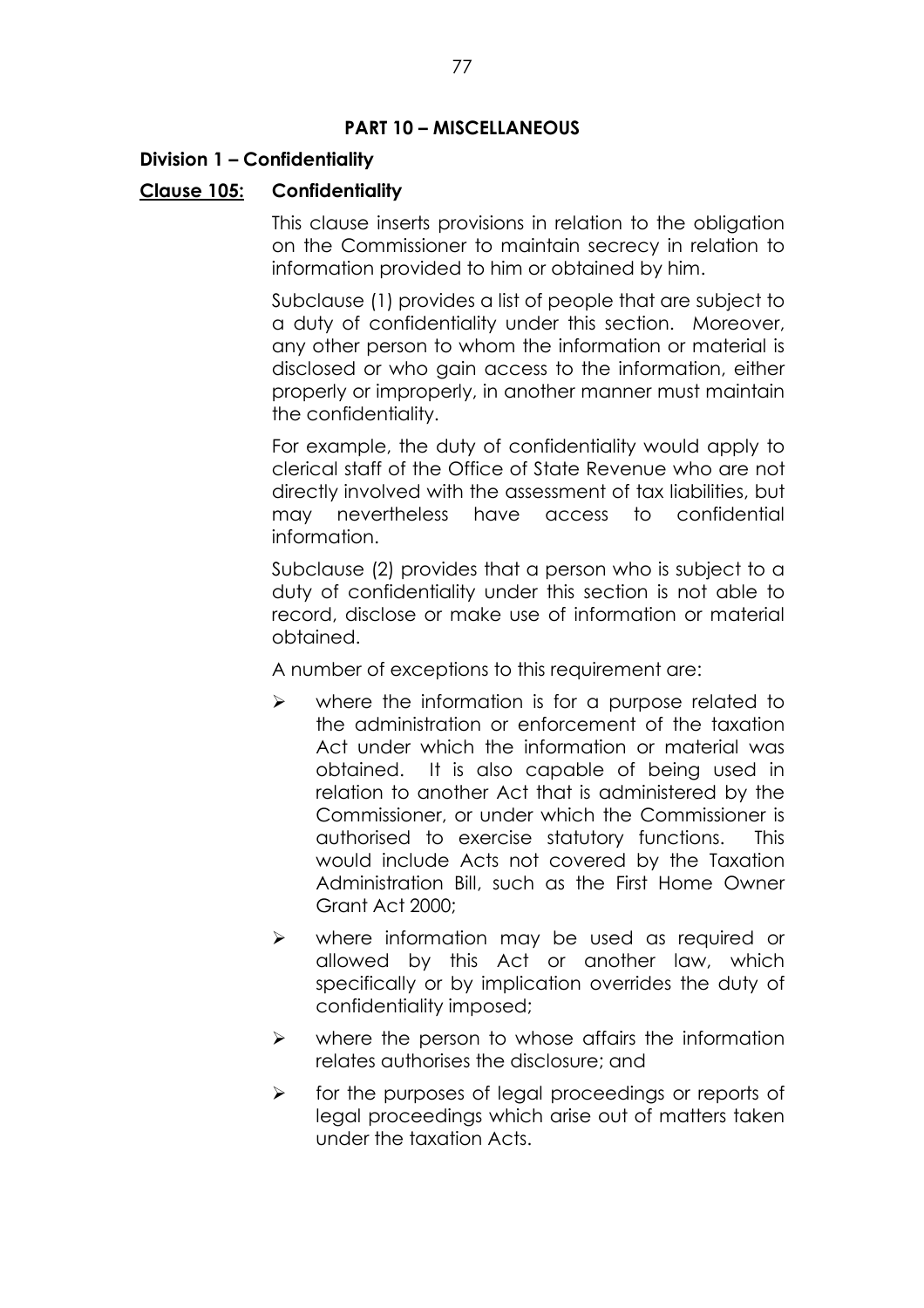## PART 10 – MISCELLANEOUS

### Division 1 – Confidentiality

### Clause 105: Confidentiality

This clause inserts provisions in relation to the obligation on the Commissioner to maintain secrecy in relation to information provided to him or obtained by him.

Subclause (1) provides a list of people that are subject to a duty of confidentiality under this section. Moreover, any other person to whom the information or material is disclosed or who gain access to the information, either properly or improperly, in another manner must maintain the confidentiality.

For example, the duty of confidentiality would apply to clerical staff of the Office of State Revenue who are not directly involved with the assessment of tax liabilities, but may nevertheless have access to confidential information.

Subclause (2) provides that a person who is subject to a duty of confidentiality under this section is not able to record, disclose or make use of information or material obtained.

A number of exceptions to this requirement are:

- where the information is for a purpose related to the administration or enforcement of the taxation Act under which the information or material was obtained. It is also capable of being used in relation to another Act that is administered by the Commissioner, or under which the Commissioner is authorised to exercise statutory functions. This would include Acts not covered by the Taxation Administration Bill, such as the First Home Owner Grant Act 2000;
- where information may be used as required or allowed by this Act or another law, which specifically or by implication overrides the duty of confidentiality imposed;
- where the person to whose affairs the information relates authorises the disclosure; and
- for the purposes of legal proceedings or reports of legal proceedings which arise out of matters taken under the taxation Acts.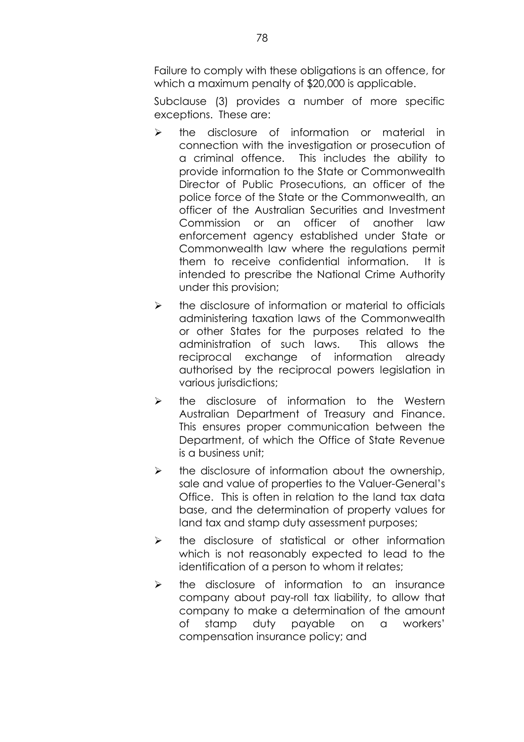Failure to comply with these obligations is an offence, for which a maximum penalty of $20,000 is applicable.

Subclause (3) provides a number of more specific exceptions. These are:

- the disclosure of information or material in connection with the investigation or prosecution of a criminal offence. This includes the ability to provide information to the State or Commonwealth Director of Public Prosecutions, an officer of the police force of the State or the Commonwealth, an officer of the Australian Securities and Investment Commission or an officer of another law enforcement agency established under State or Commonwealth law where the regulations permit them to receive confidential information. It is intended to prescribe the National Crime Authority under this provision;
- the disclosure of information or material to officials administering taxation laws of the Commonwealth or other States for the purposes related to the administration of such laws. This allows the reciprocal exchange of information already authorised by the reciprocal powers legislation in various jurisdictions;
- the disclosure of information to the Western Australian Department of Treasury and Finance. This ensures proper communication between the Department, of which the Office of State Revenue is a business unit;
- the disclosure of information about the ownership, sale and value of properties to the Valuer-General's Office. This is often in relation to the land tax data base, and the determination of property values for land tax and stamp duty assessment purposes;
- the disclosure of statistical or other information which is not reasonably expected to lead to the identification of a person to whom it relates;
- the disclosure of information to an insurance company about pay-roll tax liability, to allow that company to make a determination of the amount of stamp duty payable on a workers' compensation insurance policy; and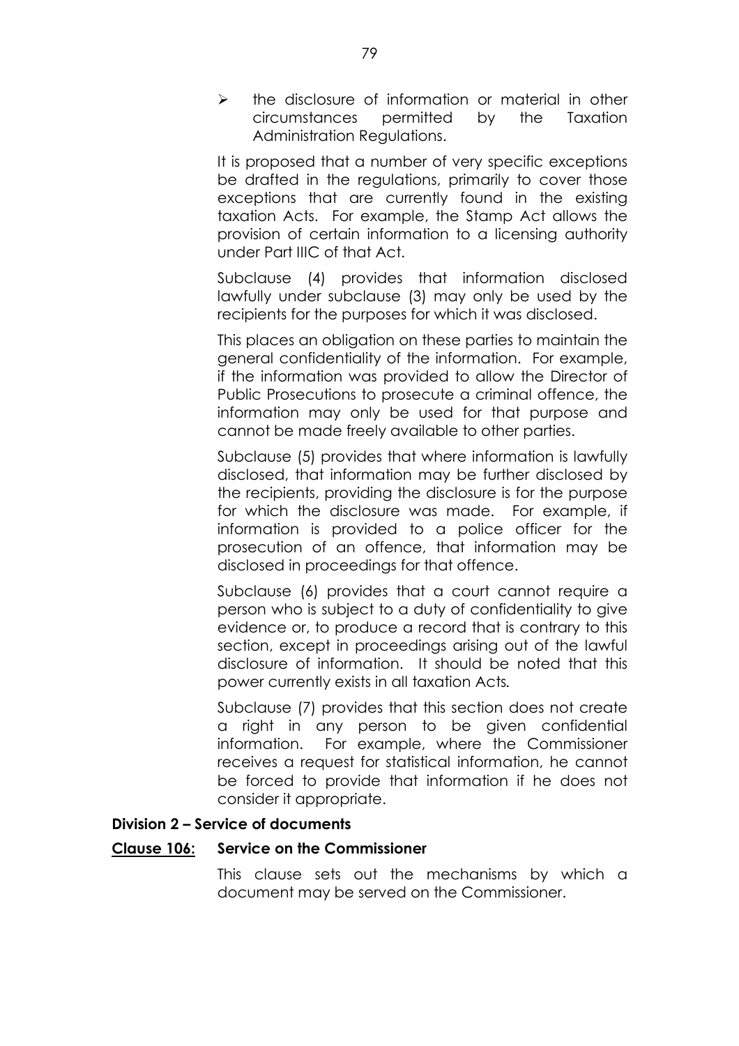- the disclosure of information or material in other circumstances permitted by the Taxation Administration Regulations.

It is proposed that a number of very specific exceptions be drafted in the regulations, primarily to cover those exceptions that are currently found in the existing taxation Acts. For example, the Stamp Act allows the provision of certain information to a licensing authority under Part IIIC of that Act.

Subclause (4) provides that information disclosed lawfully under subclause (3) may only be used by the recipients for the purposes for which it was disclosed.

This places an obligation on these parties to maintain the general confidentiality of the information. For example, if the information was provided to allow the Director of Public Prosecutions to prosecute a criminal offence, the information may only be used for that purpose and cannot be made freely available to other parties.

Subclause (5) provides that where information is lawfully disclosed, that information may be further disclosed by the recipients, providing the disclosure is for the purpose for which the disclosure was made. For example, if information is provided to a police officer for the prosecution of an offence, that information may be disclosed in proceedings for that offence.

Subclause (6) provides that a court cannot require a person who is subject to a duty of confidentiality to give evidence or, to produce a record that is contrary to this section, except in proceedings arising out of the lawful disclosure of information. It should be noted that this power currently exists in all taxation Acts.

Subclause (7) provides that this section does not create a right in any person to be given confidential information. For example, where the Commissioner receives a request for statistical information, he cannot be forced to provide that information if he does not consider it appropriate.

**Division 2 – Service of documents**

**<u>Clause 106:</u> Service on the Commissioner**

This clause sets out the mechanisms by which a document may be served on the Commissioner.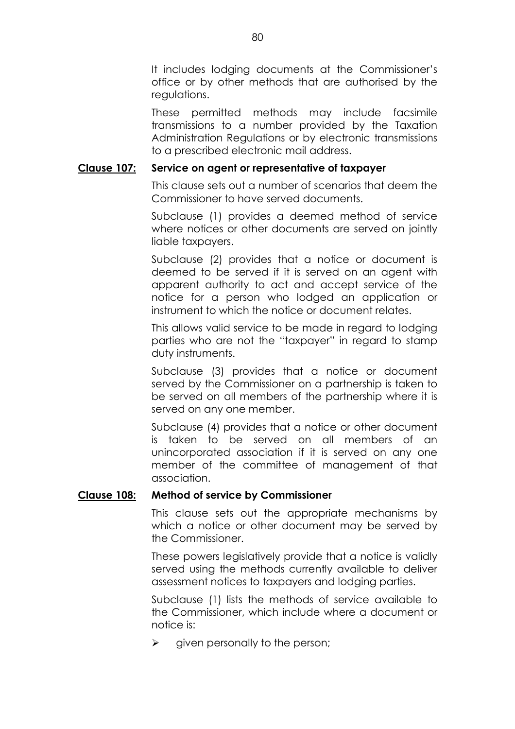It includes lodging documents at the Commissioner's office or by other methods that are authorised by the regulations.

These permitted methods may include facsimile transmissions to a number provided by the Taxation Administration Regulations or by electronic transmissions to a prescribed electronic mail address.

**Clause 107: Service on agent or representative of taxpayer**

This clause sets out a number of scenarios that deem the Commissioner to have served documents.

Subclause (1) provides a deemed method of service where notices or other documents are served on jointly liable taxpayers.

Subclause (2) provides that a notice or document is deemed to be served if it is served on an agent with apparent authority to act and accept service of the notice for a person who lodged an application or instrument to which the notice or document relates.

This allows valid service to be made in regard to lodging parties who are not the "taxpayer" in regard to stamp duty instruments.

Subclause (3) provides that a notice or document served by the Commissioner on a partnership is taken to be served on all members of the partnership where it is served on any one member.

Subclause (4) provides that a notice or other document is taken to be served on all members of an unincorporated association if it is served on any one member of the committee of management of that association.

**Clause 108: Method of service by Commissioner**

This clause sets out the appropriate mechanisms by which a notice or other document may be served by the Commissioner.

These powers legislatively provide that a notice is validly served using the methods currently available to deliver assessment notices to taxpayers and lodging parties.

Subclause (1) lists the methods of service available to the Commissioner, which include where a document or notice is:

- given personally to the person;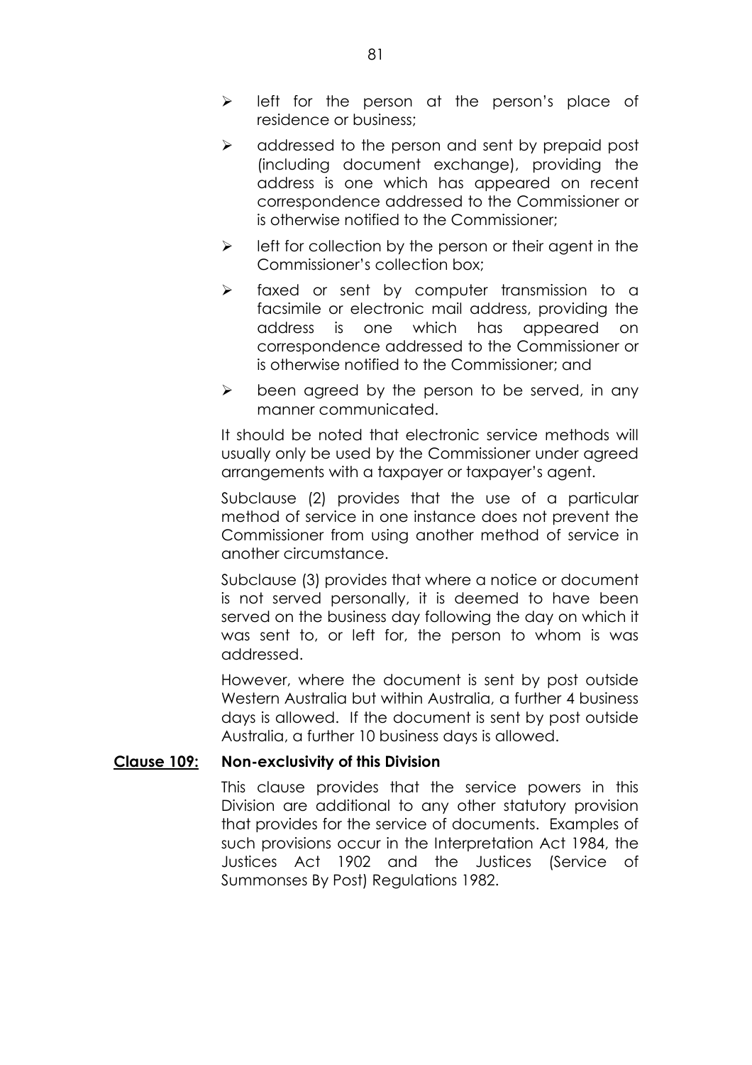- left for the person at the person's place of residence or business;
- addressed to the person and sent by prepaid post (including document exchange), providing the address is one which has appeared on recent correspondence addressed to the Commissioner or is otherwise notified to the Commissioner;
- left for collection by the person or their agent in the Commissioner's collection box;
- faxed or sent by computer transmission to a facsimile or electronic mail address, providing the address is one which has appeared on correspondence addressed to the Commissioner or is otherwise notified to the Commissioner; and
- been agreed by the person to be served, in any manner communicated.

It should be noted that electronic service methods will usually only be used by the Commissioner under agreed arrangements with a taxpayer or taxpayer's agent.

Subclause (2) provides that the use of a particular method of service in one instance does not prevent the Commissioner from using another method of service in another circumstance.

Subclause (3) provides that where a notice or document is not served personally, it is deemed to have been served on the business day following the day on which it was sent to, or left for, the person to whom is was addressed.

However, where the document is sent by post outside Western Australia but within Australia, a further 4 business days is allowed. If the document is sent by post outside Australia, a further 10 business days is allowed.

**Clause 109: Non-exclusivity of this Division**

This clause provides that the service powers in this Division are additional to any other statutory provision that provides for the service of documents. Examples of such provisions occur in the Interpretation Act 1984, the Justices Act 1902 and the Justices (Service of Summonses By Post) Regulations 1982.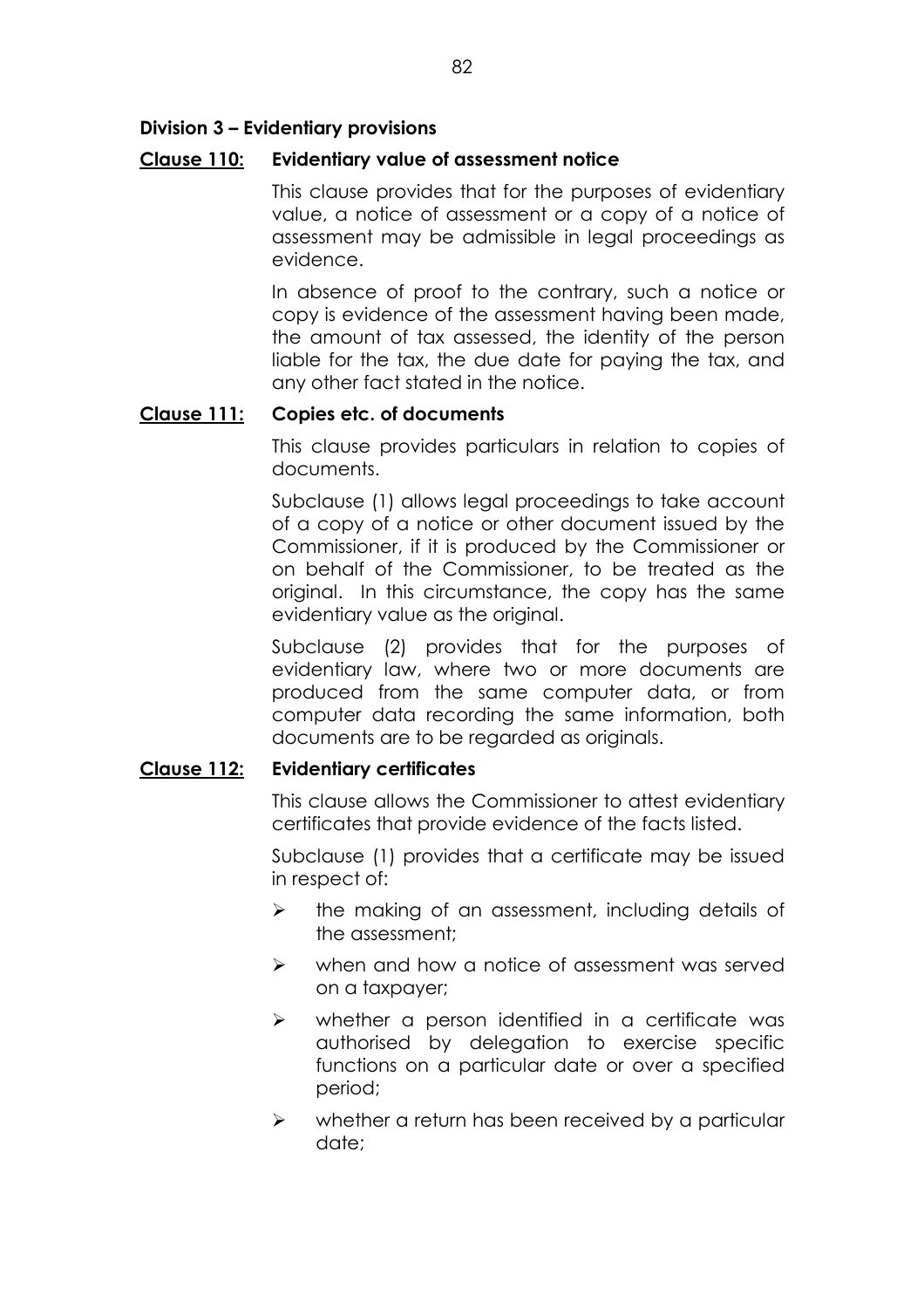## Division 3 – Evidentiary provisions

### Clause 110: Evidentiary value of assessment notice

This clause provides that for the purposes of evidentiary value, a notice of assessment or a copy of a notice of assessment may be admissible in legal proceedings as evidence.

In absence of proof to the contrary, such a notice or copy is evidence of the assessment having been made, the amount of tax assessed, the identity of the person liable for the tax, the due date for paying the tax, and any other fact stated in the notice.

### Clause 111: Copies etc. of documents

This clause provides particulars in relation to copies of documents.

Subclause (1) allows legal proceedings to take account of a copy of a notice or other document issued by the Commissioner, if it is produced by the Commissioner or on behalf of the Commissioner, to be treated as the original. In this circumstance, the copy has the same evidentiary value as the original.

Subclause (2) provides that for the purposes of evidentiary law, where two or more documents are produced from the same computer data, or from computer data recording the same information, both documents are to be regarded as originals.

### Clause 112: Evidentiary certificates

This clause allows the Commissioner to attest evidentiary certificates that provide evidence of the facts listed.

Subclause (1) provides that a certificate may be issued in respect of:

- the making of an assessment, including details of the assessment;
- when and how a notice of assessment was served on a taxpayer;
- whether a person identified in a certificate was authorised by delegation to exercise specific functions on a particular date or over a specified period;
- whether a return has been received by a particular date;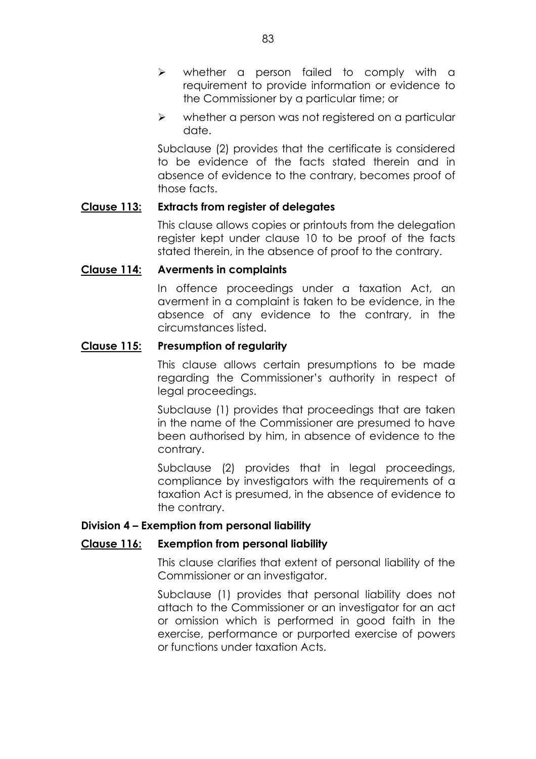- whether a person failed to comply with a requirement to provide information or evidence to the Commissioner by a particular time; or
- whether a person was not registered on a particular date.

Subclause (2) provides that the certificate is considered to be evidence of the facts stated therein and in absence of evidence to the contrary, becomes proof of those facts.

**<u>Clause 113:</u> Extracts from register of delegates**

This clause allows copies or printouts from the delegation register kept under clause 10 to be proof of the facts stated therein, in the absence of proof to the contrary.

**<u>Clause 114:</u> Averments in complaints**

In offence proceedings under a taxation Act, an averment in a complaint is taken to be evidence, in the absence of any evidence to the contrary, in the circumstances listed.

**<u>Clause 115:</u> Presumption of regularity**

This clause allows certain presumptions to be made regarding the Commissioner's authority in respect of legal proceedings.

Subclause (1) provides that proceedings that are taken in the name of the Commissioner are presumed to have been authorised by him, in absence of evidence to the contrary.

Subclause (2) provides that in legal proceedings, compliance by investigators with the requirements of a taxation Act is presumed, in the absence of evidence to the contrary.

**Division 4 – Exemption from personal liability**

**<u>Clause 116:</u> Exemption from personal liability**

This clause clarifies that extent of personal liability of the Commissioner or an investigator.

Subclause (1) provides that personal liability does not attach to the Commissioner or an investigator for an act or omission which is performed in good faith in the exercise, performance or purported exercise of powers or functions under taxation Acts.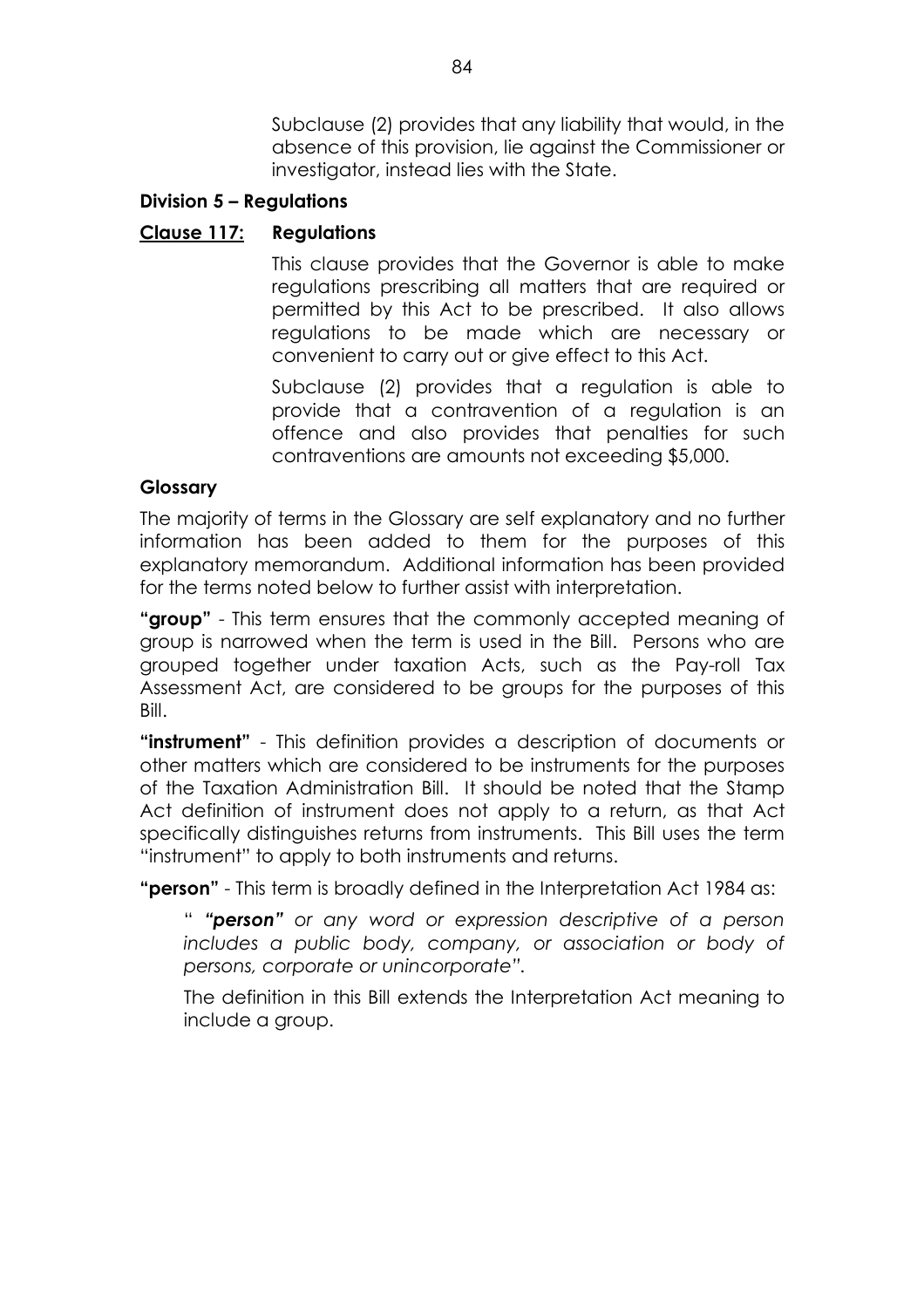Subclause (2) provides that any liability that would, in the absence of this provision, lie against the Commissioner or investigator, instead lies with the State.

**Division 5 – Regulations**

**Clause 117: Regulations**

This clause provides that the Governor is able to make regulations prescribing all matters that are required or permitted by this Act to be prescribed. It also allows regulations to be made which are necessary or convenient to carry out or give effect to this Act.

Subclause (2) provides that a regulation is able to provide that a contravention of a regulation is an offence and also provides that penalties for such contraventions are amounts not exceeding $5,000.

**Glossary**

The majority of terms in the Glossary are self explanatory and no further information has been added to them for the purposes of this explanatory memorandum. Additional information has been provided for the terms noted below to further assist with interpretation.

**"group"** - This term ensures that the commonly accepted meaning of group is narrowed when the term is used in the Bill. Persons who are grouped together under taxation Acts, such as the Pay-roll Tax Assessment Act, are considered to be groups for the purposes of this Bill.

**"instrument"** - This definition provides a description of documents or other matters which are considered to be instruments for the purposes of the Taxation Administration Bill. It should be noted that the Stamp Act definition of instrument does not apply to a return, as that Act specifically distinguishes returns from instruments. This Bill uses the term "instrument" to apply to both instruments and returns.

**"person"** - This term is broadly defined in the Interpretation Act 1984 as:

> " ***"person"*** *or any word or expression descriptive of a person includes a public body, company, or association or body of persons, corporate or unincorporate".*

The definition in this Bill extends the Interpretation Act meaning to include a group.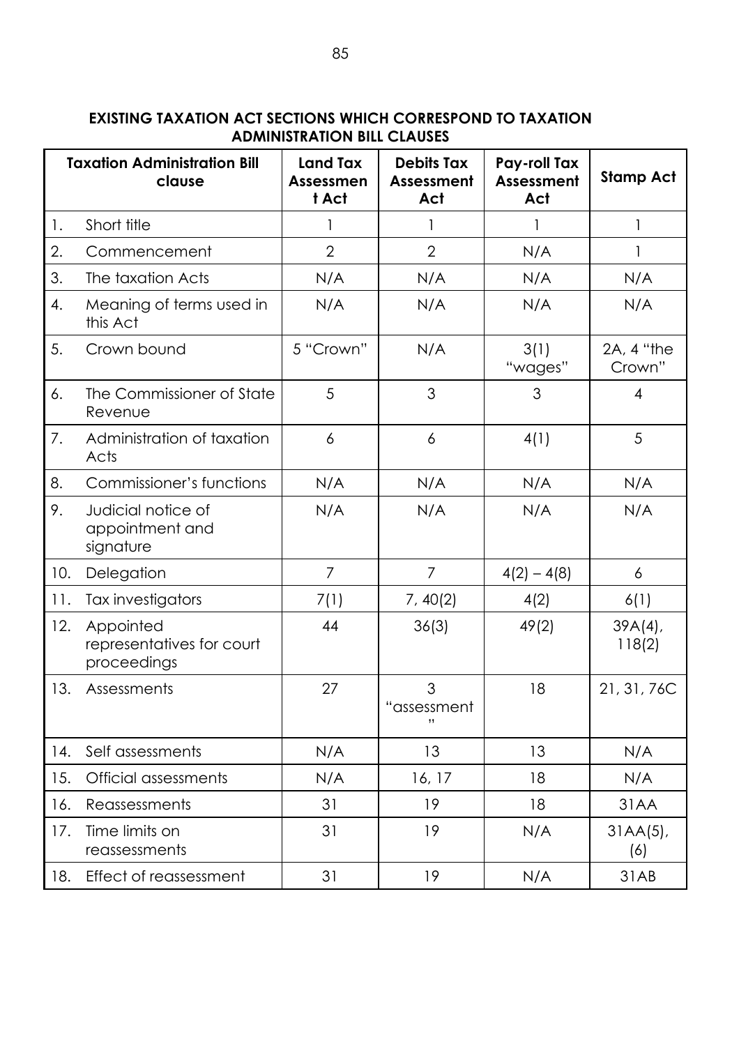**EXISTING TAXATION ACT SECTIONS WHICH CORRESPOND TO TAXATION ADMINISTRATION BILL CLAUSES**

| Taxation Administration Bill clause | | Land Tax Assessment Act | Debits Tax Assessment Act | Pay-roll Tax Assessment Act | Stamp Act |
|---|---|---|---|---|---|
| 1. | Short title | 1 | 1 | 1 | 1 |
| 2. | Commencement | 2 | 2 | N/A | 1 |
| 3. | The taxation Acts | N/A | N/A | N/A | N/A |
| 4. | Meaning of terms used in this Act | N/A | N/A | N/A | N/A |
| 5. | Crown bound | 5 "Crown" | N/A | 3(1) "wages" | 2A, 4 "the Crown" |
| 6. | The Commissioner of State Revenue | 5 | 3 | 3 | 4 |
| 7. | Administration of taxation Acts | 6 | 6 | 4(1) | 5 |
| 8. | Commissioner's functions | N/A | N/A | N/A | N/A |
| 9. | Judicial notice of appointment and signature | N/A | N/A | N/A | N/A |
| 10. | Delegation | 7 | 7 | 4(2) – 4(8) | 6 |
| 11. | Tax investigators | 7(1) | 7, 40(2) | 4(2) | 6(1) |
| 12. | Appointed representatives for court proceedings | 44 | 36(3) | 49(2) | 39A(4), 118(2) |
| 13. | Assessments | 27 | 3 "assessment" | 18 | 21, 31, 76C |
| 14. | Self assessments | N/A | 13 | 13 | N/A |
| 15. | Official assessments | N/A | 16, 17 | 18 | N/A |
| 16. | Reassessments | 31 | 19 | 18 | 31AA |
| 17. | Time limits on reassessments | 31 | 19 | N/A | 31AA(5), (6) |
| 18. | Effect of reassessment | 31 | 19 | N/A | 31AB |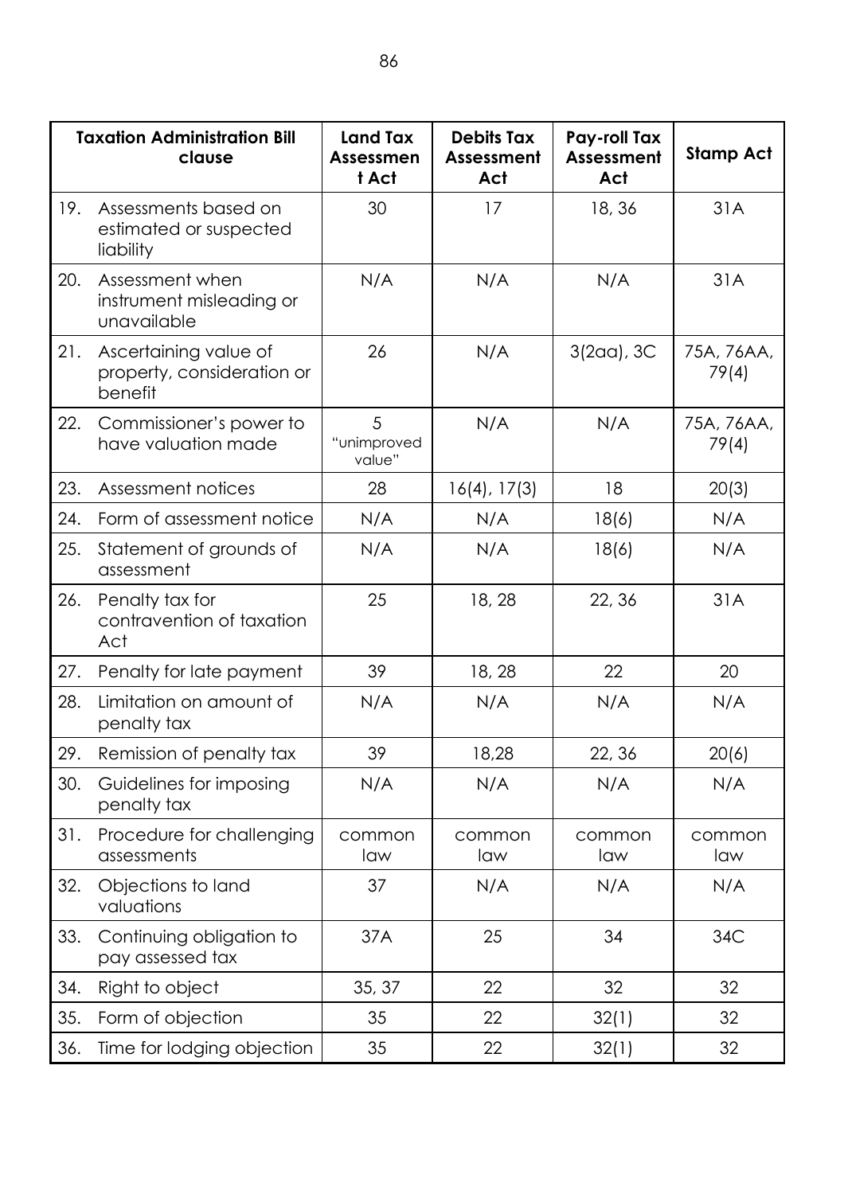| Taxation Administration Bill clause | Land Tax Assessment Act | Debits Tax Assessment Act | Pay-roll Tax Assessment Act | Stamp Act |
|---|---|---|---|---|
| 19. Assessments based on estimated or suspected liability | 30 | 17 | 18, 36 | 31A |
| 20. Assessment when instrument misleading or unavailable | N/A | N/A | N/A | 31A |
| 21. Ascertaining value of property, consideration or benefit | 26 | N/A | 3(2aa), 3C | 75A, 76AA, 79(4) |
| 22. Commissioner's power to have valuation made | 5 "unimproved value" | N/A | N/A | 75A, 76AA, 79(4) |
| 23. Assessment notices | 28 | 16(4), 17(3) | 18 | 20(3) |
| 24. Form of assessment notice | N/A | N/A | 18(6) | N/A |
| 25. Statement of grounds of assessment | N/A | N/A | 18(6) | N/A |
| 26. Penalty tax for contravention of taxation Act | 25 | 18, 28 | 22, 36 | 31A |
| 27. Penalty for late payment | 39 | 18, 28 | 22 | 20 |
| 28. Limitation on amount of penalty tax | N/A | N/A | N/A | N/A |
| 29. Remission of penalty tax | 39 | 18,28 | 22, 36 | 20(6) |
| 30. Guidelines for imposing penalty tax | N/A | N/A | N/A | N/A |
| 31. Procedure for challenging assessments | common law | common law | common law | common law |
| 32. Objections to land valuations | 37 | N/A | N/A | N/A |
| 33. Continuing obligation to pay assessed tax | 37A | 25 | 34 | 34C |
| 34. Right to object | 35, 37 | 22 | 32 | 32 |
| 35. Form of objection | 35 | 22 | 32(1) | 32 |
| 36. Time for lodging objection | 35 | 22 | 32(1) | 32 |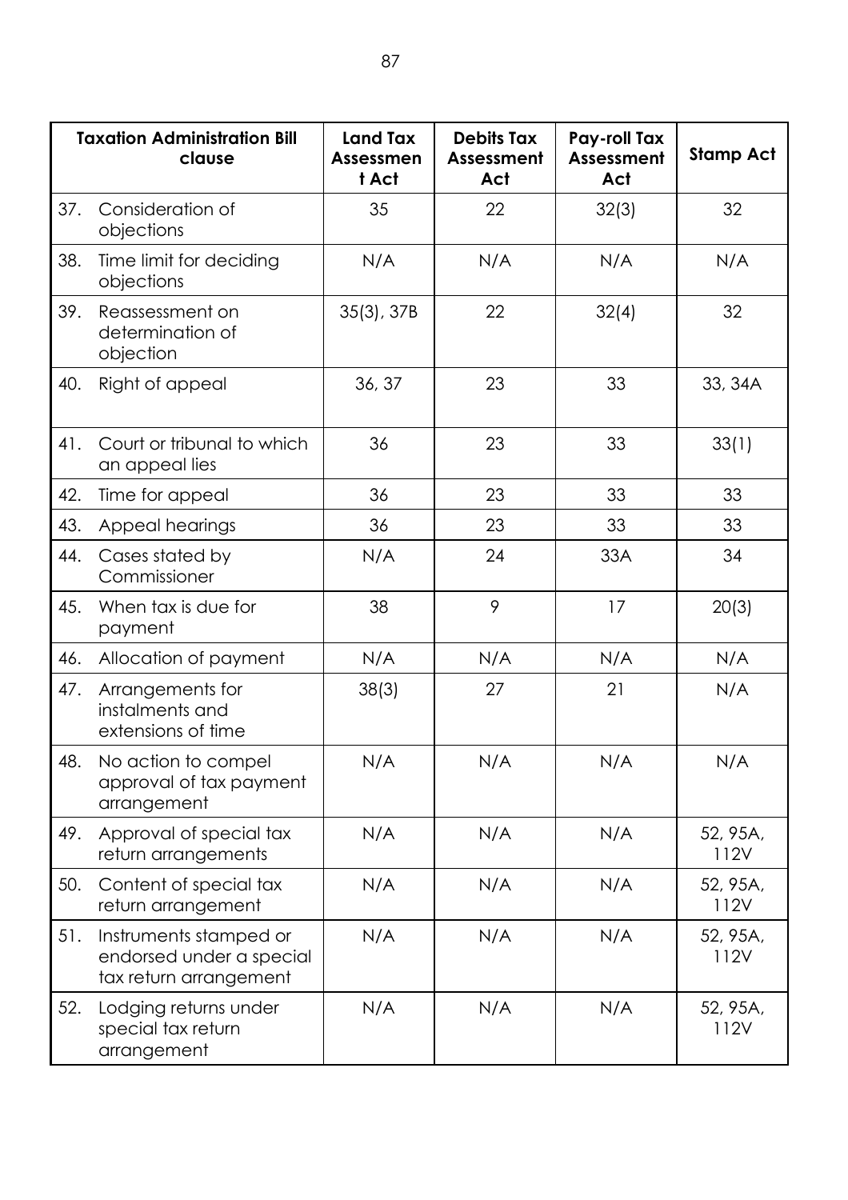| Taxation Administration Bill clause | Land Tax Assessment Act | Debits Tax Assessment Act | Pay-roll Tax Assessment Act | Stamp Act |
|---|---|---|---|---|
| 37. Consideration of objections | 35 | 22 | 32(3) | 32 |
| 38. Time limit for deciding objections | N/A | N/A | N/A | N/A |
| 39. Reassessment on determination of objection | 35(3), 37B | 22 | 32(4) | 32 |
| 40. Right of appeal | 36, 37 | 23 | 33 | 33, 34A |
| 41. Court or tribunal to which an appeal lies | 36 | 23 | 33 | 33(1) |
| 42. Time for appeal | 36 | 23 | 33 | 33 |
| 43. Appeal hearings | 36 | 23 | 33 | 33 |
| 44. Cases stated by Commissioner | N/A | 24 | 33A | 34 |
| 45. When tax is due for payment | 38 | 9 | 17 | 20(3) |
| 46. Allocation of payment | N/A | N/A | N/A | N/A |
| 47. Arrangements for instalments and extensions of time | 38(3) | 27 | 21 | N/A |
| 48. No action to compel approval of tax payment arrangement | N/A | N/A | N/A | N/A |
| 49. Approval of special tax return arrangements | N/A | N/A | N/A | 52, 95A, 112V |
| 50. Content of special tax return arrangement | N/A | N/A | N/A | 52, 95A, 112V |
| 51. Instruments stamped or endorsed under a special tax return arrangement | N/A | N/A | N/A | 52, 95A, 112V |
| 52. Lodging returns under special tax return arrangement | N/A | N/A | N/A | 52, 95A, 112V |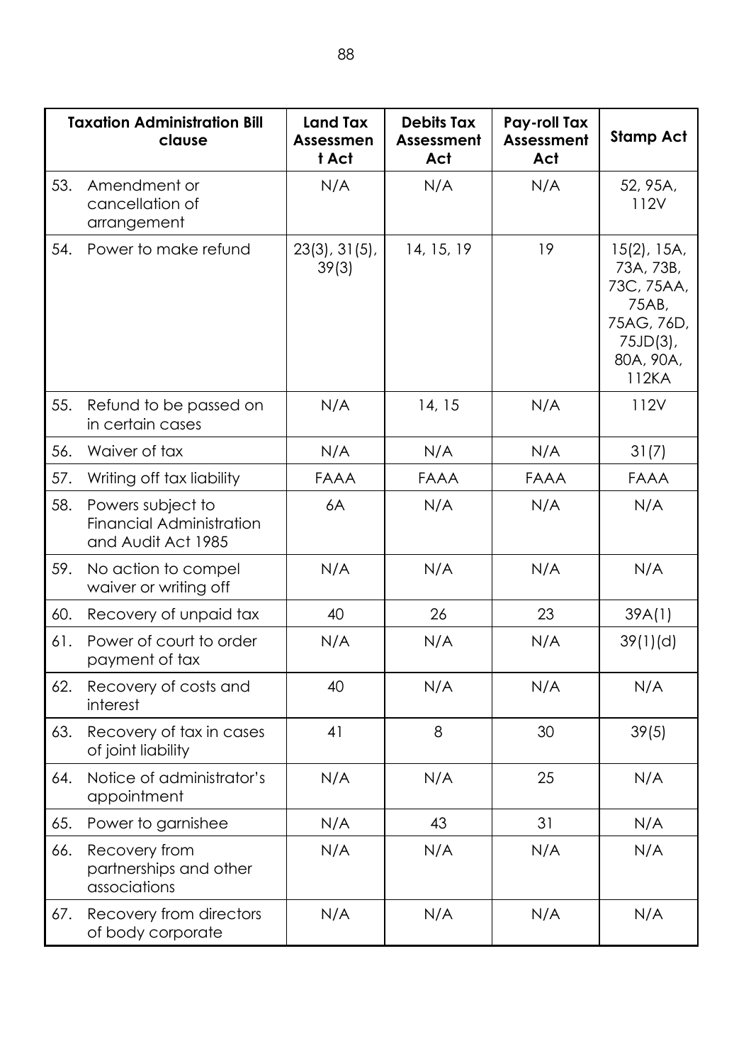| Taxation Administration Bill clause | Land Tax Assessment Act | Debits Tax Assessment Act | Pay-roll Tax Assessment Act | Stamp Act |
|---|---|---|---|---|
| 53. Amendment or cancellation of arrangement | N/A | N/A | N/A | 52, 95A, 112V |
| 54. Power to make refund | 23(3), 31(5), 39(3) | 14, 15, 19 | 19 | 15(2), 15A, 73A, 73B, 73C, 75AA, 75AB, 75AG, 76D, 75JD(3), 80A, 90A, 112KA |
| 55. Refund to be passed on in certain cases | N/A | 14, 15 | N/A | 112V |
| 56. Waiver of tax | N/A | N/A | N/A | 31(7) |
| 57. Writing off tax liability | FAAA | FAAA | FAAA | FAAA |
| 58. Powers subject to Financial Administration and Audit Act 1985 | 6A | N/A | N/A | N/A |
| 59. No action to compel waiver or writing off | N/A | N/A | N/A | N/A |
| 60. Recovery of unpaid tax | 40 | 26 | 23 | 39A(1) |
| 61. Power of court to order payment of tax | N/A | N/A | N/A | 39(1)(d) |
| 62. Recovery of costs and interest | 40 | N/A | N/A | N/A |
| 63. Recovery of tax in cases of joint liability | 41 | 8 | 30 | 39(5) |
| 64. Notice of administrator's appointment | N/A | N/A | 25 | N/A |
| 65. Power to garnishee | N/A | 43 | 31 | N/A |
| 66. Recovery from partnerships and other associations | N/A | N/A | N/A | N/A |
| 67. Recovery from directors of body corporate | N/A | N/A | N/A | N/A |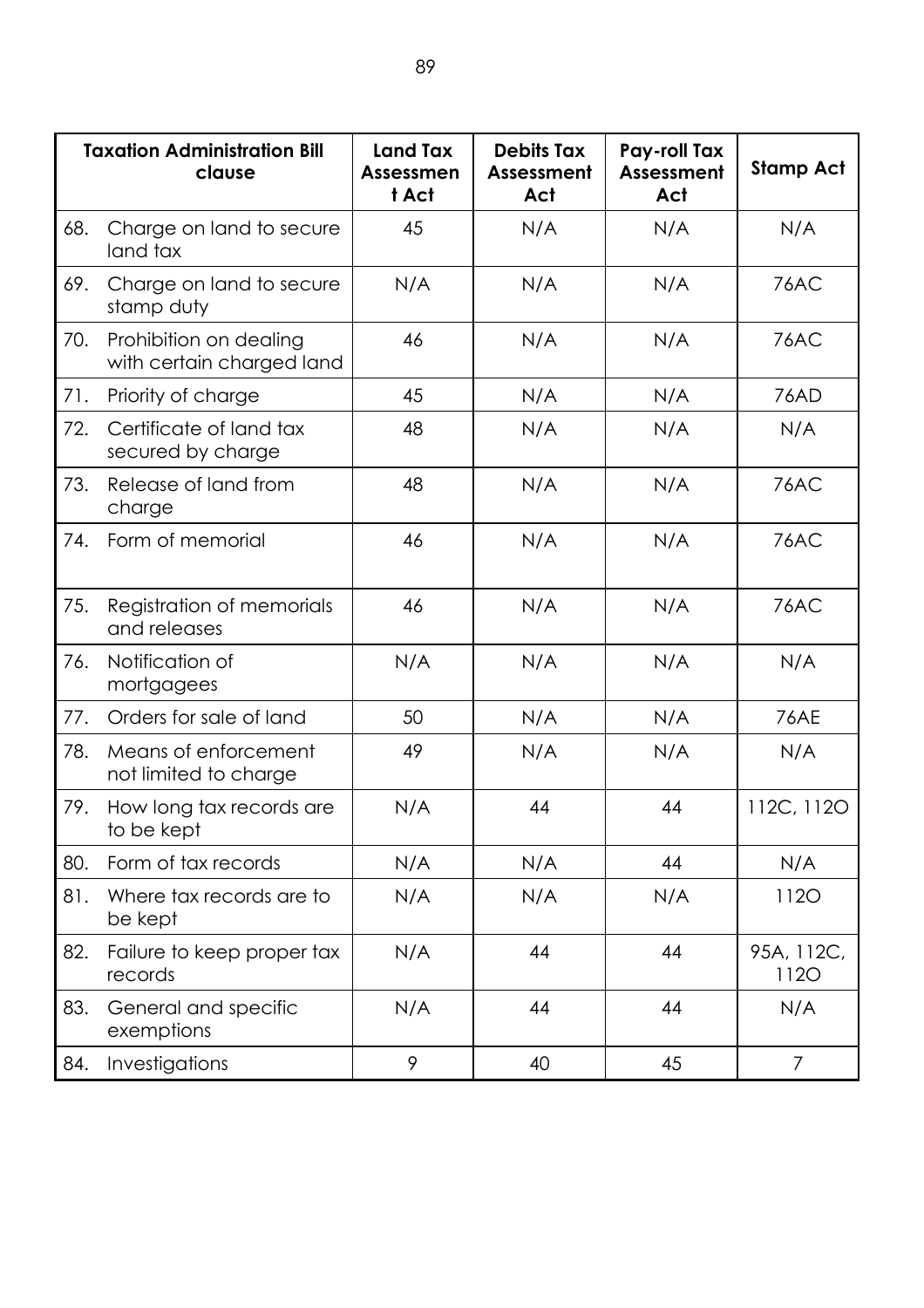| Taxation Administration Bill clause | Land Tax Assessment Act | Debits Tax Assessment Act | Pay-roll Tax Assessment Act | Stamp Act |
|---|---|---|---|---|
| 68. Charge on land to secure land tax | 45 | N/A | N/A | N/A |
| 69. Charge on land to secure stamp duty | N/A | N/A | N/A | 76AC |
| 70. Prohibition on dealing with certain charged land | 46 | N/A | N/A | 76AC |
| 71. Priority of charge | 45 | N/A | N/A | 76AD |
| 72. Certificate of land tax secured by charge | 48 | N/A | N/A | N/A |
| 73. Release of land from charge | 48 | N/A | N/A | 76AC |
| 74. Form of memorial | 46 | N/A | N/A | 76AC |
| 75. Registration of memorials and releases | 46 | N/A | N/A | 76AC |
| 76. Notification of mortgagees | N/A | N/A | N/A | N/A |
| 77. Orders for sale of land | 50 | N/A | N/A | 76AE |
| 78. Means of enforcement not limited to charge | 49 | N/A | N/A | N/A |
| 79. How long tax records are to be kept | N/A | 44 | 44 | 112C, 112O |
| 80. Form of tax records | N/A | N/A | 44 | N/A |
| 81. Where tax records are to be kept | N/A | N/A | N/A | 112O |
| 82. Failure to keep proper tax records | N/A | 44 | 44 | 95A, 112C, 112O |
| 83. General and specific exemptions | N/A | 44 | 44 | N/A |
| 84. Investigations | 9 | 40 | 45 | 7 |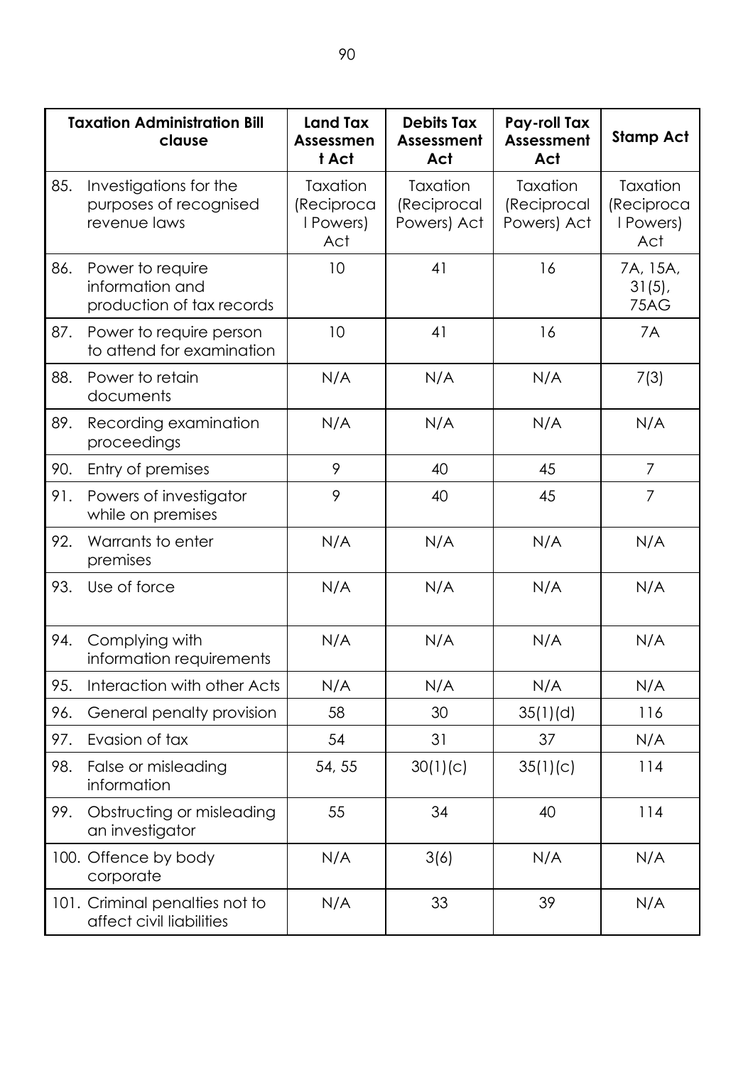| Taxation Administration Bill clause | Land Tax Assessment Act | Debits Tax Assessment Act | Pay-roll Tax Assessment Act | Stamp Act |
|---|---|---|---|---|
| 85. Investigations for the purposes of recognised revenue laws | Taxation (Reciprocal Powers) Act | Taxation (Reciprocal Powers) Act | Taxation (Reciprocal Powers) Act | Taxation (Reciprocal Powers) Act |
| 86. Power to require information and production of tax records | 10 | 41 | 16 | 7A, 15A, 31(5), 75AG |
| 87. Power to require person to attend for examination | 10 | 41 | 16 | 7A |
| 88. Power to retain documents | N/A | N/A | N/A | 7(3) |
| 89. Recording examination proceedings | N/A | N/A | N/A | N/A |
| 90. Entry of premises | 9 | 40 | 45 | 7 |
| 91. Powers of investigator while on premises | 9 | 40 | 45 | 7 |
| 92. Warrants to enter premises | N/A | N/A | N/A | N/A |
| 93. Use of force | N/A | N/A | N/A | N/A |
| 94. Complying with information requirements | N/A | N/A | N/A | N/A |
| 95. Interaction with other Acts | N/A | N/A | N/A | N/A |
| 96. General penalty provision | 58 | 30 | 35(1)(d) | 116 |
| 97. Evasion of tax | 54 | 31 | 37 | N/A |
| 98. False or misleading information | 54, 55 | 30(1)(c) | 35(1)(c) | 114 |
| 99. Obstructing or misleading an investigator | 55 | 34 | 40 | 114 |
| 100. Offence by body corporate | N/A | 3(6) | N/A | N/A |
| 101. Criminal penalties not to affect civil liabilities | N/A | 33 | 39 | N/A |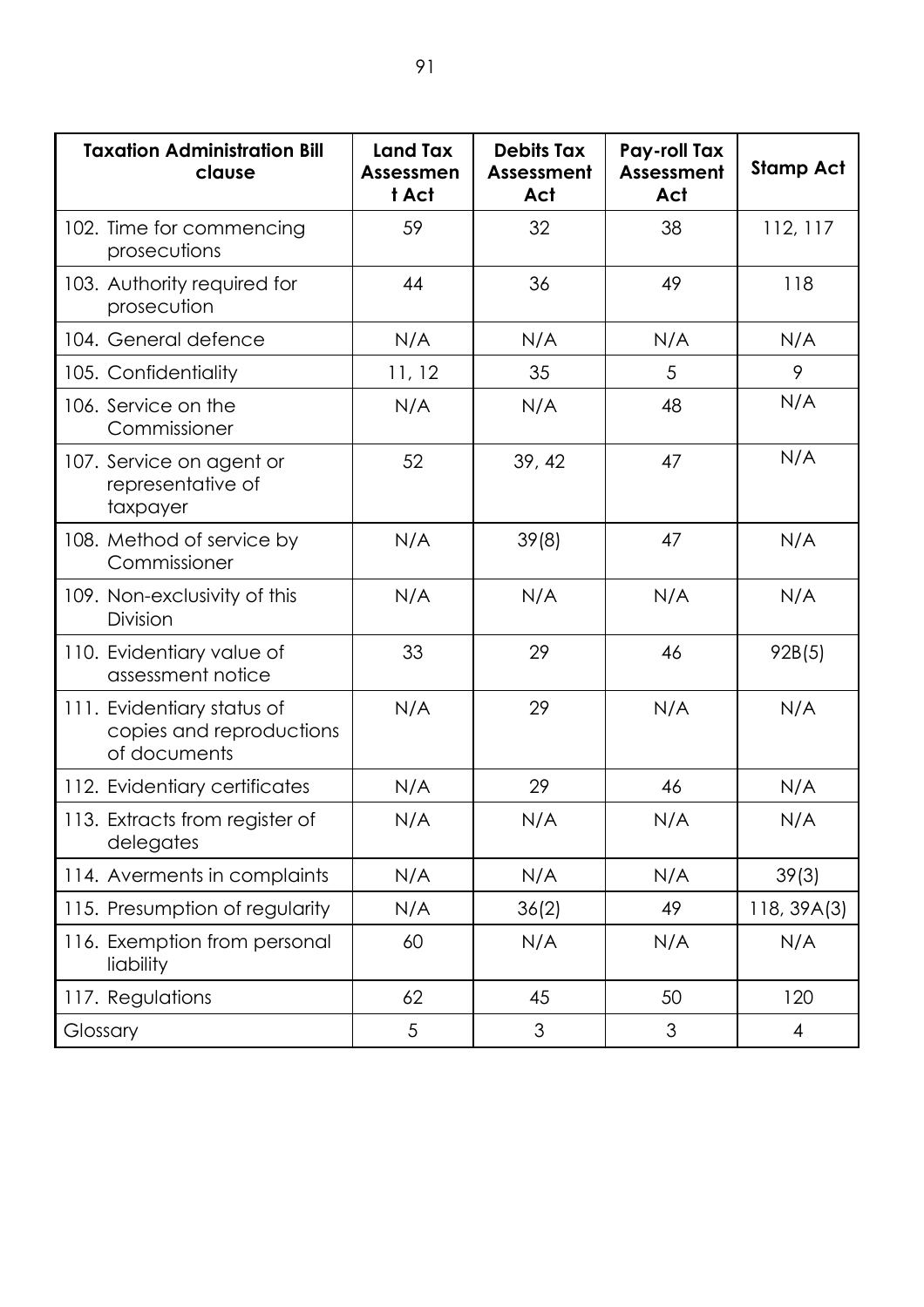| Taxation Administration Bill clause | Land Tax Assessment Act | Debits Tax Assessment Act | Pay-roll Tax Assessment Act | Stamp Act |
|---|---|---|---|---|
| 102. Time for commencing prosecutions | 59 | 32 | 38 | 112, 117 |
| 103. Authority required for prosecution | 44 | 36 | 49 | 118 |
| 104. General defence | N/A | N/A | N/A | N/A |
| 105. Confidentiality | 11, 12 | 35 | 5 | 9 |
| 106. Service on the Commissioner | N/A | N/A | 48 | N/A |
| 107. Service on agent or representative of taxpayer | 52 | 39, 42 | 47 | N/A |
| 108. Method of service by Commissioner | N/A | 39(8) | 47 | N/A |
| 109. Non-exclusivity of this Division | N/A | N/A | N/A | N/A |
| 110. Evidentiary value of assessment notice | 33 | 29 | 46 | 92B(5) |
| 111. Evidentiary status of copies and reproductions of documents | N/A | 29 | N/A | N/A |
| 112. Evidentiary certificates | N/A | 29 | 46 | N/A |
| 113. Extracts from register of delegates | N/A | N/A | N/A | N/A |
| 114. Averments in complaints | N/A | N/A | N/A | 39(3) |
| 115. Presumption of regularity | N/A | 36(2) | 49 | 118, 39A(3) |
| 116. Exemption from personal liability | 60 | N/A | N/A | N/A |
| 117. Regulations | 62 | 45 | 50 | 120 |
| Glossary | 5 | 3 | 3 | 4 |